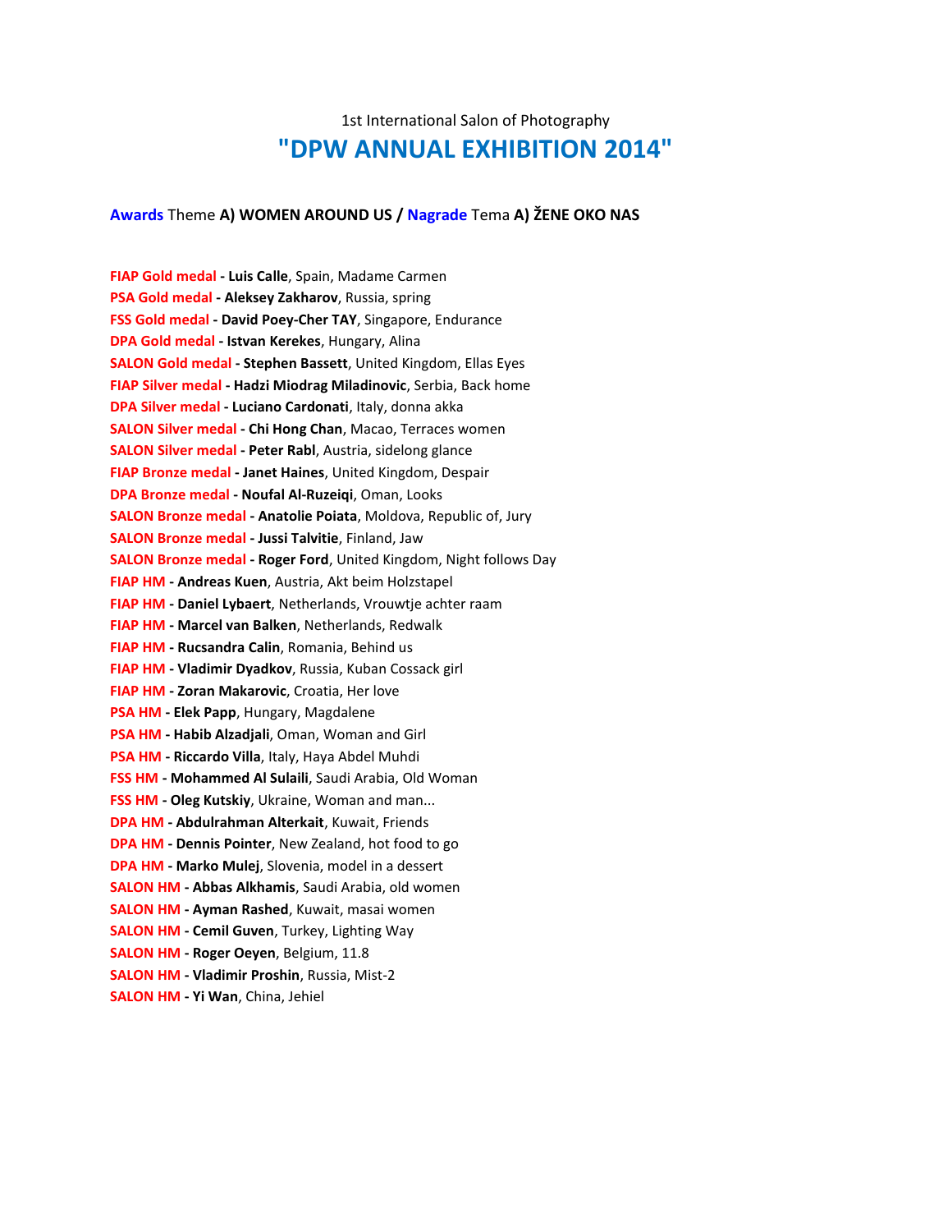1st International Salon of Photography

# "DPW ANNUAL EXHIBITION 2014"

**Awards** Theme **A) WOMEN AROUND US /** **Nagrade** Tema **A) ŽENE OKO NAS**

**FIAP Gold medal - Luis Calle**, Spain, Madame Carmen
**PSA Gold medal - Aleksey Zakharov**, Russia, spring
**FSS Gold medal - David Poey-Cher TAY**, Singapore, Endurance
**DPA Gold medal - Istvan Kerekes**, Hungary, Alina
**SALON Gold medal - Stephen Bassett**, United Kingdom, Ellas Eyes
**FIAP Silver medal - Hadzi Miodrag Miladinovic**, Serbia, Back home
**DPA Silver medal - Luciano Cardonati**, Italy, donna akka
**SALON Silver medal - Chi Hong Chan**, Macao, Terraces women
**SALON Silver medal - Peter Rabl**, Austria, sidelong glance
**FIAP Bronze medal - Janet Haines**, United Kingdom, Despair
**DPA Bronze medal - Noufal Al-Ruzeiqi**, Oman, Looks
**SALON Bronze medal - Anatolie Poiata**, Moldova, Republic of, Jury
**SALON Bronze medal - Jussi Talvitie**, Finland, Jaw
**SALON Bronze medal - Roger Ford**, United Kingdom, Night follows Day
**FIAP HM - Andreas Kuen**, Austria, Akt beim Holzstapel
**FIAP HM - Daniel Lybaert**, Netherlands, Vrouwtje achter raam
**FIAP HM - Marcel van Balken**, Netherlands, Redwalk
**FIAP HM - Rucsandra Calin**, Romania, Behind us
**FIAP HM - Vladimir Dyadkov**, Russia, Kuban Cossack girl
**FIAP HM - Zoran Makarovic**, Croatia, Her love
**PSA HM - Elek Papp**, Hungary, Magdalene
**PSA HM - Habib Alzadjali**, Oman, Woman and Girl
**PSA HM - Riccardo Villa**, Italy, Haya Abdel Muhdi
**FSS HM - Mohammed Al Sulaili**, Saudi Arabia, Old Woman
**FSS HM - Oleg Kutskiy**, Ukraine, Woman and man...
**DPA HM - Abdulrahman Alterkait**, Kuwait, Friends
**DPA HM - Dennis Pointer**, New Zealand, hot food to go
**DPA HM - Marko Mulej**, Slovenia, model in a dessert
**SALON HM - Abbas Alkhamis**, Saudi Arabia, old women
**SALON HM - Ayman Rashed**, Kuwait, masai women
**SALON HM - Cemil Guven**, Turkey, Lighting Way
**SALON HM - Roger Oeyen**, Belgium, 11.8
**SALON HM - Vladimir Proshin**, Russia, Mist-2
**SALON HM - Yi Wan**, China, Jehiel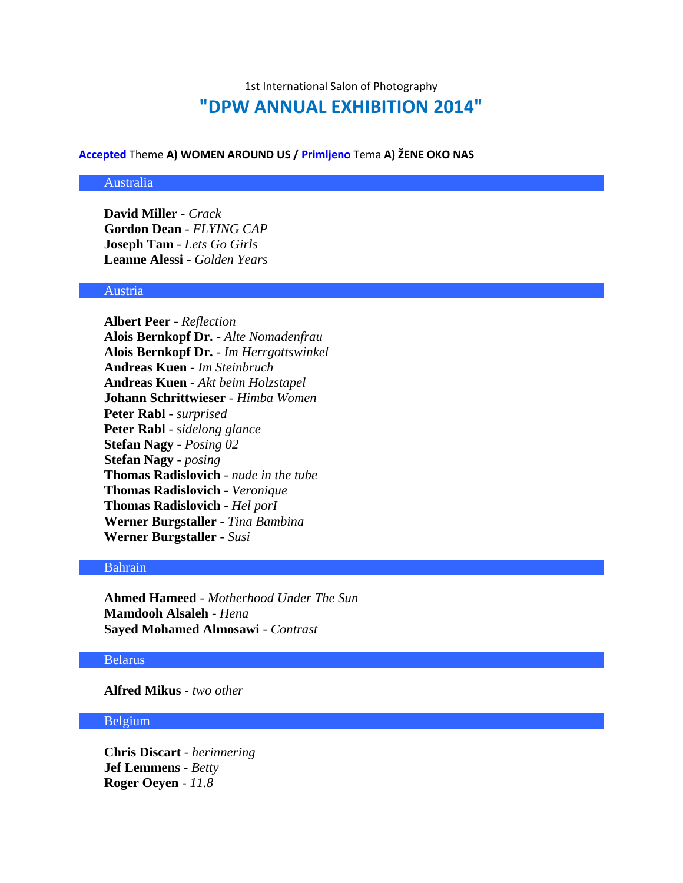1st International Salon of Photography

# "DPW ANNUAL EXHIBITION 2014"

**Accepted** Theme **A) WOMEN AROUND US /** **Primljeno** Tema **A) ŽENE OKO NAS**

## Australia

**David Miller** - *Crack*
**Gordon Dean** - *FLYING CAP*
**Joseph Tam** - *Lets Go Girls*
**Leanne Alessi** - *Golden Years*

## Austria

**Albert Peer** - *Reflection*
**Alois Bernkopf Dr.** - *Alte Nomadenfrau*
**Alois Bernkopf Dr.** - *Im Herrgottswinkel*
**Andreas Kuen** - *Im Steinbruch*
**Andreas Kuen** - *Akt beim Holzstapel*
**Johann Schrittwieser** - *Himba Women*
**Peter Rabl** - *surprised*
**Peter Rabl** - *sidelong glance*
**Stefan Nagy** - *Posing 02*
**Stefan Nagy** - *posing*
**Thomas Radislovich** - *nude in the tube*
**Thomas Radislovich** - *Veronique*
**Thomas Radislovich** - *Hel porI*
**Werner Burgstaller** - *Tina Bambina*
**Werner Burgstaller** - *Susi*

## Bahrain

**Ahmed Hameed** - *Motherhood Under The Sun*
**Mamdooh Alsaleh** - *Hena*
**Sayed Mohamed Almosawi** - *Contrast*

## Belarus

**Alfred Mikus** - *two other*

## Belgium

**Chris Discart** - *herinnering*
**Jef Lemmens** - *Betty*
**Roger Oeyen** - *11.8*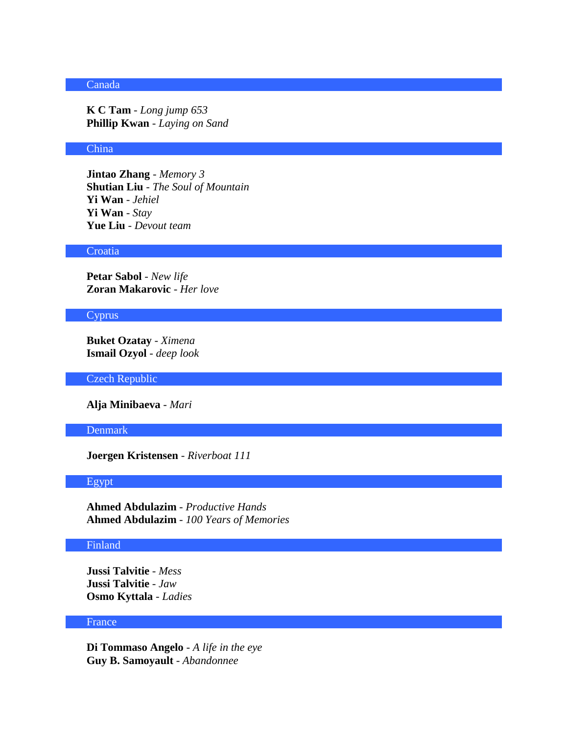## Canada

**K C Tam** - *Long jump 653*
**Phillip Kwan** - *Laying on Sand*

## China

**Jintao Zhang** - *Memory 3*
**Shutian Liu** - *The Soul of Mountain*
**Yi Wan** - *Jehiel*
**Yi Wan** - *Stay*
**Yue Liu** - *Devout team*

## Croatia

**Petar Sabol** - *New life*
**Zoran Makarovic** - *Her love*

## Cyprus

**Buket Ozatay** - *Ximena*
**Ismail Ozyol** - *deep look*

## Czech Republic

**Alja Minibaeva** - *Mari*

## Denmark

**Joergen Kristensen** - *Riverboat 111*

## Egypt

**Ahmed Abdulazim** - *Productive Hands*
**Ahmed Abdulazim** - *100 Years of Memories*

## Finland

**Jussi Talvitie** - *Mess*
**Jussi Talvitie** - *Jaw*
**Osmo Kyttala** - *Ladies*

## France

**Di Tommaso Angelo** - *A life in the eye*
**Guy B. Samoyault** - *Abandonnee*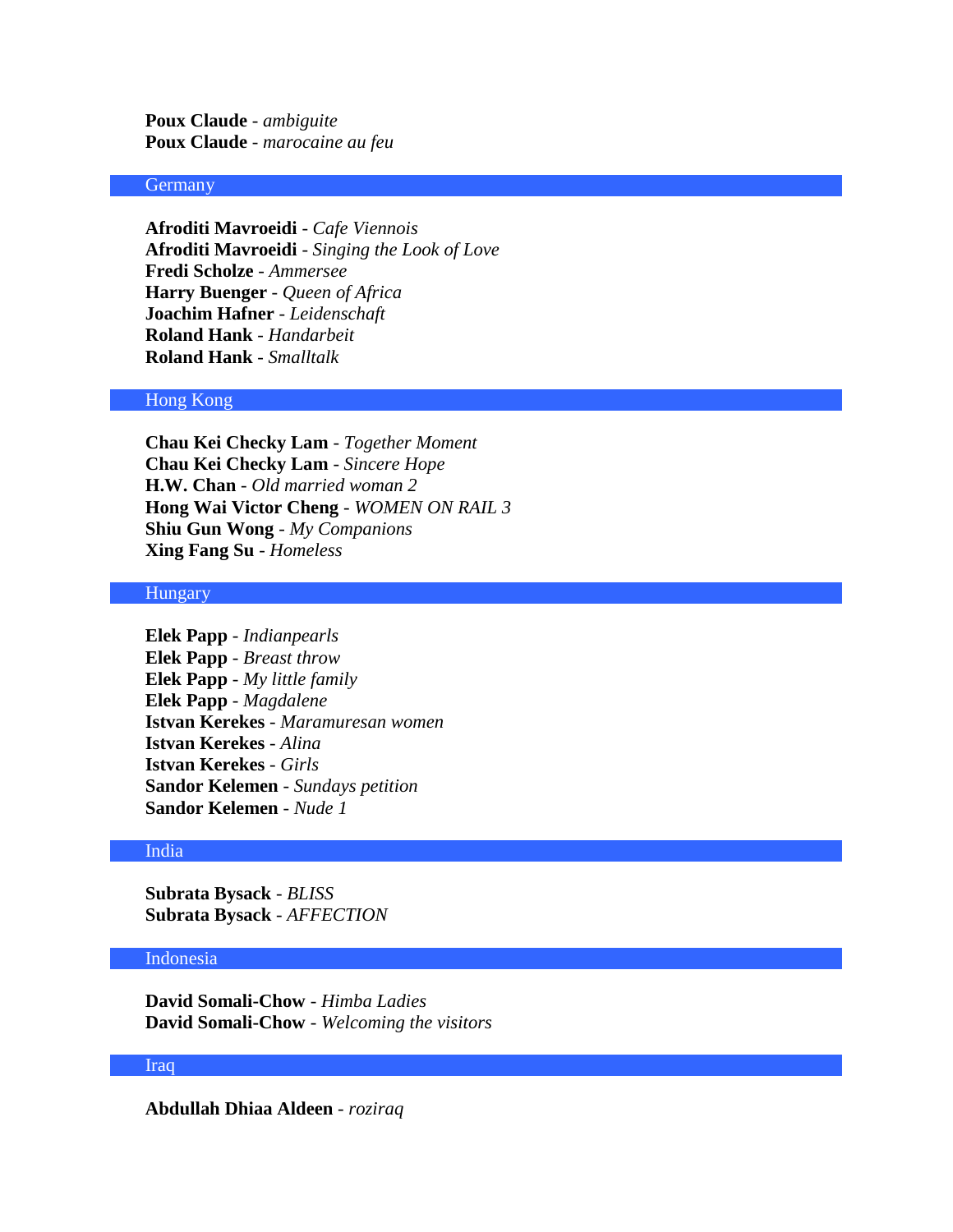**Poux Claude** - *ambiguite*
**Poux Claude** - *marocaine au feu*

## Germany

**Afroditi Mavroeidi** - *Cafe Viennois*
**Afroditi Mavroeidi** - *Singing the Look of Love*
**Fredi Scholze** - *Ammersee*
**Harry Buenger** - *Queen of Africa*
**Joachim Hafner** - *Leidenschaft*
**Roland Hank** - *Handarbeit*
**Roland Hank** - *Smalltalk*

## Hong Kong

**Chau Kei Checky Lam** - *Together Moment*
**Chau Kei Checky Lam** - *Sincere Hope*
**H.W. Chan** - *Old married woman 2*
**Hong Wai Victor Cheng** - *WOMEN ON RAIL 3*
**Shiu Gun Wong** - *My Companions*
**Xing Fang Su** - *Homeless*

## Hungary

**Elek Papp** - *Indianpearls*
**Elek Papp** - *Breast throw*
**Elek Papp** - *My little family*
**Elek Papp** - *Magdalene*
**Istvan Kerekes** - *Maramuresan women*
**Istvan Kerekes** - *Alina*
**Istvan Kerekes** - *Girls*
**Sandor Kelemen** - *Sundays petition*
**Sandor Kelemen** - *Nude 1*

## India

**Subrata Bysack** - *BLISS*
**Subrata Bysack** - *AFFECTION*

## Indonesia

**David Somali-Chow** - *Himba Ladies*
**David Somali-Chow** - *Welcoming the visitors*

## Iraq

**Abdullah Dhiaa Aldeen** - *roziraq*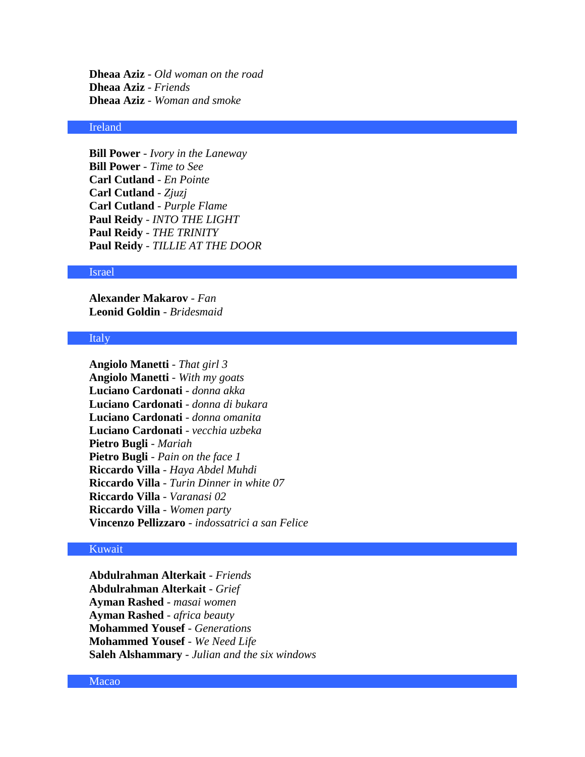**Dheaa Aziz** - *Old woman on the road*
**Dheaa Aziz** - *Friends*
**Dheaa Aziz** - *Woman and smoke*

## Ireland

**Bill Power** - *Ivory in the Laneway*
**Bill Power** - *Time to See*
**Carl Cutland** - *En Pointe*
**Carl Cutland** - *Zjuzj*
**Carl Cutland** - *Purple Flame*
**Paul Reidy** - *INTO THE LIGHT*
**Paul Reidy** - *THE TRINITY*
**Paul Reidy** - *TILLIE AT THE DOOR*

## Israel

**Alexander Makarov** - *Fan*
**Leonid Goldin** - *Bridesmaid*

## Italy

**Angiolo Manetti** - *That girl 3*
**Angiolo Manetti** - *With my goats*
**Luciano Cardonati** - *donna akka*
**Luciano Cardonati** - *donna di bukara*
**Luciano Cardonati** - *donna omanita*
**Luciano Cardonati** - *vecchia uzbeka*
**Pietro Bugli** - *Mariah*
**Pietro Bugli** - *Pain on the face 1*
**Riccardo Villa** - *Haya Abdel Muhdi*
**Riccardo Villa** - *Turin Dinner in white 07*
**Riccardo Villa** - *Varanasi 02*
**Riccardo Villa** - *Women party*
**Vincenzo Pellizzaro** - *indossatrici a san Felice*

## Kuwait

**Abdulrahman Alterkait** - *Friends*
**Abdulrahman Alterkait** - *Grief*
**Ayman Rashed** - *masai women*
**Ayman Rashed** - *africa beauty*
**Mohammed Yousef** - *Generations*
**Mohammed Yousef** - *We Need Life*
**Saleh Alshammary** - *Julian and the six windows*

## Macao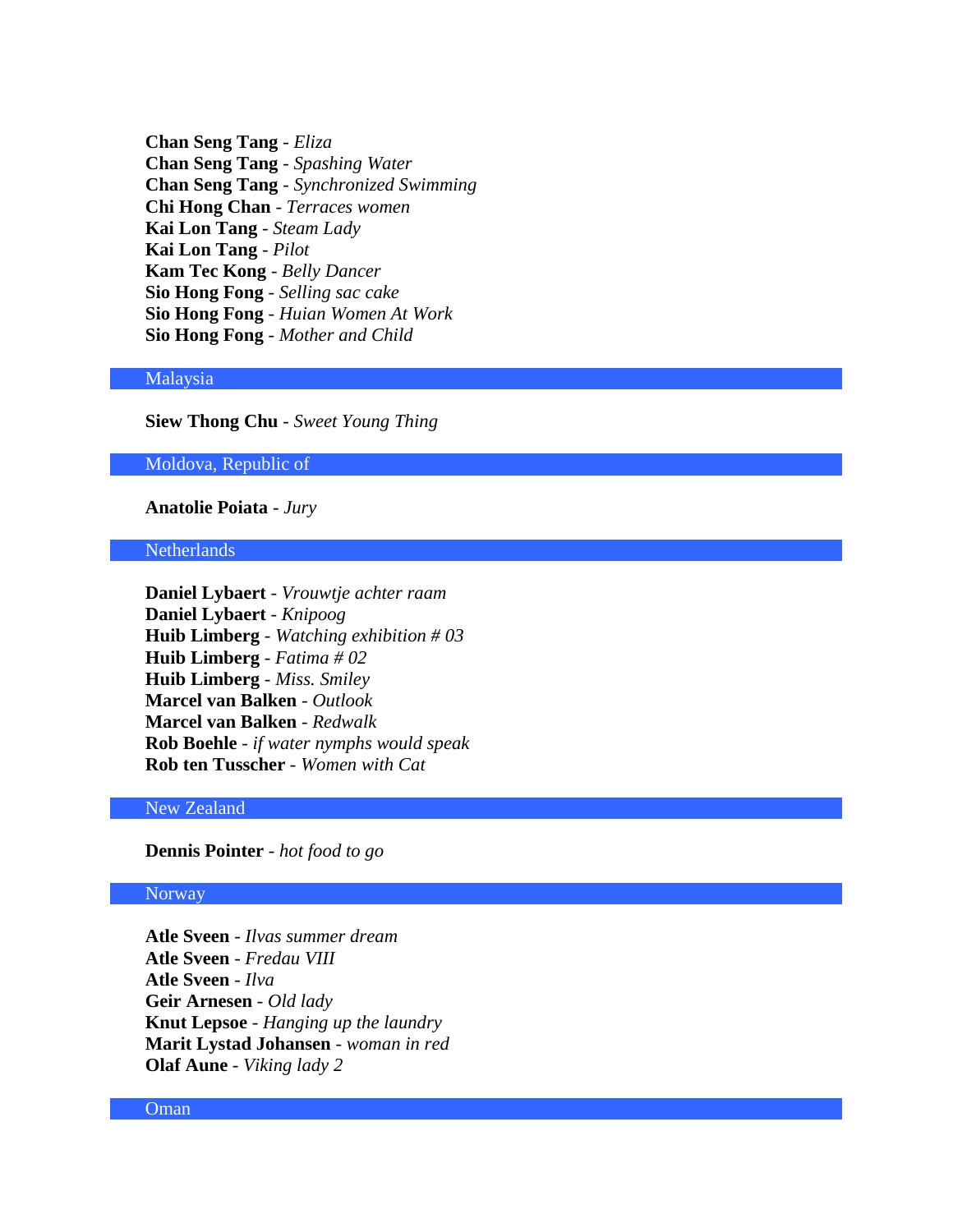**Chan Seng Tang** - *Eliza*
**Chan Seng Tang** - *Spashing Water*
**Chan Seng Tang** - *Synchronized Swimming*
**Chi Hong Chan** - *Terraces women*
**Kai Lon Tang** - *Steam Lady*
**Kai Lon Tang** - *Pilot*
**Kam Tec Kong** - *Belly Dancer*
**Sio Hong Fong** - *Selling sac cake*
**Sio Hong Fong** - *Huian Women At Work*
**Sio Hong Fong** - *Mother and Child*

## Malaysia

**Siew Thong Chu** - *Sweet Young Thing*

## Moldova, Republic of

**Anatolie Poiata** - *Jury*

## Netherlands

**Daniel Lybaert** - *Vrouwtje achter raam*
**Daniel Lybaert** - *Knipoog*
**Huib Limberg** - *Watching exhibition # 03*
**Huib Limberg** - *Fatima # 02*
**Huib Limberg** - *Miss. Smiley*
**Marcel van Balken** - *Outlook*
**Marcel van Balken** - *Redwalk*
**Rob Boehle** - *if water nymphs would speak*
**Rob ten Tusscher** - *Women with Cat*

## New Zealand

**Dennis Pointer** - *hot food to go*

## Norway

**Atle Sveen** - *Ilvas summer dream*
**Atle Sveen** - *Fredau VIII*
**Atle Sveen** - *Ilva*
**Geir Arnesen** - *Old lady*
**Knut Lepsoe** - *Hanging up the laundry*
**Marit Lystad Johansen** - *woman in red*
**Olaf Aune** - *Viking lady 2*

## Oman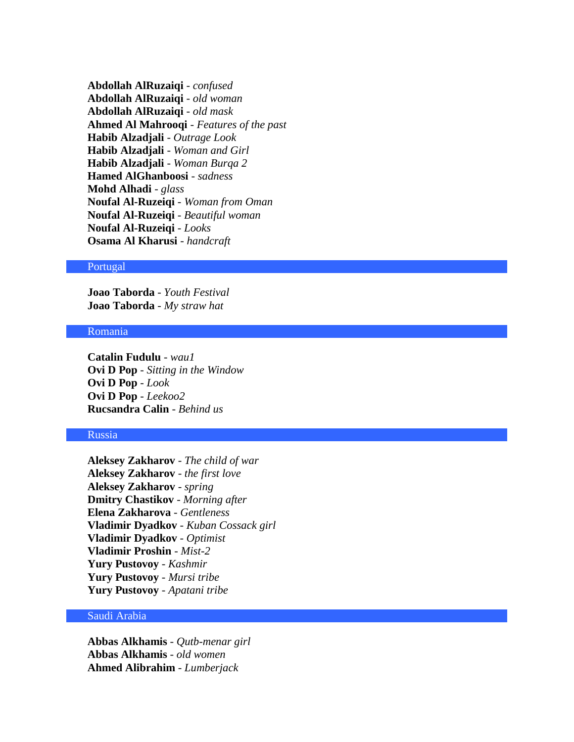**Abdollah AlRuzaiqi** - *confused*
**Abdollah AlRuzaiqi** - *old woman*
**Abdollah AlRuzaiqi** - *old mask*
**Ahmed Al Mahrooqi** - *Features of the past*
**Habib Alzadjali** - *Outrage Look*
**Habib Alzadjali** - *Woman and Girl*
**Habib Alzadjali** - *Woman Burqa 2*
**Hamed AlGhanboosi** - *sadness*
**Mohd Alhadi** - *glass*
**Noufal Al-Ruzeiqi** - *Woman from Oman*
**Noufal Al-Ruzeiqi** - *Beautiful woman*
**Noufal Al-Ruzeiqi** - *Looks*
**Osama Al Kharusi** - *handcraft*

## Portugal

**Joao Taborda** - *Youth Festival*
**Joao Taborda** - *My straw hat*

## Romania

**Catalin Fudulu** - *wau1*
**Ovi D Pop** - *Sitting in the Window*
**Ovi D Pop** - *Look*
**Ovi D Pop** - *Leekoo2*
**Rucsandra Calin** - *Behind us*

## Russia

**Aleksey Zakharov** - *The child of war*
**Aleksey Zakharov** - *the first love*
**Aleksey Zakharov** - *spring*
**Dmitry Chastikov** - *Morning after*
**Elena Zakharova** - *Gentleness*
**Vladimir Dyadkov** - *Kuban Cossack girl*
**Vladimir Dyadkov** - *Optimist*
**Vladimir Proshin** - *Mist-2*
**Yury Pustovoy** - *Kashmir*
**Yury Pustovoy** - *Mursi tribe*
**Yury Pustovoy** - *Apatani tribe*

## Saudi Arabia

**Abbas Alkhamis** - *Qutb-menar girl*
**Abbas Alkhamis** - *old women*
**Ahmed Alibrahim** - *Lumberjack*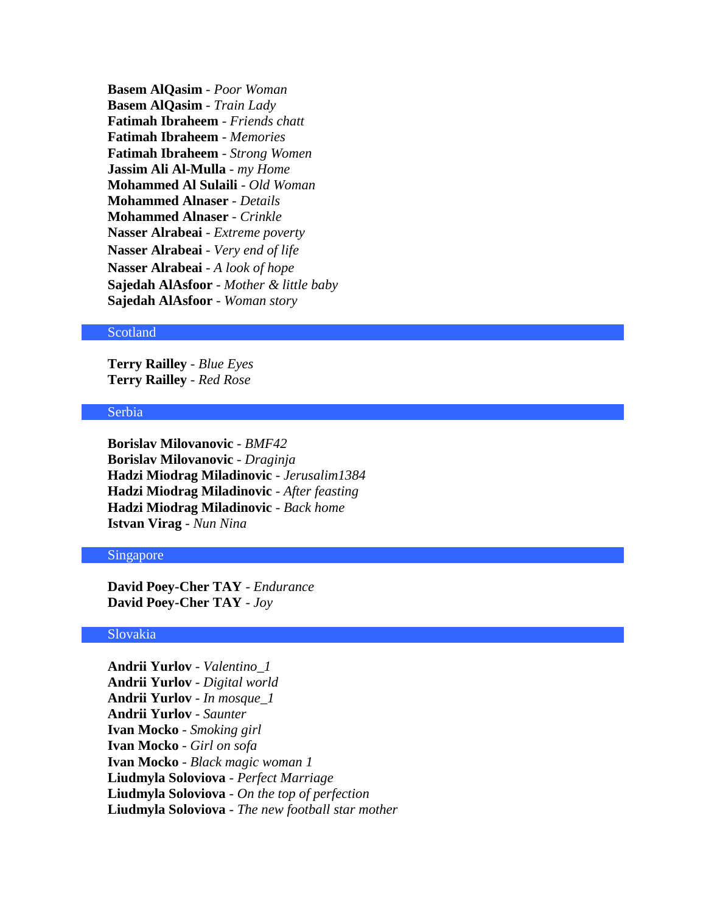**Basem AlQasim** - *Poor Woman*
**Basem AlQasim** - *Train Lady*
**Fatimah Ibraheem** - *Friends chatt*
**Fatimah Ibraheem** - *Memories*
**Fatimah Ibraheem** - *Strong Women*
**Jassim Ali Al-Mulla** - *my Home*
**Mohammed Al Sulaili** - *Old Woman*
**Mohammed Alnaser** - *Details*
**Mohammed Alnaser** - *Crinkle*
**Nasser Alrabeai** - *Extreme poverty*
**Nasser Alrabeai** - *Very end of life*
**Nasser Alrabeai** - *A look of hope*
**Sajedah AlAsfoor** - *Mother & little baby*
**Sajedah AlAsfoor** - *Woman story*

## Scotland

**Terry Railley** - *Blue Eyes*
**Terry Railley** - *Red Rose*

## Serbia

**Borislav Milovanovic** - *BMF42*
**Borislav Milovanovic** - *Draginja*
**Hadzi Miodrag Miladinovic** - *Jerusalim1384*
**Hadzi Miodrag Miladinovic** - *After feasting*
**Hadzi Miodrag Miladinovic** - *Back home*
**Istvan Virag** - *Nun Nina*

## Singapore

**David Poey-Cher TAY** - *Endurance*
**David Poey-Cher TAY** - *Joy*

## Slovakia

**Andrii Yurlov** - *Valentino_1*
**Andrii Yurlov** - *Digital world*
**Andrii Yurlov** - *In mosque_1*
**Andrii Yurlov** - *Saunter*
**Ivan Mocko** - *Smoking girl*
**Ivan Mocko** - *Girl on sofa*
**Ivan Mocko** - *Black magic woman 1*
**Liudmyla Soloviova** - *Perfect Marriage*
**Liudmyla Soloviova** - *On the top of perfection*
**Liudmyla Soloviova** - *The new football star mother*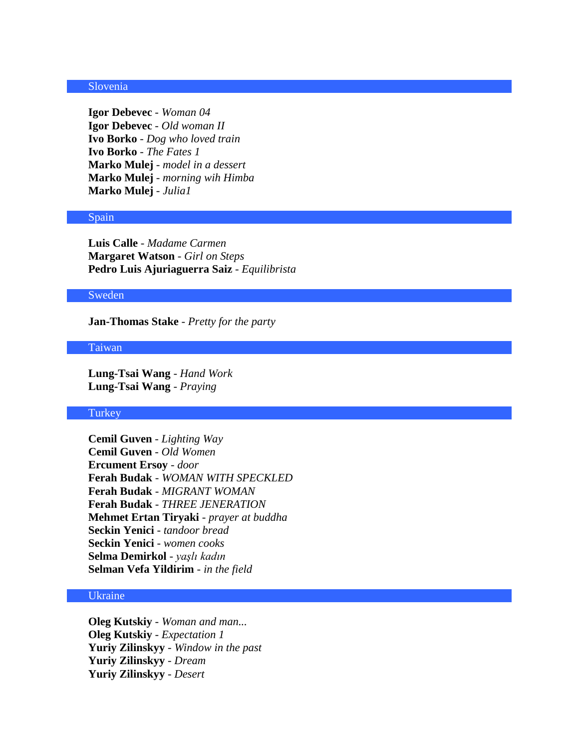## Slovenia

**Igor Debevec** - *Woman 04*
**Igor Debevec** - *Old woman II*
**Ivo Borko** - *Dog who loved train*
**Ivo Borko** - *The Fates 1*
**Marko Mulej** - *model in a dessert*
**Marko Mulej** - *morning wih Himba*
**Marko Mulej** - *Julia1*

## Spain

**Luis Calle** - *Madame Carmen*
**Margaret Watson** - *Girl on Steps*
**Pedro Luis Ajuriaguerra Saiz** - *Equilibrista*

## Sweden

**Jan-Thomas Stake** - *Pretty for the party*

## Taiwan

**Lung-Tsai Wang** - *Hand Work*
**Lung-Tsai Wang** - *Praying*

## Turkey

**Cemil Guven** - *Lighting Way*
**Cemil Guven** - *Old Women*
**Ercument Ersoy** - *door*
**Ferah Budak** - *WOMAN WITH SPECKLED*
**Ferah Budak** - *MIGRANT WOMAN*
**Ferah Budak** - *THREE JENERATION*
**Mehmet Ertan Tiryaki** - *prayer at buddha*
**Seckin Yenici** - *tandoor bread*
**Seckin Yenici** - *women cooks*
**Selma Demirkol** - *yaşlı kadın*
**Selman Vefa Yildirim** - *in the field*

## Ukraine

**Oleg Kutskiy** - *Woman and man...*
**Oleg Kutskiy** - *Expectation 1*
**Yuriy Zilinskyy** - *Window in the past*
**Yuriy Zilinskyy** - *Dream*
**Yuriy Zilinskyy** - *Desert*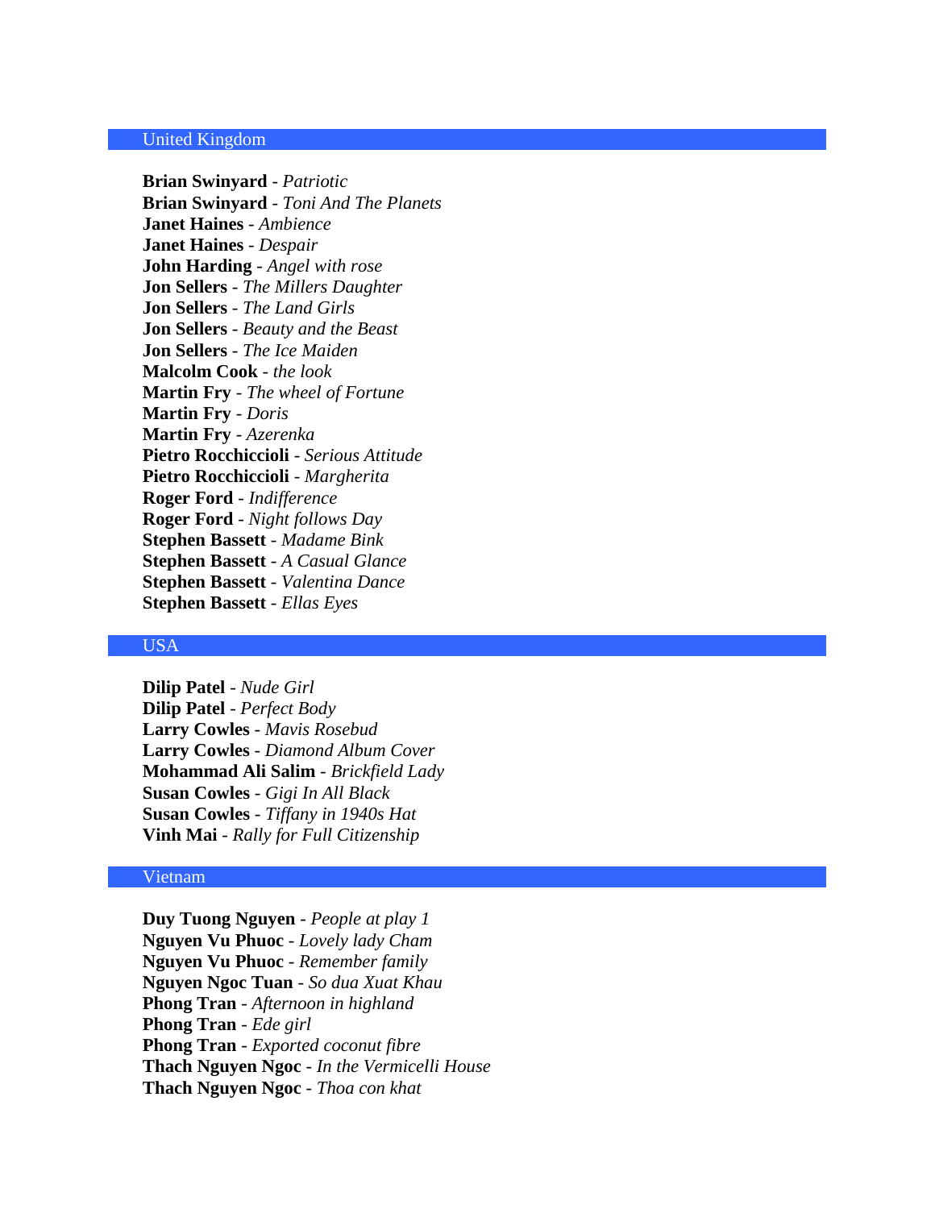## United Kingdom

**Brian Swinyard** - *Patriotic*
**Brian Swinyard** - *Toni And The Planets*
**Janet Haines** - *Ambience*
**Janet Haines** - *Despair*
**John Harding** - *Angel with rose*
**Jon Sellers** - *The Millers Daughter*
**Jon Sellers** - *The Land Girls*
**Jon Sellers** - *Beauty and the Beast*
**Jon Sellers** - *The Ice Maiden*
**Malcolm Cook** - *the look*
**Martin Fry** - *The wheel of Fortune*
**Martin Fry** - *Doris*
**Martin Fry** - *Azerenka*
**Pietro Rocchiccioli** - *Serious Attitude*
**Pietro Rocchiccioli** - *Margherita*
**Roger Ford** - *Indifference*
**Roger Ford** - *Night follows Day*
**Stephen Bassett** - *Madame Bink*
**Stephen Bassett** - *A Casual Glance*
**Stephen Bassett** - *Valentina Dance*
**Stephen Bassett** - *Ellas Eyes*

## USA

**Dilip Patel** - *Nude Girl*
**Dilip Patel** - *Perfect Body*
**Larry Cowles** - *Mavis Rosebud*
**Larry Cowles** - *Diamond Album Cover*
**Mohammad Ali Salim** - *Brickfield Lady*
**Susan Cowles** - *Gigi In All Black*
**Susan Cowles** - *Tiffany in 1940s Hat*
**Vinh Mai** - *Rally for Full Citizenship*

## Vietnam

**Duy Tuong Nguyen** - *People at play 1*
**Nguyen Vu Phuoc** - *Lovely lady Cham*
**Nguyen Vu Phuoc** - *Remember family*
**Nguyen Ngoc Tuan** - *So dua Xuat Khau*
**Phong Tran** - *Afternoon in highland*
**Phong Tran** - *Ede girl*
**Phong Tran** - *Exported coconut fibre*
**Thach Nguyen Ngoc** - *In the Vermicelli House*
**Thach Nguyen Ngoc** - *Thoa con khat*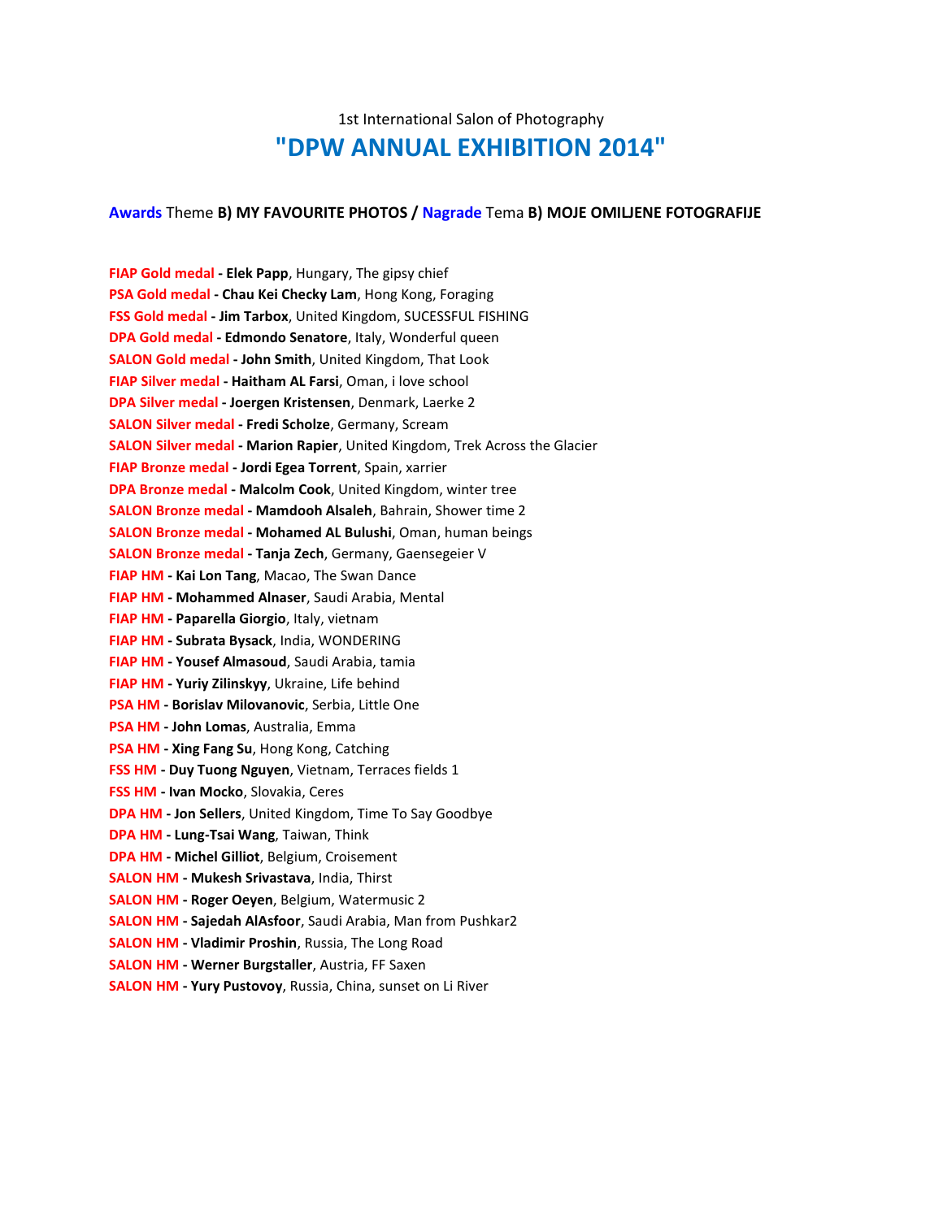1st International Salon of Photography

# "DPW ANNUAL EXHIBITION 2014"

**Awards** Theme **B) MY FAVOURITE PHOTOS /** **Nagrade** Tema **B) MOJE OMILJENE FOTOGRAFIJE**

**FIAP Gold medal - Elek Papp**, Hungary, The gipsy chief
**PSA Gold medal - Chau Kei Checky Lam**, Hong Kong, Foraging
**FSS Gold medal - Jim Tarbox**, United Kingdom, SUCESSFUL FISHING
**DPA Gold medal - Edmondo Senatore**, Italy, Wonderful queen
**SALON Gold medal - John Smith**, United Kingdom, That Look
**FIAP Silver medal - Haitham AL Farsi**, Oman, i love school
**DPA Silver medal - Joergen Kristensen**, Denmark, Laerke 2
**SALON Silver medal - Fredi Scholze**, Germany, Scream
**SALON Silver medal - Marion Rapier**, United Kingdom, Trek Across the Glacier
**FIAP Bronze medal - Jordi Egea Torrent**, Spain, xarrier
**DPA Bronze medal - Malcolm Cook**, United Kingdom, winter tree
**SALON Bronze medal - Mamdooh Alsaleh**, Bahrain, Shower time 2
**SALON Bronze medal - Mohamed AL Bulushi**, Oman, human beings
**SALON Bronze medal - Tanja Zech**, Germany, Gaensegeier V
**FIAP HM - Kai Lon Tang**, Macao, The Swan Dance
**FIAP HM - Mohammed Alnaser**, Saudi Arabia, Mental
**FIAP HM - Paparella Giorgio**, Italy, vietnam
**FIAP HM - Subrata Bysack**, India, WONDERING
**FIAP HM - Yousef Almasoud**, Saudi Arabia, tamia
**FIAP HM - Yuriy Zilinskyy**, Ukraine, Life behind
**PSA HM - Borislav Milovanovic**, Serbia, Little One
**PSA HM - John Lomas**, Australia, Emma
**PSA HM - Xing Fang Su**, Hong Kong, Catching
**FSS HM - Duy Tuong Nguyen**, Vietnam, Terraces fields 1
**FSS HM - Ivan Mocko**, Slovakia, Ceres
**DPA HM - Jon Sellers**, United Kingdom, Time To Say Goodbye
**DPA HM - Lung-Tsai Wang**, Taiwan, Think
**DPA HM - Michel Gilliot**, Belgium, Croisement
**SALON HM - Mukesh Srivastava**, India, Thirst
**SALON HM - Roger Oeyen**, Belgium, Watermusic 2
**SALON HM - Sajedah AlAsfoor**, Saudi Arabia, Man from Pushkar2
**SALON HM - Vladimir Proshin**, Russia, The Long Road
**SALON HM - Werner Burgstaller**, Austria, FF Saxen
**SALON HM - Yury Pustovoy**, Russia, China, sunset on Li River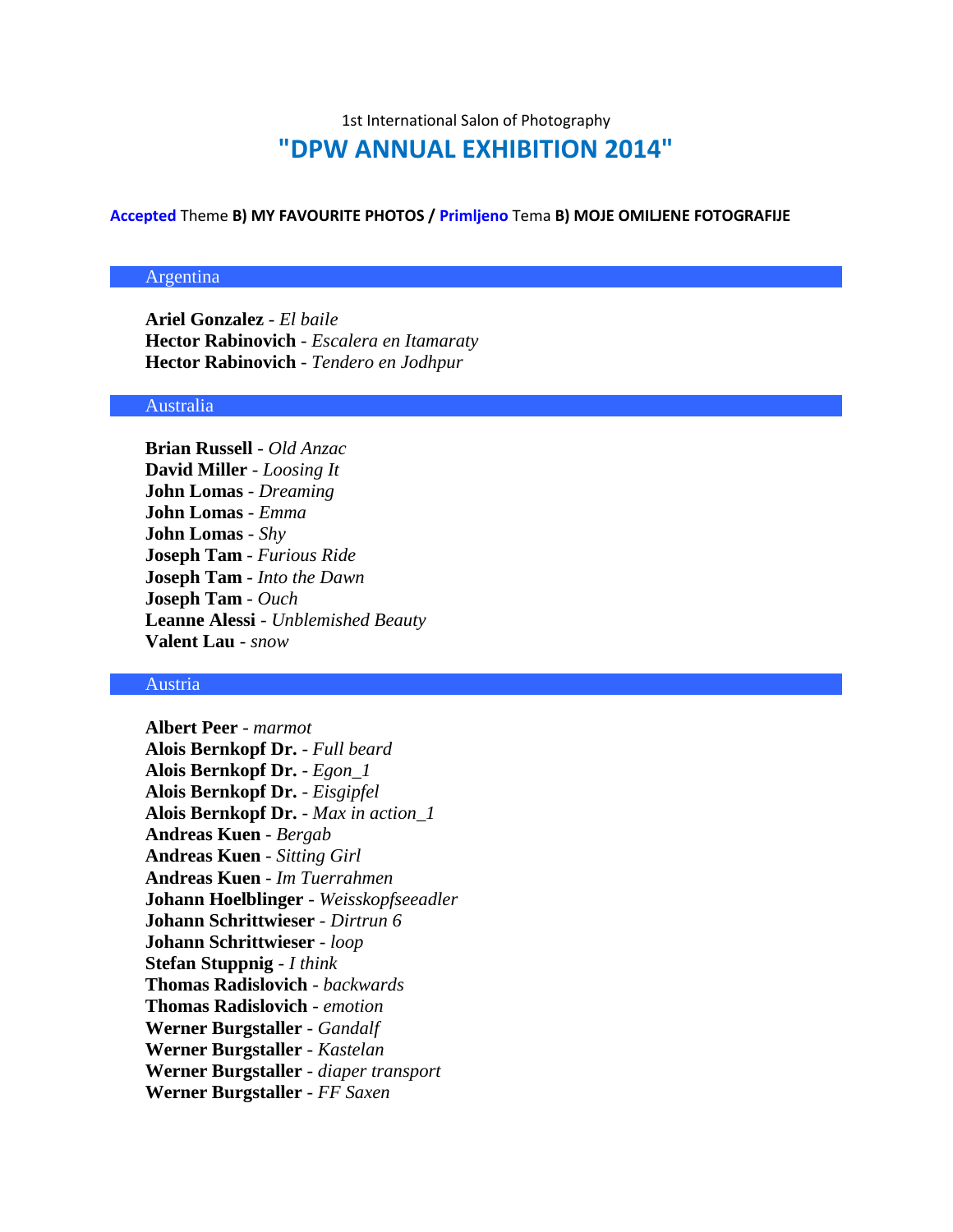1st International Salon of Photography

# "DPW ANNUAL EXHIBITION 2014"

**Accepted** Theme **B) MY FAVOURITE PHOTOS /** **Primljeno** Tema **B) MOJE OMILJENE FOTOGRAFIJE**

## Argentina

**Ariel Gonzalez** - *El baile*
**Hector Rabinovich** - *Escalera en Itamaraty*
**Hector Rabinovich** - *Tendero en Jodhpur*

## Australia

**Brian Russell** - *Old Anzac*
**David Miller** - *Loosing It*
**John Lomas** - *Dreaming*
**John Lomas** - *Emma*
**John Lomas** - *Shy*
**Joseph Tam** - *Furious Ride*
**Joseph Tam** - *Into the Dawn*
**Joseph Tam** - *Ouch*
**Leanne Alessi** - *Unblemished Beauty*
**Valent Lau** - *snow*

## Austria

**Albert Peer** - *marmot*
**Alois Bernkopf Dr.** - *Full beard*
**Alois Bernkopf Dr.** - *Egon_1*
**Alois Bernkopf Dr.** - *Eisgipfel*
**Alois Bernkopf Dr.** - *Max in action_1*
**Andreas Kuen** - *Bergab*
**Andreas Kuen** - *Sitting Girl*
**Andreas Kuen** - *Im Tuerrahmen*
**Johann Hoelblinger** - *Weisskopfseeadler*
**Johann Schrittwieser** - *Dirtrun 6*
**Johann Schrittwieser** - *loop*
**Stefan Stuppnig** - *I think*
**Thomas Radislovich** - *backwards*
**Thomas Radislovich** - *emotion*
**Werner Burgstaller** - *Gandalf*
**Werner Burgstaller** - *Kastelan*
**Werner Burgstaller** - *diaper transport*
**Werner Burgstaller** - *FF Saxen*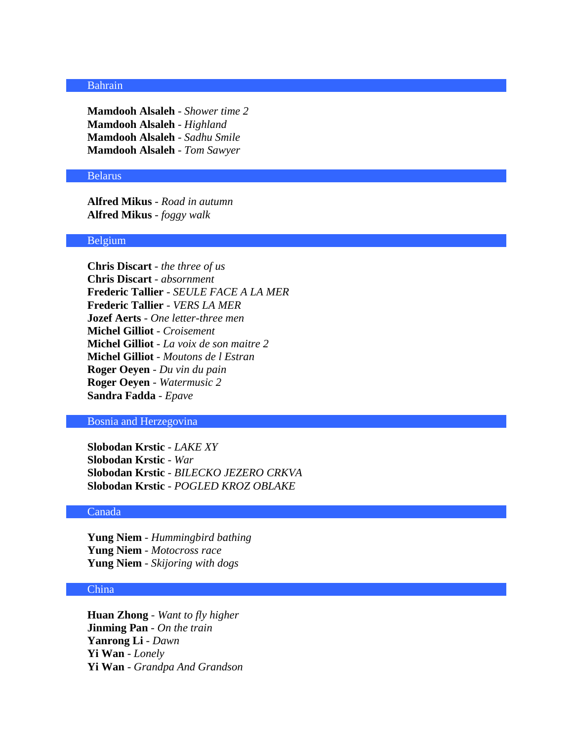## Bahrain

**Mamdooh Alsaleh** - *Shower time 2*
**Mamdooh Alsaleh** - *Highland*
**Mamdooh Alsaleh** - *Sadhu Smile*
**Mamdooh Alsaleh** - *Tom Sawyer*

## Belarus

**Alfred Mikus** - *Road in autumn*
**Alfred Mikus** - *foggy walk*

## Belgium

**Chris Discart** - *the three of us*
**Chris Discart** - *absornment*
**Frederic Tallier** - *SEULE FACE A LA MER*
**Frederic Tallier** - *VERS LA MER*
**Jozef Aerts** - *One letter-three men*
**Michel Gilliot** - *Croisement*
**Michel Gilliot** - *La voix de son maitre 2*
**Michel Gilliot** - *Moutons de l Estran*
**Roger Oeyen** - *Du vin du pain*
**Roger Oeyen** - *Watermusic 2*
**Sandra Fadda** - *Epave*

## Bosnia and Herzegovina

**Slobodan Krstic** - *LAKE XY*
**Slobodan Krstic** - *War*
**Slobodan Krstic** - *BILECKO JEZERO CRKVA*
**Slobodan Krstic** - *POGLED KROZ OBLAKE*

## Canada

**Yung Niem** - *Hummingbird bathing*
**Yung Niem** - *Motocross race*
**Yung Niem** - *Skijoring with dogs*

## China

**Huan Zhong** - *Want to fly higher*
**Jinming Pan** - *On the train*
**Yanrong Li** - *Dawn*
**Yi Wan** - *Lonely*
**Yi Wan** - *Grandpa And Grandson*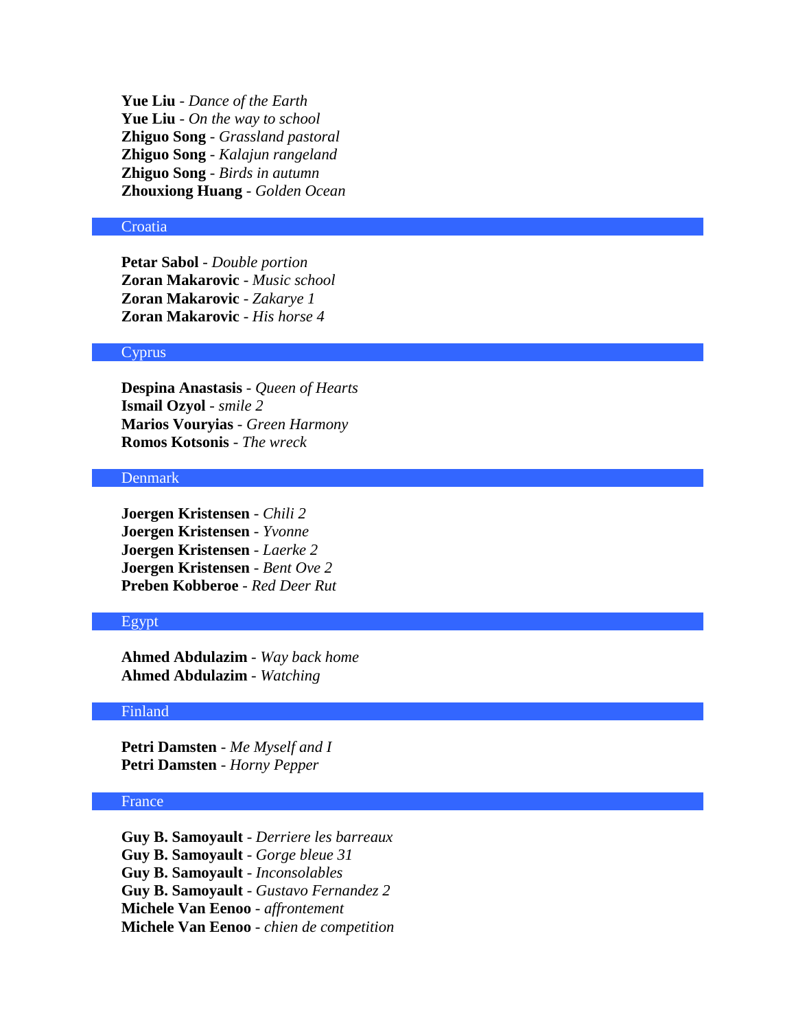**Yue Liu** - *Dance of the Earth*
**Yue Liu** - *On the way to school*
**Zhiguo Song** - *Grassland pastoral*
**Zhiguo Song** - *Kalajun rangeland*
**Zhiguo Song** - *Birds in autumn*
**Zhouxiong Huang** - *Golden Ocean*

## Croatia

**Petar Sabol** - *Double portion*
**Zoran Makarovic** - *Music school*
**Zoran Makarovic** - *Zakarye 1*
**Zoran Makarovic** - *His horse 4*

## Cyprus

**Despina Anastasis** - *Queen of Hearts*
**Ismail Ozyol** - *smile 2*
**Marios Vouryias** - *Green Harmony*
**Romos Kotsonis** - *The wreck*

## Denmark

**Joergen Kristensen** - *Chili 2*
**Joergen Kristensen** - *Yvonne*
**Joergen Kristensen** - *Laerke 2*
**Joergen Kristensen** - *Bent Ove 2*
**Preben Kobberoe** - *Red Deer Rut*

## Egypt

**Ahmed Abdulazim** - *Way back home*
**Ahmed Abdulazim** - *Watching*

## Finland

**Petri Damsten** - *Me Myself and I*
**Petri Damsten** - *Horny Pepper*

## France

**Guy B. Samoyault** - *Derriere les barreaux*
**Guy B. Samoyault** - *Gorge bleue 31*
**Guy B. Samoyault** - *Inconsolables*
**Guy B. Samoyault** - *Gustavo Fernandez 2*
**Michele Van Eenoo** - *affrontement*
**Michele Van Eenoo** - *chien de competition*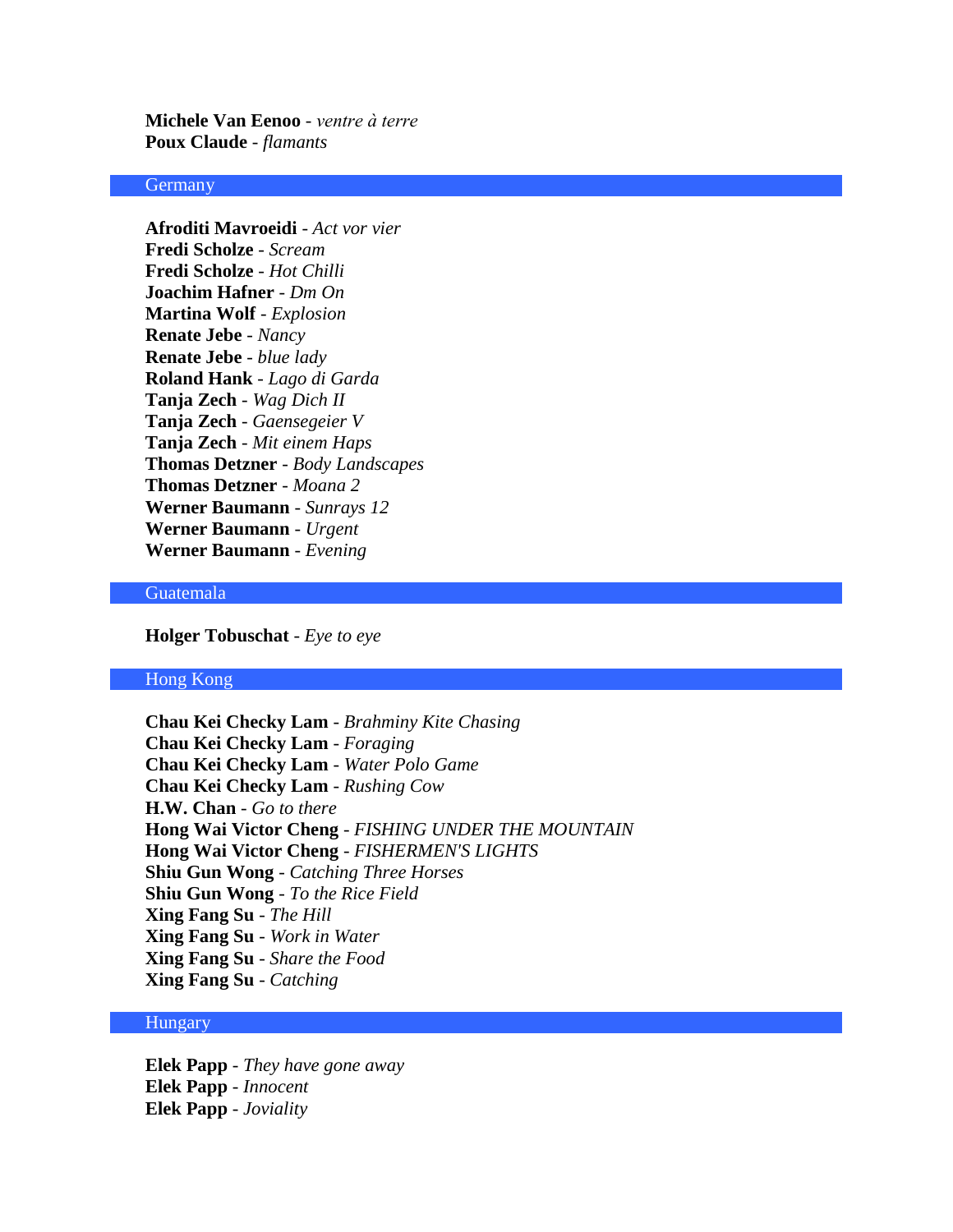**Michele Van Eenoo** - *ventre à terre*
**Poux Claude** - *flamants*

## Germany

**Afroditi Mavroeidi** - *Act vor vier*
**Fredi Scholze** - *Scream*
**Fredi Scholze** - *Hot Chilli*
**Joachim Hafner** - *Dm On*
**Martina Wolf** - *Explosion*
**Renate Jebe** - *Nancy*
**Renate Jebe** - *blue lady*
**Roland Hank** - *Lago di Garda*
**Tanja Zech** - *Wag Dich II*
**Tanja Zech** - *Gaensegeier V*
**Tanja Zech** - *Mit einem Haps*
**Thomas Detzner** - *Body Landscapes*
**Thomas Detzner** - *Moana 2*
**Werner Baumann** - *Sunrays 12*
**Werner Baumann** - *Urgent*
**Werner Baumann** - *Evening*

## Guatemala

**Holger Tobuschat** - *Eye to eye*

## Hong Kong

**Chau Kei Checky Lam** - *Brahminy Kite Chasing*
**Chau Kei Checky Lam** - *Foraging*
**Chau Kei Checky Lam** - *Water Polo Game*
**Chau Kei Checky Lam** - *Rushing Cow*
**H.W. Chan** - *Go to there*
**Hong Wai Victor Cheng** - *FISHING UNDER THE MOUNTAIN*
**Hong Wai Victor Cheng** - *FISHERMEN'S LIGHTS*
**Shiu Gun Wong** - *Catching Three Horses*
**Shiu Gun Wong** - *To the Rice Field*
**Xing Fang Su** - *The Hill*
**Xing Fang Su** - *Work in Water*
**Xing Fang Su** - *Share the Food*
**Xing Fang Su** - *Catching*

## Hungary

**Elek Papp** - *They have gone away*
**Elek Papp** - *Innocent*
**Elek Papp** - *Joviality*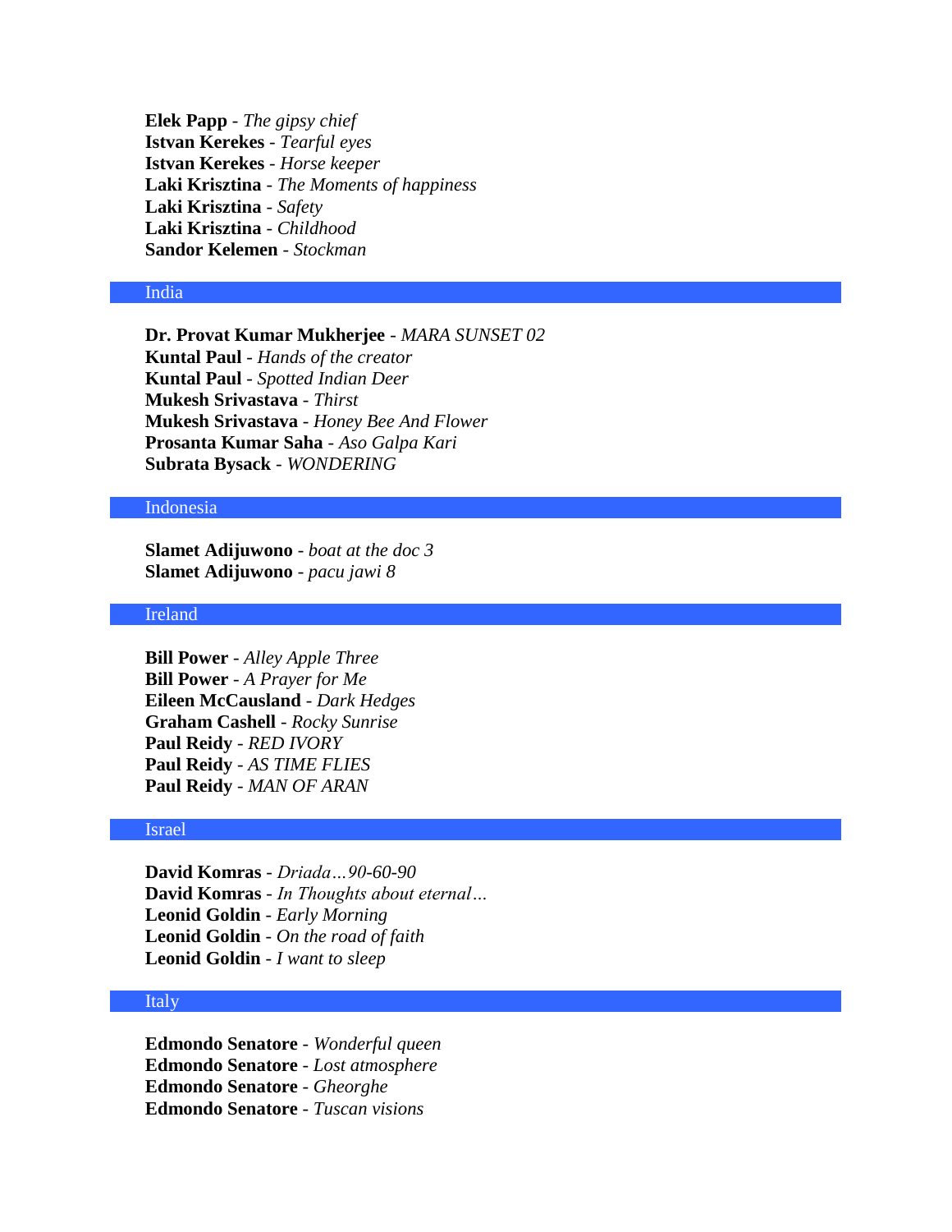**Elek Papp** - *The gipsy chief*
**Istvan Kerekes** - *Tearful eyes*
**Istvan Kerekes** - *Horse keeper*
**Laki Krisztina** - *The Moments of happiness*
**Laki Krisztina** - *Safety*
**Laki Krisztina** - *Childhood*
**Sandor Kelemen** - *Stockman*

## India

**Dr. Provat Kumar Mukherjee** - *MARA SUNSET 02*
**Kuntal Paul** - *Hands of the creator*
**Kuntal Paul** - *Spotted Indian Deer*
**Mukesh Srivastava** - *Thirst*
**Mukesh Srivastava** - *Honey Bee And Flower*
**Prosanta Kumar Saha** - *Aso Galpa Kari*
**Subrata Bysack** - *WONDERING*

## Indonesia

**Slamet Adijuwono** - *boat at the doc 3*
**Slamet Adijuwono** - *pacu jawi 8*

## Ireland

**Bill Power** - *Alley Apple Three*
**Bill Power** - *A Prayer for Me*
**Eileen McCausland** - *Dark Hedges*
**Graham Cashell** - *Rocky Sunrise*
**Paul Reidy** - *RED IVORY*
**Paul Reidy** - *AS TIME FLIES*
**Paul Reidy** - *MAN OF ARAN*

## Israel

**David Komras** - *Driada…90-60-90*
**David Komras** - *In Thoughts about eternal…*
**Leonid Goldin** - *Early Morning*
**Leonid Goldin** - *On the road of faith*
**Leonid Goldin** - *I want to sleep*

## Italy

**Edmondo Senatore** - *Wonderful queen*
**Edmondo Senatore** - *Lost atmosphere*
**Edmondo Senatore** - *Gheorghe*
**Edmondo Senatore** - *Tuscan visions*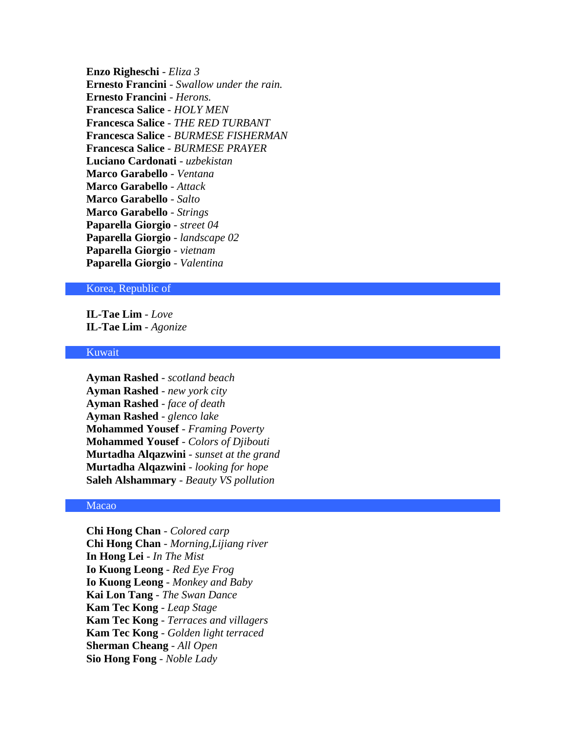**Enzo Righeschi** - *Eliza 3*
**Ernesto Francini** - *Swallow under the rain.*
**Ernesto Francini** - *Herons.*
**Francesca Salice** - *HOLY MEN*
**Francesca Salice** - *THE RED TURBANT*
**Francesca Salice** - *BURMESE FISHERMAN*
**Francesca Salice** - *BURMESE PRAYER*
**Luciano Cardonati** - *uzbekistan*
**Marco Garabello** - *Ventana*
**Marco Garabello** - *Attack*
**Marco Garabello** - *Salto*
**Marco Garabello** - *Strings*
**Paparella Giorgio** - *street 04*
**Paparella Giorgio** - *landscape 02*
**Paparella Giorgio** - *vietnam*
**Paparella Giorgio** - *Valentina*

## Korea, Republic of

**IL-Tae Lim** - *Love*
**IL-Tae Lim** - *Agonize*

## Kuwait

**Ayman Rashed** - *scotland beach*
**Ayman Rashed** - *new york city*
**Ayman Rashed** - *face of death*
**Ayman Rashed** - *glenco lake*
**Mohammed Yousef** - *Framing Poverty*
**Mohammed Yousef** - *Colors of Djibouti*
**Murtadha Alqazwini** - *sunset at the grand*
**Murtadha Alqazwini** - *looking for hope*
**Saleh Alshammary** - *Beauty VS pollution*

## Macao

**Chi Hong Chan** - *Colored carp*
**Chi Hong Chan** - *Morning,Lijiang river*
**In Hong Lei** - *In The Mist*
**Io Kuong Leong** - *Red Eye Frog*
**Io Kuong Leong** - *Monkey and Baby*
**Kai Lon Tang** - *The Swan Dance*
**Kam Tec Kong** - *Leap Stage*
**Kam Tec Kong** - *Terraces and villagers*
**Kam Tec Kong** - *Golden light terraced*
**Sherman Cheang** - *All Open*
**Sio Hong Fong** - *Noble Lady*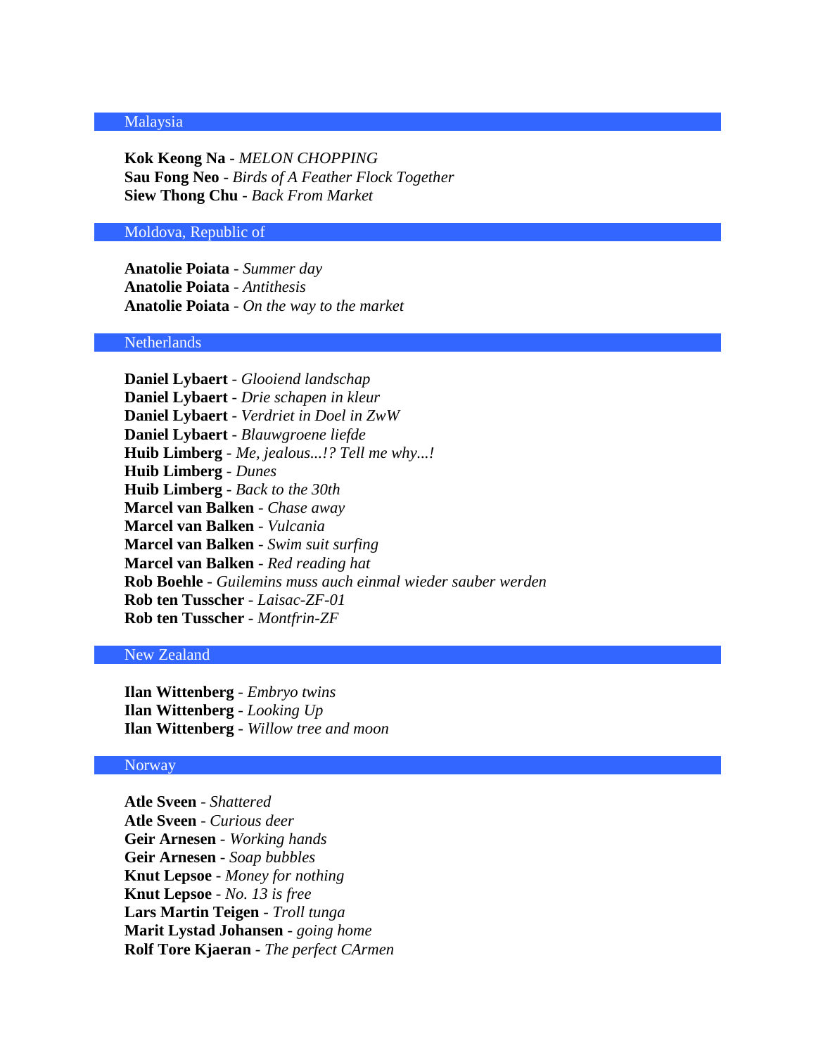## Malaysia

**Kok Keong Na** - *MELON CHOPPING*
**Sau Fong Neo** - *Birds of A Feather Flock Together*
**Siew Thong Chu** - *Back From Market*

## Moldova, Republic of

**Anatolie Poiata** - *Summer day*
**Anatolie Poiata** - *Antithesis*
**Anatolie Poiata** - *On the way to the market*

## Netherlands

**Daniel Lybaert** - *Glooiend landschap*
**Daniel Lybaert** - *Drie schapen in kleur*
**Daniel Lybaert** - *Verdriet in Doel in ZwW*
**Daniel Lybaert** - *Blauwgroene liefde*
**Huib Limberg** - *Me, jealous...!? Tell me why...!*
**Huib Limberg** - *Dunes*
**Huib Limberg** - *Back to the 30th*
**Marcel van Balken** - *Chase away*
**Marcel van Balken** - *Vulcania*
**Marcel van Balken** - *Swim suit surfing*
**Marcel van Balken** - *Red reading hat*
**Rob Boehle** - *Guilemins muss auch einmal wieder sauber werden*
**Rob ten Tusscher** - *Laisac-ZF-01*
**Rob ten Tusscher** - *Montfrin-ZF*

## New Zealand

**Ilan Wittenberg** - *Embryo twins*
**Ilan Wittenberg** - *Looking Up*
**Ilan Wittenberg** - *Willow tree and moon*

## Norway

**Atle Sveen** - *Shattered*
**Atle Sveen** - *Curious deer*
**Geir Arnesen** - *Working hands*
**Geir Arnesen** - *Soap bubbles*
**Knut Lepsoe** - *Money for nothing*
**Knut Lepsoe** - *No. 13 is free*
**Lars Martin Teigen** - *Troll tunga*
**Marit Lystad Johansen** - *going home*
**Rolf Tore Kjaeran** - *The perfect CArmen*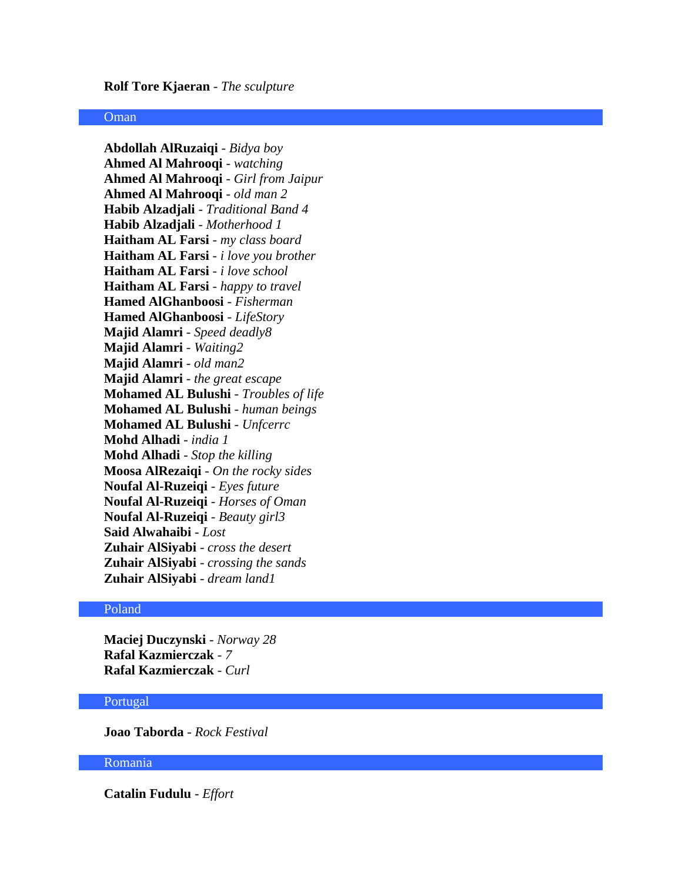**Rolf Tore Kjaeran** - *The sculpture*

## Oman

**Abdollah AlRuzaiqi** - *Bidya boy*
**Ahmed Al Mahrooqi** - *watching*
**Ahmed Al Mahrooqi** - *Girl from Jaipur*
**Ahmed Al Mahrooqi** - *old man 2*
**Habib Alzadjali** - *Traditional Band 4*
**Habib Alzadjali** - *Motherhood 1*
**Haitham AL Farsi** - *my class board*
**Haitham AL Farsi** - *i love you brother*
**Haitham AL Farsi** - *i love school*
**Haitham AL Farsi** - *happy to travel*
**Hamed AlGhanboosi** - *Fisherman*
**Hamed AlGhanboosi** - *LifeStory*
**Majid Alamri** - *Speed deadly8*
**Majid Alamri** - *Waiting2*
**Majid Alamri** - *old man2*
**Majid Alamri** - *the great escape*
**Mohamed AL Bulushi** - *Troubles of life*
**Mohamed AL Bulushi** - *human beings*
**Mohamed AL Bulushi** - *Unfcerrc*
**Mohd Alhadi** - *india 1*
**Mohd Alhadi** - *Stop the killing*
**Moosa AlRezaiqi** - *On the rocky sides*
**Noufal Al-Ruzeiqi** - *Eyes future*
**Noufal Al-Ruzeiqi** - *Horses of Oman*
**Noufal Al-Ruzeiqi** - *Beauty girl3*
**Said Alwahaibi** - *Lost*
**Zuhair AlSiyabi** - *cross the desert*
**Zuhair AlSiyabi** - *crossing the sands*
**Zuhair AlSiyabi** - *dream land1*

## Poland

**Maciej Duczynski** - *Norway 28*
**Rafal Kazmierczak** - *7*
**Rafal Kazmierczak** - *Curl*

## Portugal

**Joao Taborda** - *Rock Festival*

## Romania

**Catalin Fudulu** - *Effort*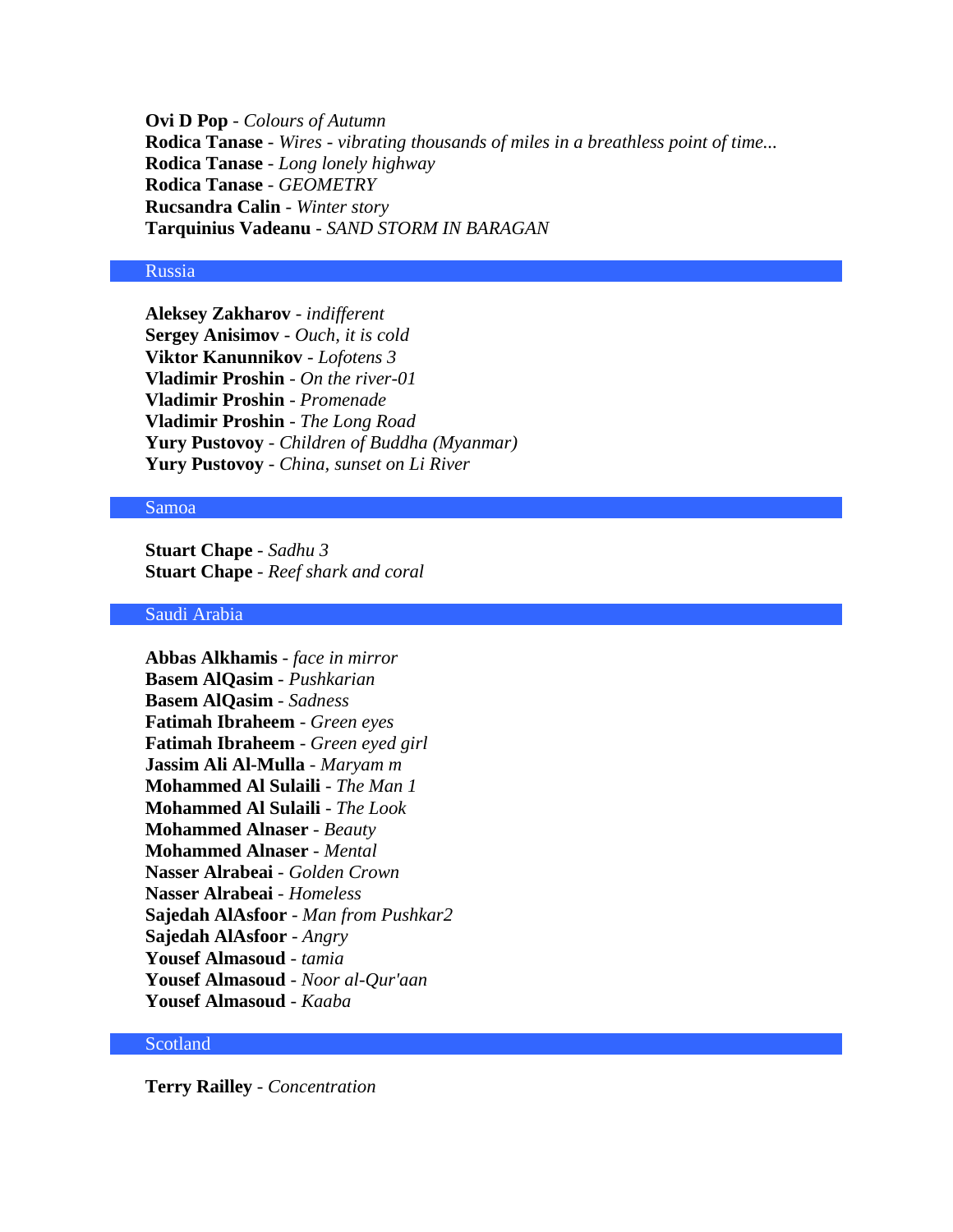**Ovi D Pop** - *Colours of Autumn*
**Rodica Tanase** - *Wires - vibrating thousands of miles in a breathless point of time...*
**Rodica Tanase** - *Long lonely highway*
**Rodica Tanase** - *GEOMETRY*
**Rucsandra Calin** - *Winter story*
**Tarquinius Vadeanu** - *SAND STORM IN BARAGAN*

## Russia

**Aleksey Zakharov** - *indifferent*
**Sergey Anisimov** - *Ouch, it is cold*
**Viktor Kanunnikov** - *Lofotens 3*
**Vladimir Proshin** - *On the river-01*
**Vladimir Proshin** - *Promenade*
**Vladimir Proshin** - *The Long Road*
**Yury Pustovoy** - *Children of Buddha (Myanmar)*
**Yury Pustovoy** - *China, sunset on Li River*

## Samoa

**Stuart Chape** - *Sadhu 3*
**Stuart Chape** - *Reef shark and coral*

## Saudi Arabia

**Abbas Alkhamis** - *face in mirror*
**Basem AlQasim** - *Pushkarian*
**Basem AlQasim** - *Sadness*
**Fatimah Ibraheem** - *Green eyes*
**Fatimah Ibraheem** - *Green eyed girl*
**Jassim Ali Al-Mulla** - *Maryam m*
**Mohammed Al Sulaili** - *The Man 1*
**Mohammed Al Sulaili** - *The Look*
**Mohammed Alnaser** - *Beauty*
**Mohammed Alnaser** - *Mental*
**Nasser Alrabeai** - *Golden Crown*
**Nasser Alrabeai** - *Homeless*
**Sajedah AlAsfoor** - *Man from Pushkar2*
**Sajedah AlAsfoor** - *Angry*
**Yousef Almasoud** - *tamia*
**Yousef Almasoud** - *Noor al-Qur'aan*
**Yousef Almasoud** - *Kaaba*

## Scotland

**Terry Railley** - *Concentration*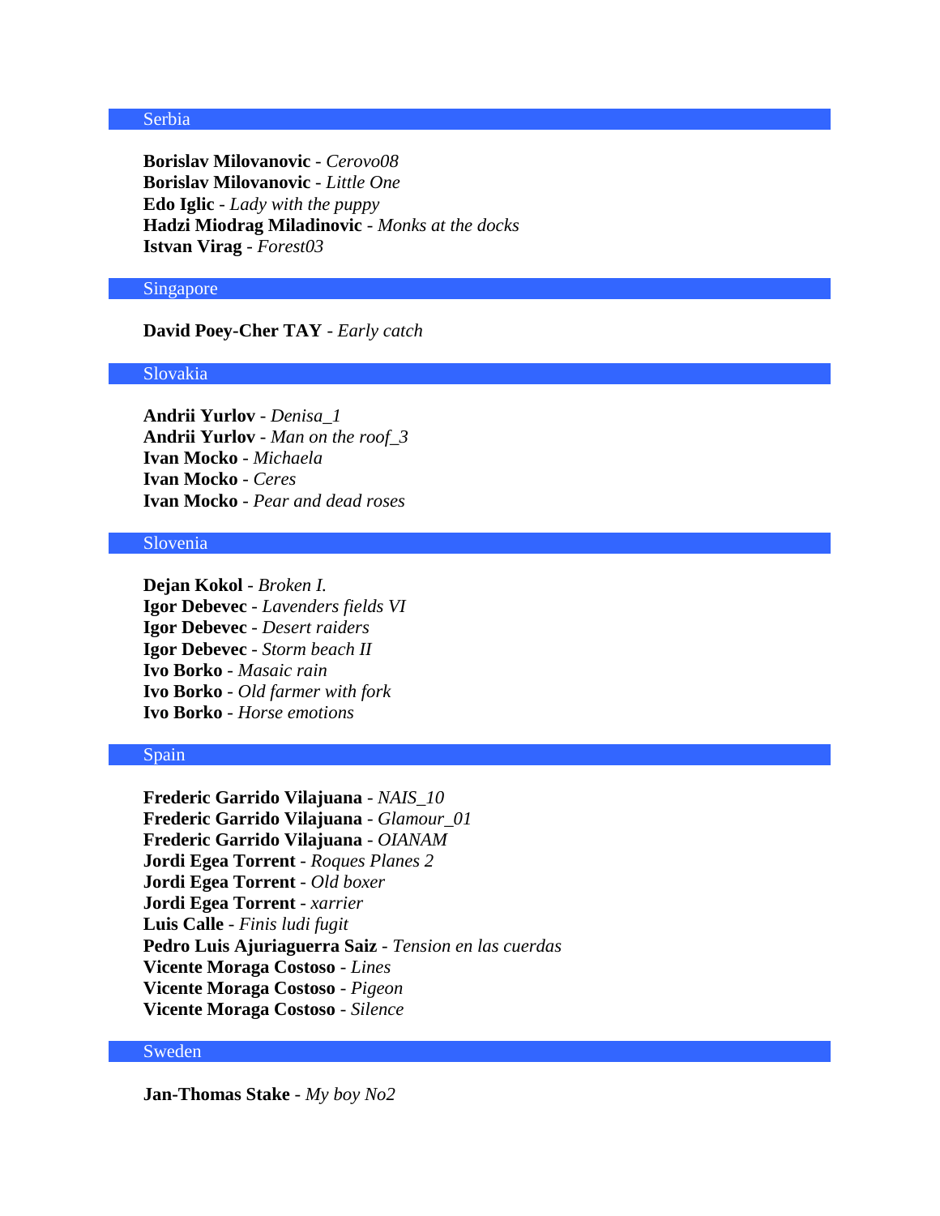## Serbia

**Borislav Milovanovic** - *Cerovo08*
**Borislav Milovanovic** - *Little One*
**Edo Iglic** - *Lady with the puppy*
**Hadzi Miodrag Miladinovic** - *Monks at the docks*
**Istvan Virag** - *Forest03*

## Singapore

**David Poey-Cher TAY** - *Early catch*

## Slovakia

**Andrii Yurlov** - *Denisa_1*
**Andrii Yurlov** - *Man on the roof_3*
**Ivan Mocko** - *Michaela*
**Ivan Mocko** - *Ceres*
**Ivan Mocko** - *Pear and dead roses*

## Slovenia

**Dejan Kokol** - *Broken I.*
**Igor Debevec** - *Lavenders fields VI*
**Igor Debevec** - *Desert raiders*
**Igor Debevec** - *Storm beach II*
**Ivo Borko** - *Masaic rain*
**Ivo Borko** - *Old farmer with fork*
**Ivo Borko** - *Horse emotions*

## Spain

**Frederic Garrido Vilajuana** - *NAIS_10*
**Frederic Garrido Vilajuana** - *Glamour_01*
**Frederic Garrido Vilajuana** - *OIANAM*
**Jordi Egea Torrent** - *Roques Planes 2*
**Jordi Egea Torrent** - *Old boxer*
**Jordi Egea Torrent** - *xarrier*
**Luis Calle** - *Finis ludi fugit*
**Pedro Luis Ajuriaguerra Saiz** - *Tension en las cuerdas*
**Vicente Moraga Costoso** - *Lines*
**Vicente Moraga Costoso** - *Pigeon*
**Vicente Moraga Costoso** - *Silence*

## Sweden

**Jan-Thomas Stake** - *My boy No2*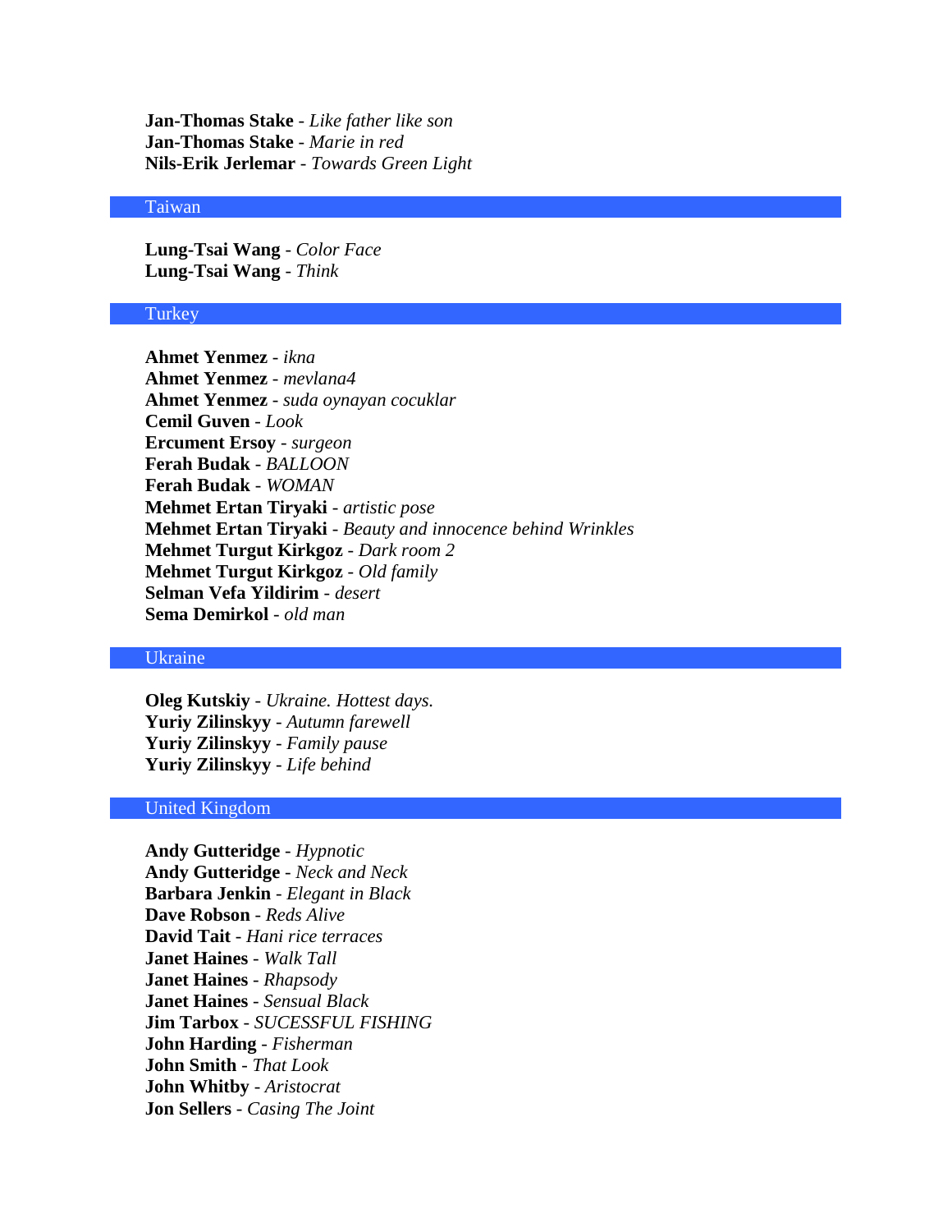**Jan-Thomas Stake** - *Like father like son*
**Jan-Thomas Stake** - *Marie in red*
**Nils-Erik Jerlemar** - *Towards Green Light*

## Taiwan

**Lung-Tsai Wang** - *Color Face*
**Lung-Tsai Wang** - *Think*

## Turkey

**Ahmet Yenmez** - *ikna*
**Ahmet Yenmez** - *mevlana4*
**Ahmet Yenmez** - *suda oynayan cocuklar*
**Cemil Guven** - *Look*
**Ercument Ersoy** - *surgeon*
**Ferah Budak** - *BALLOON*
**Ferah Budak** - *WOMAN*
**Mehmet Ertan Tiryaki** - *artistic pose*
**Mehmet Ertan Tiryaki** - *Beauty and innocence behind Wrinkles*
**Mehmet Turgut Kirkgoz** - *Dark room 2*
**Mehmet Turgut Kirkgoz** - *Old family*
**Selman Vefa Yildirim** - *desert*
**Sema Demirkol** - *old man*

## Ukraine

**Oleg Kutskiy** - *Ukraine. Hottest days.*
**Yuriy Zilinskyy** - *Autumn farewell*
**Yuriy Zilinskyy** - *Family pause*
**Yuriy Zilinskyy** - *Life behind*

## United Kingdom

**Andy Gutteridge** - *Hypnotic*
**Andy Gutteridge** - *Neck and Neck*
**Barbara Jenkin** - *Elegant in Black*
**Dave Robson** - *Reds Alive*
**David Tait** - *Hani rice terraces*
**Janet Haines** - *Walk Tall*
**Janet Haines** - *Rhapsody*
**Janet Haines** - *Sensual Black*
**Jim Tarbox** - *SUCESSFUL FISHING*
**John Harding** - *Fisherman*
**John Smith** - *That Look*
**John Whitby** - *Aristocrat*
**Jon Sellers** - *Casing The Joint*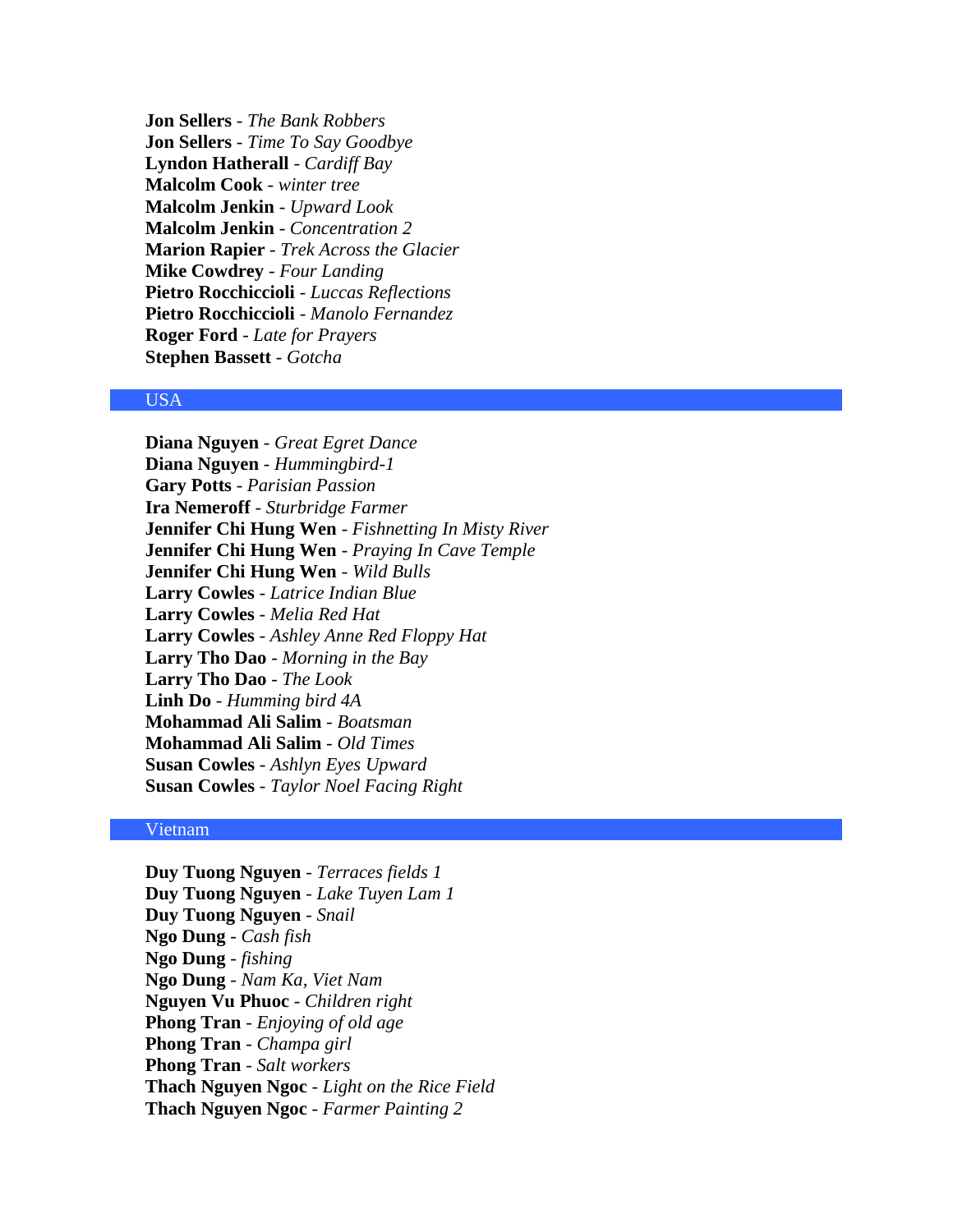**Jon Sellers** - *The Bank Robbers*
**Jon Sellers** - *Time To Say Goodbye*
**Lyndon Hatherall** - *Cardiff Bay*
**Malcolm Cook** - *winter tree*
**Malcolm Jenkin** - *Upward Look*
**Malcolm Jenkin** - *Concentration 2*
**Marion Rapier** - *Trek Across the Glacier*
**Mike Cowdrey** - *Four Landing*
**Pietro Rocchiccioli** - *Luccas Reflections*
**Pietro Rocchiccioli** - *Manolo Fernandez*
**Roger Ford** - *Late for Prayers*
**Stephen Bassett** - *Gotcha*

## USA

**Diana Nguyen** - *Great Egret Dance*
**Diana Nguyen** - *Hummingbird-1*
**Gary Potts** - *Parisian Passion*
**Ira Nemeroff** - *Sturbridge Farmer*
**Jennifer Chi Hung Wen** - *Fishnetting In Misty River*
**Jennifer Chi Hung Wen** - *Praying In Cave Temple*
**Jennifer Chi Hung Wen** - *Wild Bulls*
**Larry Cowles** - *Latrice Indian Blue*
**Larry Cowles** - *Melia Red Hat*
**Larry Cowles** - *Ashley Anne Red Floppy Hat*
**Larry Tho Dao** - *Morning in the Bay*
**Larry Tho Dao** - *The Look*
**Linh Do** - *Humming bird 4A*
**Mohammad Ali Salim** - *Boatsman*
**Mohammad Ali Salim** - *Old Times*
**Susan Cowles** - *Ashlyn Eyes Upward*
**Susan Cowles** - *Taylor Noel Facing Right*

## Vietnam

**Duy Tuong Nguyen** - *Terraces fields 1*
**Duy Tuong Nguyen** - *Lake Tuyen Lam 1*
**Duy Tuong Nguyen** - *Snail*
**Ngo Dung** - *Cash fish*
**Ngo Dung** - *fishing*
**Ngo Dung** - *Nam Ka, Viet Nam*
**Nguyen Vu Phuoc** - *Children right*
**Phong Tran** - *Enjoying of old age*
**Phong Tran** - *Champa girl*
**Phong Tran** - *Salt workers*
**Thach Nguyen Ngoc** - *Light on the Rice Field*
**Thach Nguyen Ngoc** - *Farmer Painting 2*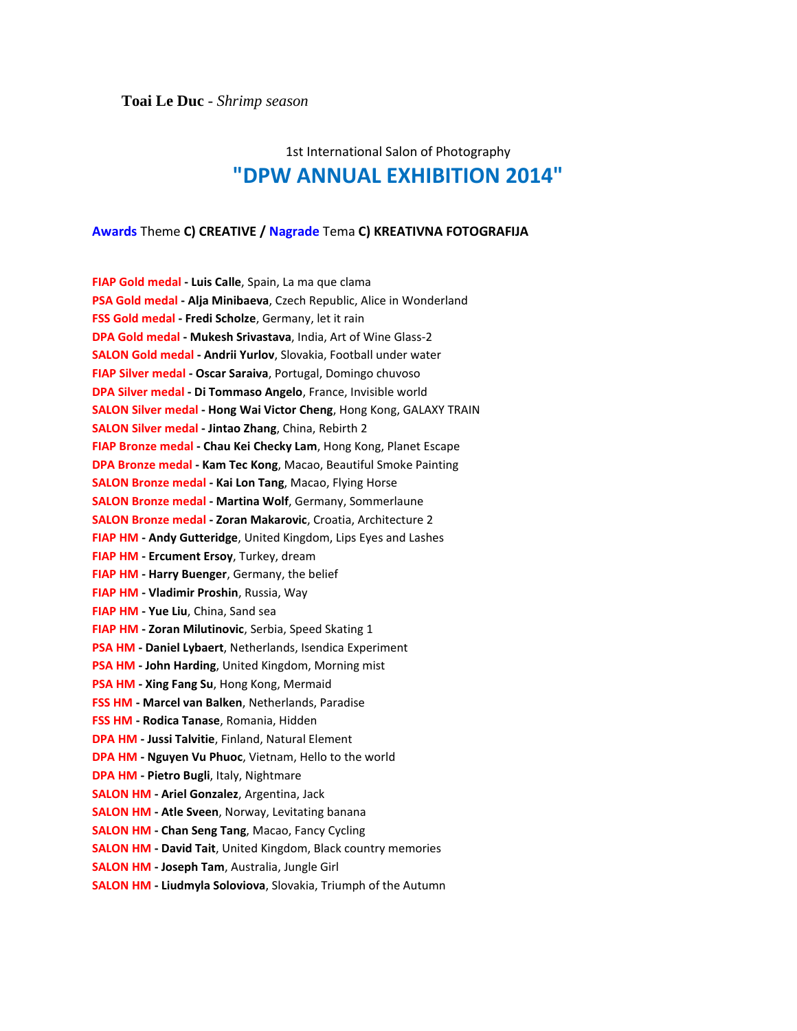**Toai Le Duc** - *Shrimp season*

1st International Salon of Photography

## "DPW ANNUAL EXHIBITION 2014"

**Awards** Theme **C) CREATIVE / Nagrade** Tema **C) KREATIVNA FOTOGRAFIJA**

**FIAP Gold medal - Luis Calle**, Spain, La ma que clama
**PSA Gold medal - Alja Minibaeva**, Czech Republic, Alice in Wonderland
**FSS Gold medal - Fredi Scholze**, Germany, let it rain
**DPA Gold medal - Mukesh Srivastava**, India, Art of Wine Glass-2
**SALON Gold medal - Andrii Yurlov**, Slovakia, Football under water
**FIAP Silver medal - Oscar Saraiva**, Portugal, Domingo chuvoso
**DPA Silver medal - Di Tommaso Angelo**, France, Invisible world
**SALON Silver medal - Hong Wai Victor Cheng**, Hong Kong, GALAXY TRAIN
**SALON Silver medal - Jintao Zhang**, China, Rebirth 2
**FIAP Bronze medal - Chau Kei Checky Lam**, Hong Kong, Planet Escape
**DPA Bronze medal - Kam Tec Kong**, Macao, Beautiful Smoke Painting
**SALON Bronze medal - Kai Lon Tang**, Macao, Flying Horse
**SALON Bronze medal - Martina Wolf**, Germany, Sommerlaune
**SALON Bronze medal - Zoran Makarovic**, Croatia, Architecture 2
**FIAP HM - Andy Gutteridge**, United Kingdom, Lips Eyes and Lashes
**FIAP HM - Ercument Ersoy**, Turkey, dream
**FIAP HM - Harry Buenger**, Germany, the belief
**FIAP HM - Vladimir Proshin**, Russia, Way
**FIAP HM - Yue Liu**, China, Sand sea
**FIAP HM - Zoran Milutinovic**, Serbia, Speed Skating 1
**PSA HM - Daniel Lybaert**, Netherlands, Isendica Experiment
**PSA HM - John Harding**, United Kingdom, Morning mist
**PSA HM - Xing Fang Su**, Hong Kong, Mermaid
**FSS HM - Marcel van Balken**, Netherlands, Paradise
**FSS HM - Rodica Tanase**, Romania, Hidden
**DPA HM - Jussi Talvitie**, Finland, Natural Element
**DPA HM - Nguyen Vu Phuoc**, Vietnam, Hello to the world
**DPA HM - Pietro Bugli**, Italy, Nightmare
**SALON HM - Ariel Gonzalez**, Argentina, Jack
**SALON HM - Atle Sveen**, Norway, Levitating banana
**SALON HM - Chan Seng Tang**, Macao, Fancy Cycling
**SALON HM - David Tait**, United Kingdom, Black country memories
**SALON HM - Joseph Tam**, Australia, Jungle Girl
**SALON HM - Liudmyla Soloviova**, Slovakia, Triumph of the Autumn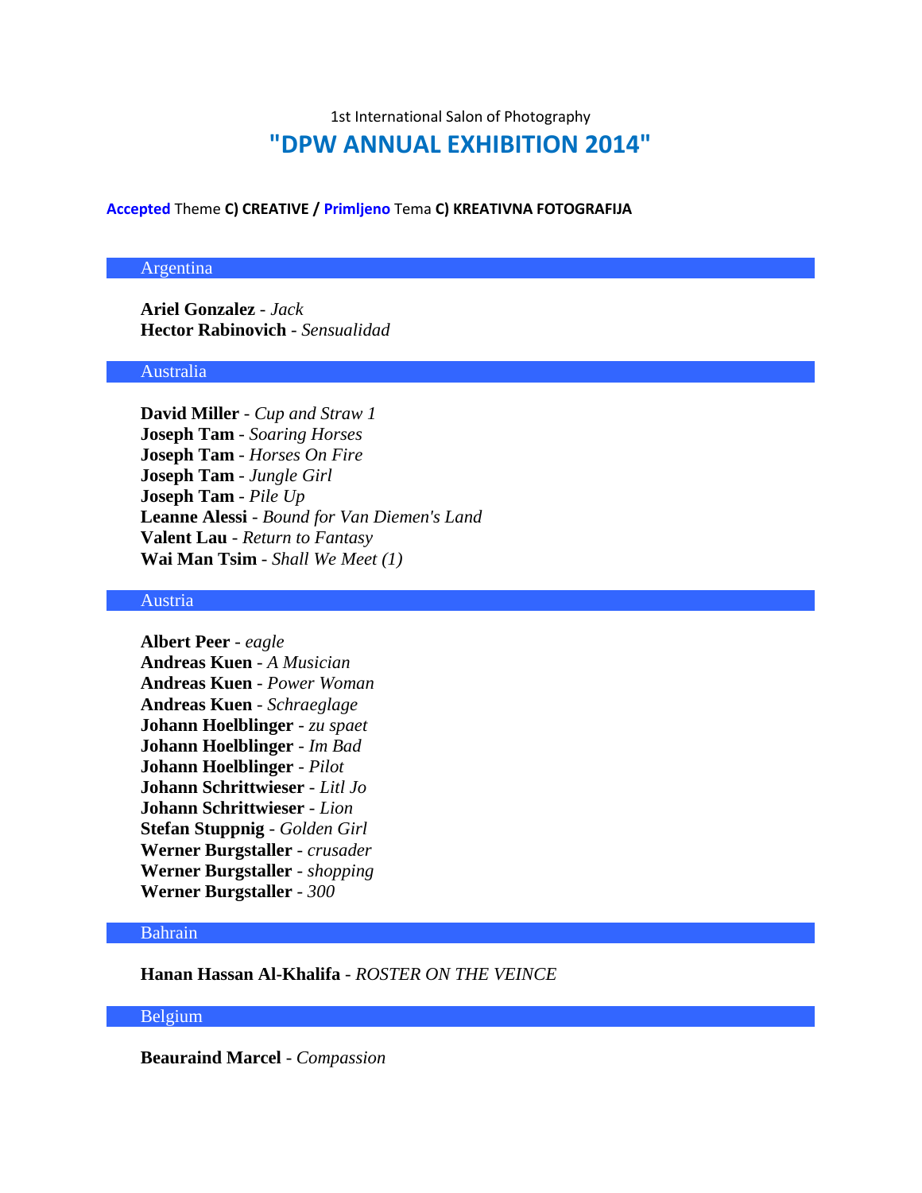1st International Salon of Photography

# "DPW ANNUAL EXHIBITION 2014"

**Accepted** Theme **C) CREATIVE / Primljeno** Tema **C) KREATIVNA FOTOGRAFIJA**

## Argentina

**Ariel Gonzalez** - *Jack*
**Hector Rabinovich** - *Sensualidad*

## Australia

**David Miller** - *Cup and Straw 1*
**Joseph Tam** - *Soaring Horses*
**Joseph Tam** - *Horses On Fire*
**Joseph Tam** - *Jungle Girl*
**Joseph Tam** - *Pile Up*
**Leanne Alessi** - *Bound for Van Diemen's Land*
**Valent Lau** - *Return to Fantasy*
**Wai Man Tsim** - *Shall We Meet (1)*

## Austria

**Albert Peer** - *eagle*
**Andreas Kuen** - *A Musician*
**Andreas Kuen** - *Power Woman*
**Andreas Kuen** - *Schraeglage*
**Johann Hoelblinger** - *zu spaet*
**Johann Hoelblinger** - *Im Bad*
**Johann Hoelblinger** - *Pilot*
**Johann Schrittwieser** - *Litl Jo*
**Johann Schrittwieser** - *Lion*
**Stefan Stuppnig** - *Golden Girl*
**Werner Burgstaller** - *crusader*
**Werner Burgstaller** - *shopping*
**Werner Burgstaller** - *300*

## Bahrain

**Hanan Hassan Al-Khalifa** - *ROSTER ON THE VEINCE*

## Belgium

**Beauraind Marcel** - *Compassion*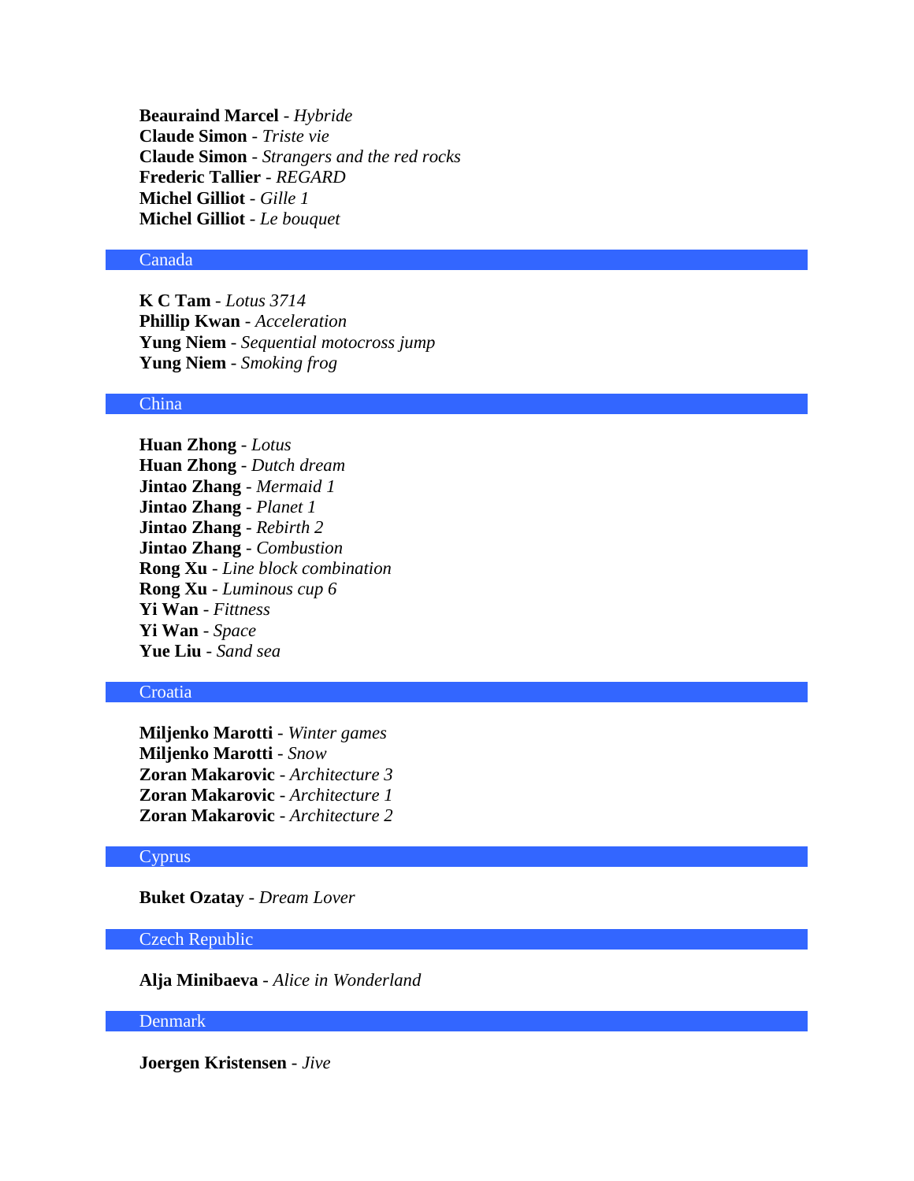**Beauraind Marcel** - *Hybride*
**Claude Simon** - *Triste vie*
**Claude Simon** - *Strangers and the red rocks*
**Frederic Tallier** - *REGARD*
**Michel Gilliot** - *Gille 1*
**Michel Gilliot** - *Le bouquet*

## Canada

**K C Tam** - *Lotus 3714*
**Phillip Kwan** - *Acceleration*
**Yung Niem** - *Sequential motocross jump*
**Yung Niem** - *Smoking frog*

## China

**Huan Zhong** - *Lotus*
**Huan Zhong** - *Dutch dream*
**Jintao Zhang** - *Mermaid 1*
**Jintao Zhang** - *Planet 1*
**Jintao Zhang** - *Rebirth 2*
**Jintao Zhang** - *Combustion*
**Rong Xu** - *Line block combination*
**Rong Xu** - *Luminous cup 6*
**Yi Wan** - *Fittness*
**Yi Wan** - *Space*
**Yue Liu** - *Sand sea*

## Croatia

**Miljenko Marotti** - *Winter games*
**Miljenko Marotti** - *Snow*
**Zoran Makarovic** - *Architecture 3*
**Zoran Makarovic** - *Architecture 1*
**Zoran Makarovic** - *Architecture 2*

## Cyprus

**Buket Ozatay** - *Dream Lover*

## Czech Republic

**Alja Minibaeva** - *Alice in Wonderland*

## Denmark

**Joergen Kristensen** - *Jive*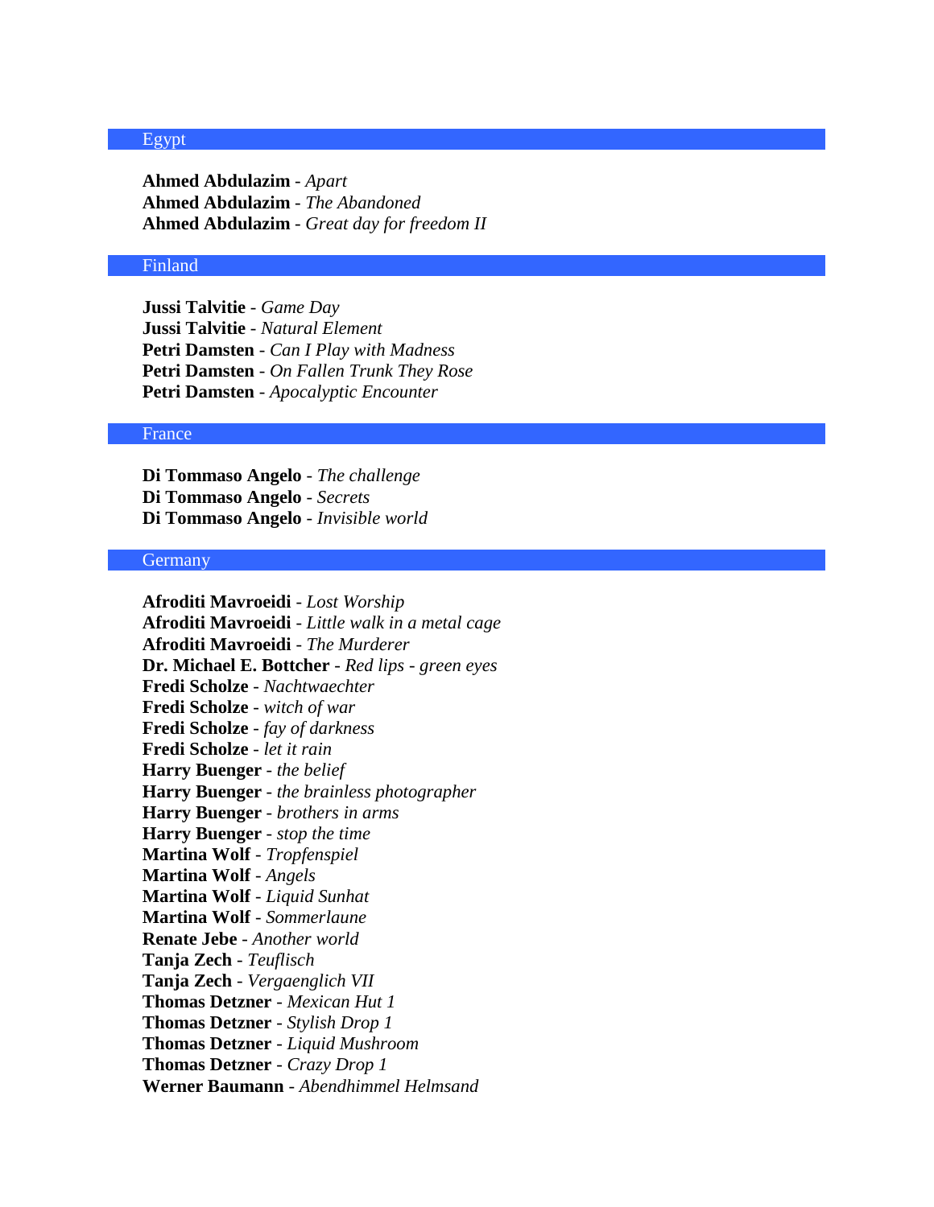## Egypt

**Ahmed Abdulazim** - *Apart*
**Ahmed Abdulazim** - *The Abandoned*
**Ahmed Abdulazim** - *Great day for freedom II*

## Finland

**Jussi Talvitie** - *Game Day*
**Jussi Talvitie** - *Natural Element*
**Petri Damsten** - *Can I Play with Madness*
**Petri Damsten** - *On Fallen Trunk They Rose*
**Petri Damsten** - *Apocalyptic Encounter*

## France

**Di Tommaso Angelo** - *The challenge*
**Di Tommaso Angelo** - *Secrets*
**Di Tommaso Angelo** - *Invisible world*

## Germany

**Afroditi Mavroeidi** - *Lost Worship*
**Afroditi Mavroeidi** - *Little walk in a metal cage*
**Afroditi Mavroeidi** - *The Murderer*
**Dr. Michael E. Bottcher** - *Red lips - green eyes*
**Fredi Scholze** - *Nachtwaechter*
**Fredi Scholze** - *witch of war*
**Fredi Scholze** - *fay of darkness*
**Fredi Scholze** - *let it rain*
**Harry Buenger** - *the belief*
**Harry Buenger** - *the brainless photographer*
**Harry Buenger** - *brothers in arms*
**Harry Buenger** - *stop the time*
**Martina Wolf** - *Tropfenspiel*
**Martina Wolf** - *Angels*
**Martina Wolf** - *Liquid Sunhat*
**Martina Wolf** - *Sommerlaune*
**Renate Jebe** - *Another world*
**Tanja Zech** - *Teuflisch*
**Tanja Zech** - *Vergaenglich VII*
**Thomas Detzner** - *Mexican Hut 1*
**Thomas Detzner** - *Stylish Drop 1*
**Thomas Detzner** - *Liquid Mushroom*
**Thomas Detzner** - *Crazy Drop 1*
**Werner Baumann** - *Abendhimmel Helmsand*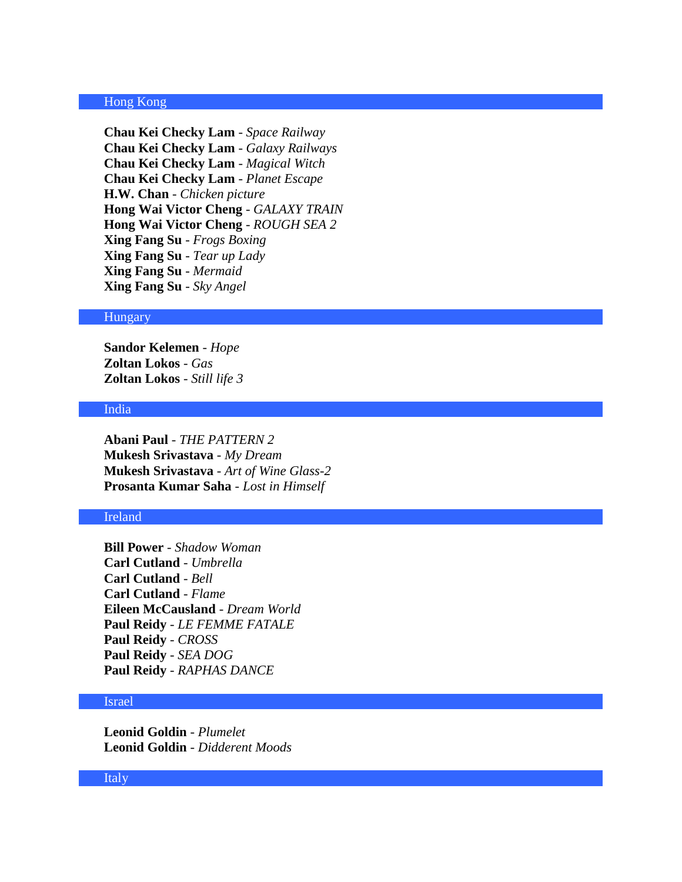## Hong Kong

**Chau Kei Checky Lam** - *Space Railway*
**Chau Kei Checky Lam** - *Galaxy Railways*
**Chau Kei Checky Lam** - *Magical Witch*
**Chau Kei Checky Lam** - *Planet Escape*
**H.W. Chan** - *Chicken picture*
**Hong Wai Victor Cheng** - *GALAXY TRAIN*
**Hong Wai Victor Cheng** - *ROUGH SEA 2*
**Xing Fang Su** - *Frogs Boxing*
**Xing Fang Su** - *Tear up Lady*
**Xing Fang Su** - *Mermaid*
**Xing Fang Su** - *Sky Angel*

## Hungary

**Sandor Kelemen** - *Hope*
**Zoltan Lokos** - *Gas*
**Zoltan Lokos** - *Still life 3*

## India

**Abani Paul** - *THE PATTERN 2*
**Mukesh Srivastava** - *My Dream*
**Mukesh Srivastava** - *Art of Wine Glass-2*
**Prosanta Kumar Saha** - *Lost in Himself*

## Ireland

**Bill Power** - *Shadow Woman*
**Carl Cutland** - *Umbrella*
**Carl Cutland** - *Bell*
**Carl Cutland** - *Flame*
**Eileen McCausland** - *Dream World*
**Paul Reidy** - *LE FEMME FATALE*
**Paul Reidy** - *CROSS*
**Paul Reidy** - *SEA DOG*
**Paul Reidy** - *RAPHAS DANCE*

## Israel

**Leonid Goldin** - *Plumelet*
**Leonid Goldin** - *Didderent Moods*

## Italy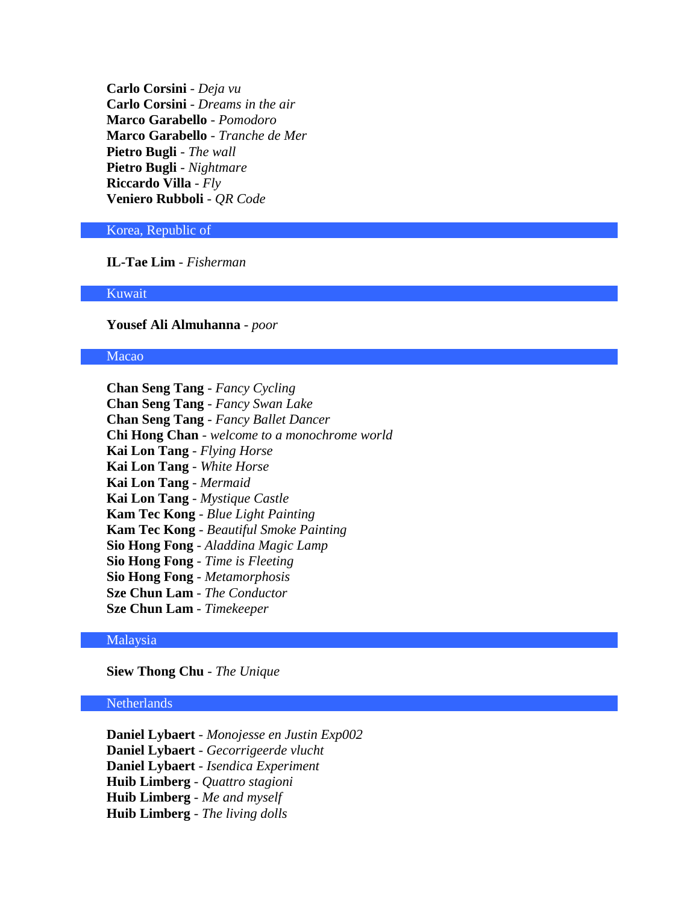**Carlo Corsini** - *Deja vu*
**Carlo Corsini** - *Dreams in the air*
**Marco Garabello** - *Pomodoro*
**Marco Garabello** - *Tranche de Mer*
**Pietro Bugli** - *The wall*
**Pietro Bugli** - *Nightmare*
**Riccardo Villa** - *Fly*
**Veniero Rubboli** - *QR Code*

## Korea, Republic of

**IL-Tae Lim** - *Fisherman*

## Kuwait

**Yousef Ali Almuhanna** - *poor*

## Macao

**Chan Seng Tang** - *Fancy Cycling*
**Chan Seng Tang** - *Fancy Swan Lake*
**Chan Seng Tang** - *Fancy Ballet Dancer*
**Chi Hong Chan** - *welcome to a monochrome world*
**Kai Lon Tang** - *Flying Horse*
**Kai Lon Tang** - *White Horse*
**Kai Lon Tang** - *Mermaid*
**Kai Lon Tang** - *Mystique Castle*
**Kam Tec Kong** - *Blue Light Painting*
**Kam Tec Kong** - *Beautiful Smoke Painting*
**Sio Hong Fong** - *Aladdina Magic Lamp*
**Sio Hong Fong** - *Time is Fleeting*
**Sio Hong Fong** - *Metamorphosis*
**Sze Chun Lam** - *The Conductor*
**Sze Chun Lam** - *Timekeeper*

## Malaysia

**Siew Thong Chu** - *The Unique*

## Netherlands

**Daniel Lybaert** - *Monojesse en Justin Exp002*
**Daniel Lybaert** - *Gecorrigeerde vlucht*
**Daniel Lybaert** - *Isendica Experiment*
**Huib Limberg** - *Quattro stagioni*
**Huib Limberg** - *Me and myself*
**Huib Limberg** - *The living dolls*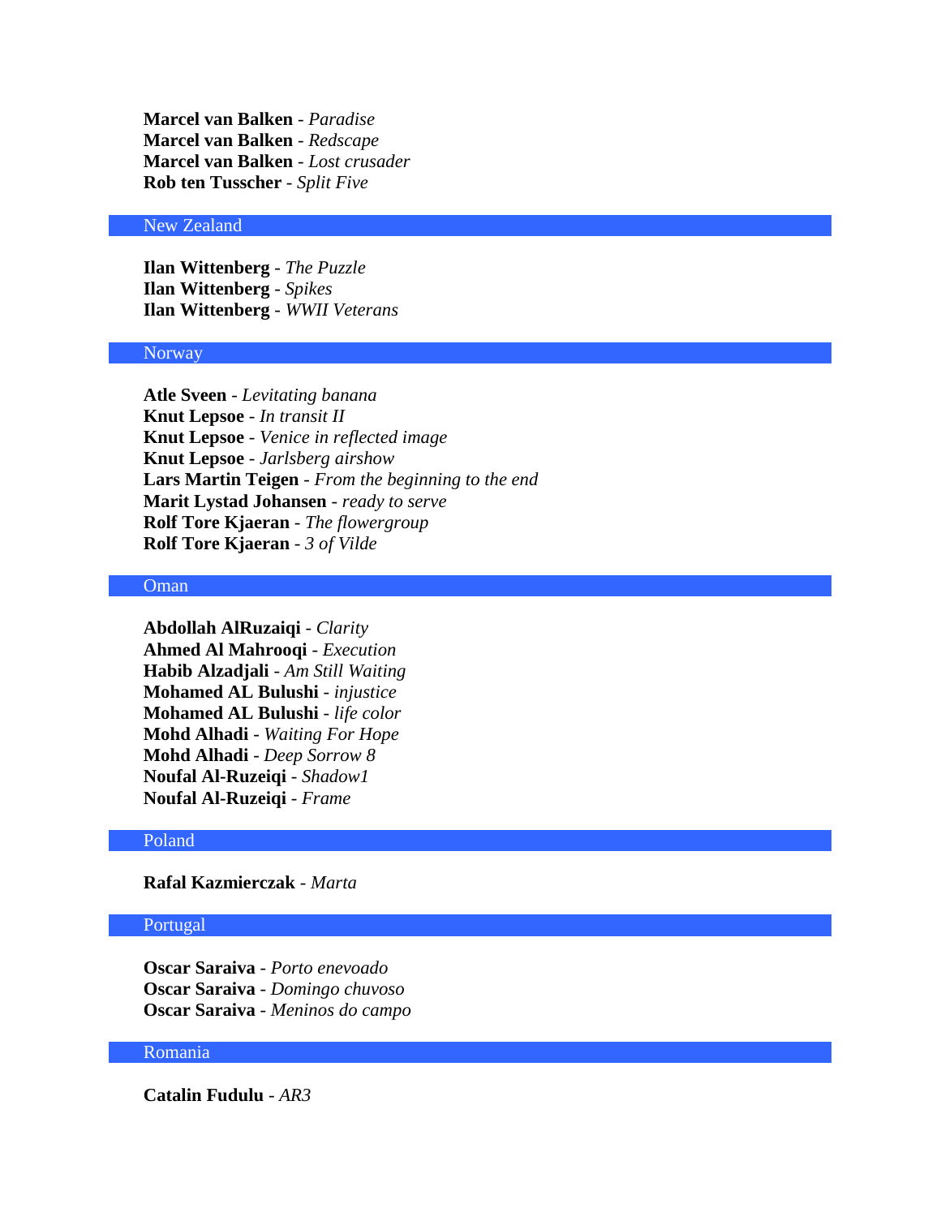**Marcel van Balken** - *Paradise*
**Marcel van Balken** - *Redscape*
**Marcel van Balken** - *Lost crusader*
**Rob ten Tusscher** - *Split Five*

## New Zealand

**Ilan Wittenberg** - *The Puzzle*
**Ilan Wittenberg** - *Spikes*
**Ilan Wittenberg** - *WWII Veterans*

## Norway

**Atle Sveen** - *Levitating banana*
**Knut Lepsoe** - *In transit II*
**Knut Lepsoe** - *Venice in reflected image*
**Knut Lepsoe** - *Jarlsberg airshow*
**Lars Martin Teigen** - *From the beginning to the end*
**Marit Lystad Johansen** - *ready to serve*
**Rolf Tore Kjaeran** - *The flowergroup*
**Rolf Tore Kjaeran** - *3 of Vilde*

## Oman

**Abdollah AlRuzaiqi** - *Clarity*
**Ahmed Al Mahrooqi** - *Execution*
**Habib Alzadjali** - *Am Still Waiting*
**Mohamed AL Bulushi** - *injustice*
**Mohamed AL Bulushi** - *life color*
**Mohd Alhadi** - *Waiting For Hope*
**Mohd Alhadi** - *Deep Sorrow 8*
**Noufal Al-Ruzeiqi** - *Shadow1*
**Noufal Al-Ruzeiqi** - *Frame*

## Poland

**Rafal Kazmierczak** - *Marta*

## Portugal

**Oscar Saraiva** - *Porto enevoado*
**Oscar Saraiva** - *Domingo chuvoso*
**Oscar Saraiva** - *Meninos do campo*

## Romania

**Catalin Fudulu** - *AR3*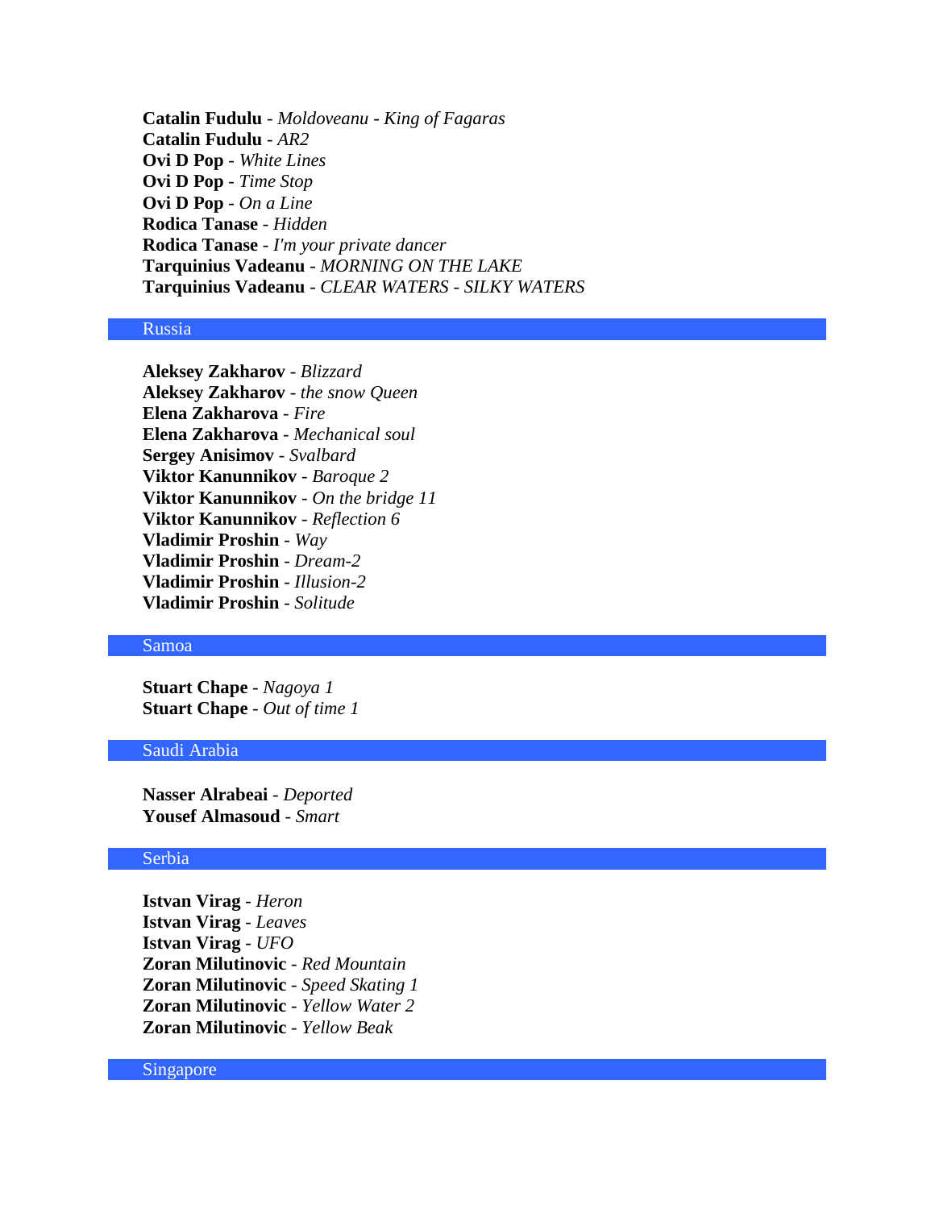**Catalin Fudulu** - *Moldoveanu - King of Fagaras*
**Catalin Fudulu** - *AR2*
**Ovi D Pop** - *White Lines*
**Ovi D Pop** - *Time Stop*
**Ovi D Pop** - *On a Line*
**Rodica Tanase** - *Hidden*
**Rodica Tanase** - *I'm your private dancer*
**Tarquinius Vadeanu** - *MORNING ON THE LAKE*
**Tarquinius Vadeanu** - *CLEAR WATERS - SILKY WATERS*

## Russia

**Aleksey Zakharov** - *Blizzard*
**Aleksey Zakharov** - *the snow Queen*
**Elena Zakharova** - *Fire*
**Elena Zakharova** - *Mechanical soul*
**Sergey Anisimov** - *Svalbard*
**Viktor Kanunnikov** - *Baroque 2*
**Viktor Kanunnikov** - *On the bridge 11*
**Viktor Kanunnikov** - *Reflection 6*
**Vladimir Proshin** - *Way*
**Vladimir Proshin** - *Dream-2*
**Vladimir Proshin** - *Illusion-2*
**Vladimir Proshin** - *Solitude*

## Samoa

**Stuart Chape** - *Nagoya 1*
**Stuart Chape** - *Out of time 1*

## Saudi Arabia

**Nasser Alrabeai** - *Deported*
**Yousef Almasoud** - *Smart*

## Serbia

**Istvan Virag** - *Heron*
**Istvan Virag** - *Leaves*
**Istvan Virag** - *UFO*
**Zoran Milutinovic** - *Red Mountain*
**Zoran Milutinovic** - *Speed Skating 1*
**Zoran Milutinovic** - *Yellow Water 2*
**Zoran Milutinovic** - *Yellow Beak*

## Singapore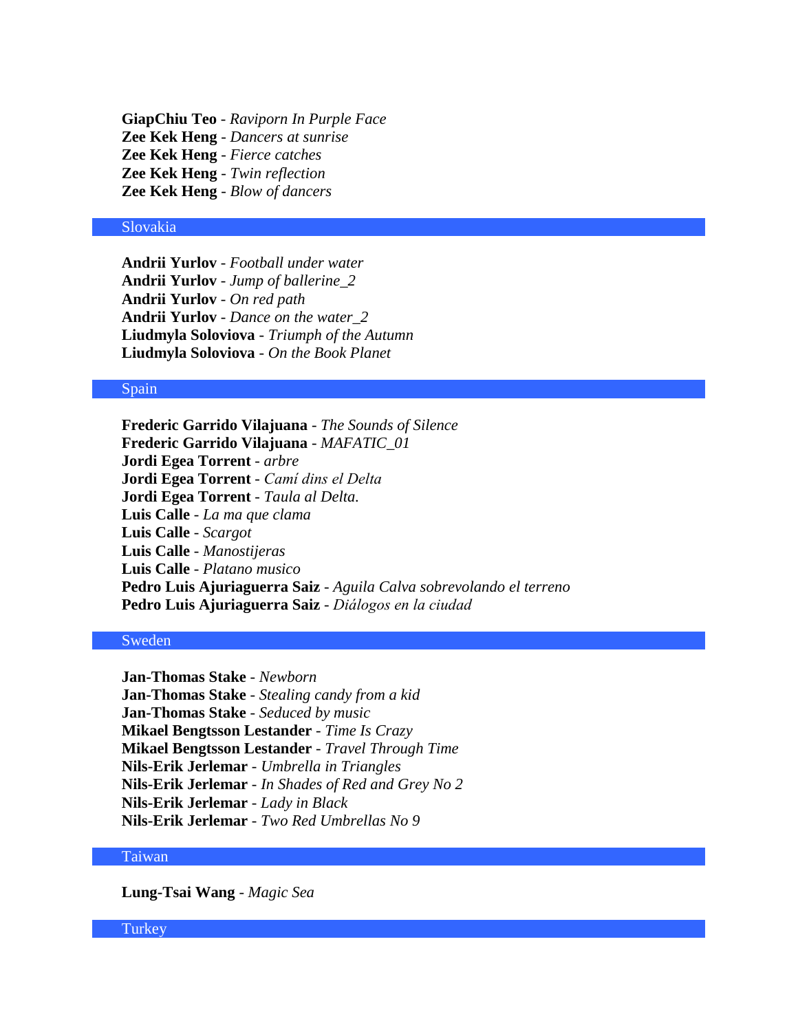**GiapChiu Teo** - *Raviporn In Purple Face*
**Zee Kek Heng** - *Dancers at sunrise*
**Zee Kek Heng** - *Fierce catches*
**Zee Kek Heng** - *Twin reflection*
**Zee Kek Heng** - *Blow of dancers*

## Slovakia

**Andrii Yurlov** - *Football under water*
**Andrii Yurlov** - *Jump of ballerine_2*
**Andrii Yurlov** - *On red path*
**Andrii Yurlov** - *Dance on the water_2*
**Liudmyla Soloviova** - *Triumph of the Autumn*
**Liudmyla Soloviova** - *On the Book Planet*

## Spain

**Frederic Garrido Vilajuana** - *The Sounds of Silence*
**Frederic Garrido Vilajuana** - *MAFATIC_01*
**Jordi Egea Torrent** - *arbre*
**Jordi Egea Torrent** - *Camí dins el Delta*
**Jordi Egea Torrent** - *Taula al Delta.*
**Luis Calle** - *La ma que clama*
**Luis Calle** - *Scargot*
**Luis Calle** - *Manostijeras*
**Luis Calle** - *Platano musico*
**Pedro Luis Ajuriaguerra Saiz** - *Aguila Calva sobrevolando el terreno*
**Pedro Luis Ajuriaguerra Saiz** - *Diálogos en la ciudad*

## Sweden

**Jan-Thomas Stake** - *Newborn*
**Jan-Thomas Stake** - *Stealing candy from a kid*
**Jan-Thomas Stake** - *Seduced by music*
**Mikael Bengtsson Lestander** - *Time Is Crazy*
**Mikael Bengtsson Lestander** - *Travel Through Time*
**Nils-Erik Jerlemar** - *Umbrella in Triangles*
**Nils-Erik Jerlemar** - *In Shades of Red and Grey No 2*
**Nils-Erik Jerlemar** - *Lady in Black*
**Nils-Erik Jerlemar** - *Two Red Umbrellas No 9*

## Taiwan

**Lung-Tsai Wang** - *Magic Sea*

## Turkey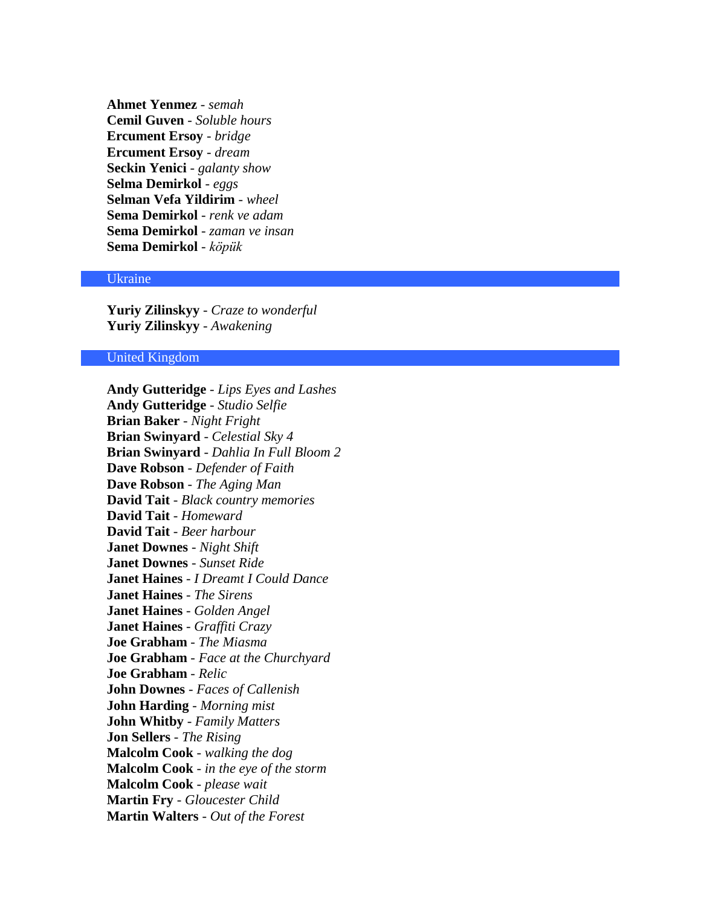**Ahmet Yenmez** - *semah*  
**Cemil Guven** - *Soluble hours*  
**Ercument Ersoy** - *bridge*  
**Ercument Ersoy** - *dream*  
**Seckin Yenici** - *galanty show*  
**Selma Demirkol** - *eggs*  
**Selman Vefa Yildirim** - *wheel*  
**Sema Demirkol** - *renk ve adam*  
**Sema Demirkol** - *zaman ve insan*  
**Sema Demirkol** - *köpük*

## Ukraine

**Yuriy Zilinskyy** - *Craze to wonderful*  
**Yuriy Zilinskyy** - *Awakening*

## United Kingdom

**Andy Gutteridge** - *Lips Eyes and Lashes*  
**Andy Gutteridge** - *Studio Selfie*  
**Brian Baker** - *Night Fright*  
**Brian Swinyard** - *Celestial Sky 4*  
**Brian Swinyard** - *Dahlia In Full Bloom 2*  
**Dave Robson** - *Defender of Faith*  
**Dave Robson** - *The Aging Man*  
**David Tait** - *Black country memories*  
**David Tait** - *Homeward*  
**David Tait** - *Beer harbour*  
**Janet Downes** - *Night Shift*  
**Janet Downes** - *Sunset Ride*  
**Janet Haines** - *I Dreamt I Could Dance*  
**Janet Haines** - *The Sirens*  
**Janet Haines** - *Golden Angel*  
**Janet Haines** - *Graffiti Crazy*  
**Joe Grabham** - *The Miasma*  
**Joe Grabham** - *Face at the Churchyard*  
**Joe Grabham** - *Relic*  
**John Downes** - *Faces of Callenish*  
**John Harding** - *Morning mist*  
**John Whitby** - *Family Matters*  
**Jon Sellers** - *The Rising*  
**Malcolm Cook** - *walking the dog*  
**Malcolm Cook** - *in the eye of the storm*  
**Malcolm Cook** - *please wait*  
**Martin Fry** - *Gloucester Child*  
**Martin Walters** - *Out of the Forest*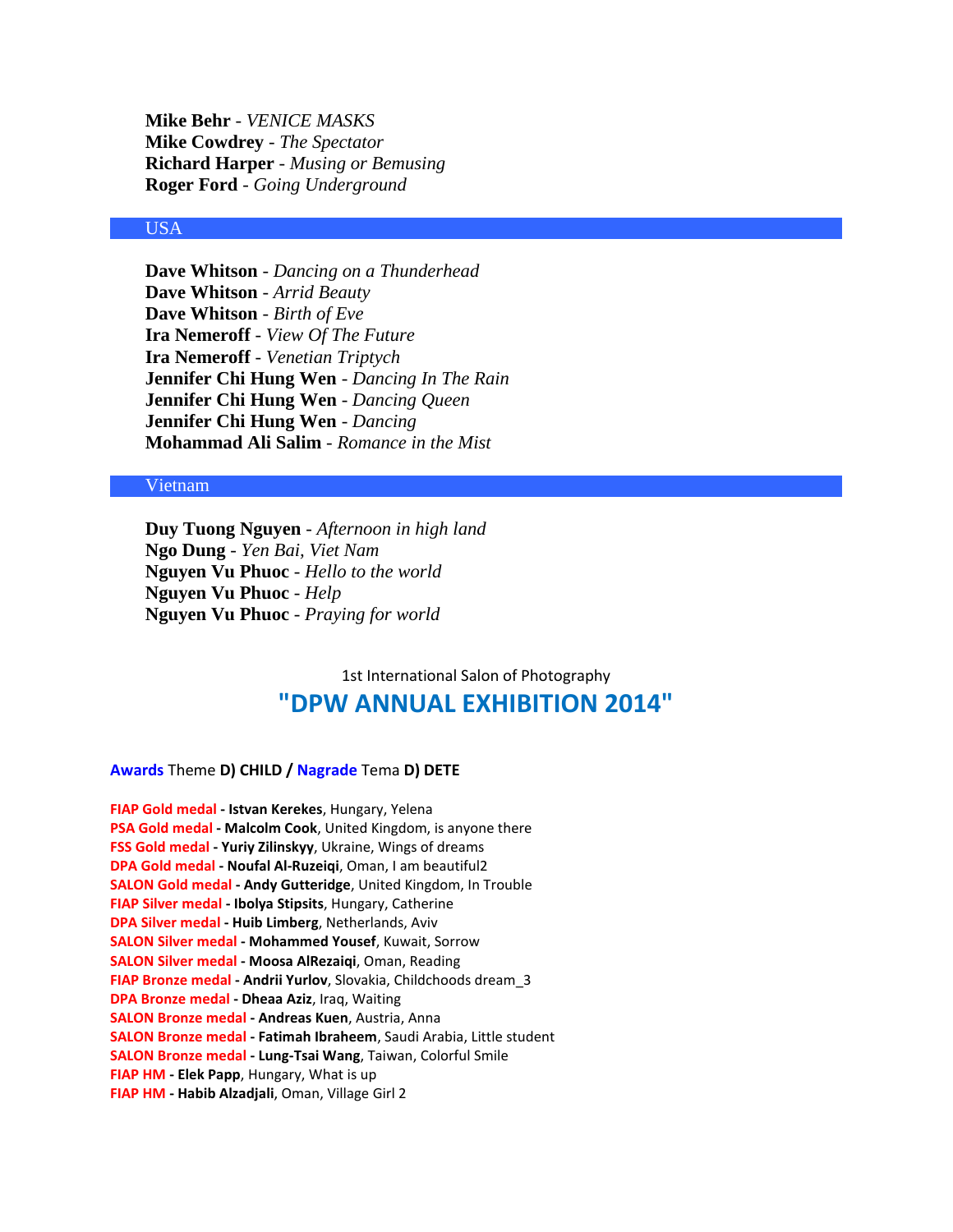**Mike Behr** - *VENICE MASKS*
**Mike Cowdrey** - *The Spectator*
**Richard Harper** - *Musing or Bemusing*
**Roger Ford** - *Going Underground*

## USA

**Dave Whitson** - *Dancing on a Thunderhead*
**Dave Whitson** - *Arrid Beauty*
**Dave Whitson** - *Birth of Eve*
**Ira Nemeroff** - *View Of The Future*
**Ira Nemeroff** - *Venetian Triptych*
**Jennifer Chi Hung Wen** - *Dancing In The Rain*
**Jennifer Chi Hung Wen** - *Dancing Queen*
**Jennifer Chi Hung Wen** - *Dancing*
**Mohammad Ali Salim** - *Romance in the Mist*

## Vietnam

**Duy Tuong Nguyen** - *Afternoon in high land*
**Ngo Dung** - *Yen Bai, Viet Nam*
**Nguyen Vu Phuoc** - *Hello to the world*
**Nguyen Vu Phuoc** - *Help*
**Nguyen Vu Phuoc** - *Praying for world*

1st International Salon of Photography

# "DPW ANNUAL EXHIBITION 2014"

**Awards** Theme **D) CHILD / Nagrade** Tema **D) DETE**

**FIAP Gold medal - Istvan Kerekes**, Hungary, Yelena
**PSA Gold medal - Malcolm Cook**, United Kingdom, is anyone there
**FSS Gold medal - Yuriy Zilinskyy**, Ukraine, Wings of dreams
**DPA Gold medal - Noufal Al-Ruzeiqi**, Oman, I am beautiful2
**SALON Gold medal - Andy Gutteridge**, United Kingdom, In Trouble
**FIAP Silver medal - Ibolya Stipsits**, Hungary, Catherine
**DPA Silver medal - Huib Limberg**, Netherlands, Aviv
**SALON Silver medal - Mohammed Yousef**, Kuwait, Sorrow
**SALON Silver medal - Moosa AlRezaiqi**, Oman, Reading
**FIAP Bronze medal - Andrii Yurlov**, Slovakia, Childchoods dream_3
**DPA Bronze medal - Dheaa Aziz**, Iraq, Waiting
**SALON Bronze medal - Andreas Kuen**, Austria, Anna
**SALON Bronze medal - Fatimah Ibraheem**, Saudi Arabia, Little student
**SALON Bronze medal - Lung-Tsai Wang**, Taiwan, Colorful Smile
**FIAP HM - Elek Papp**, Hungary, What is up
**FIAP HM - Habib Alzadjali**, Oman, Village Girl 2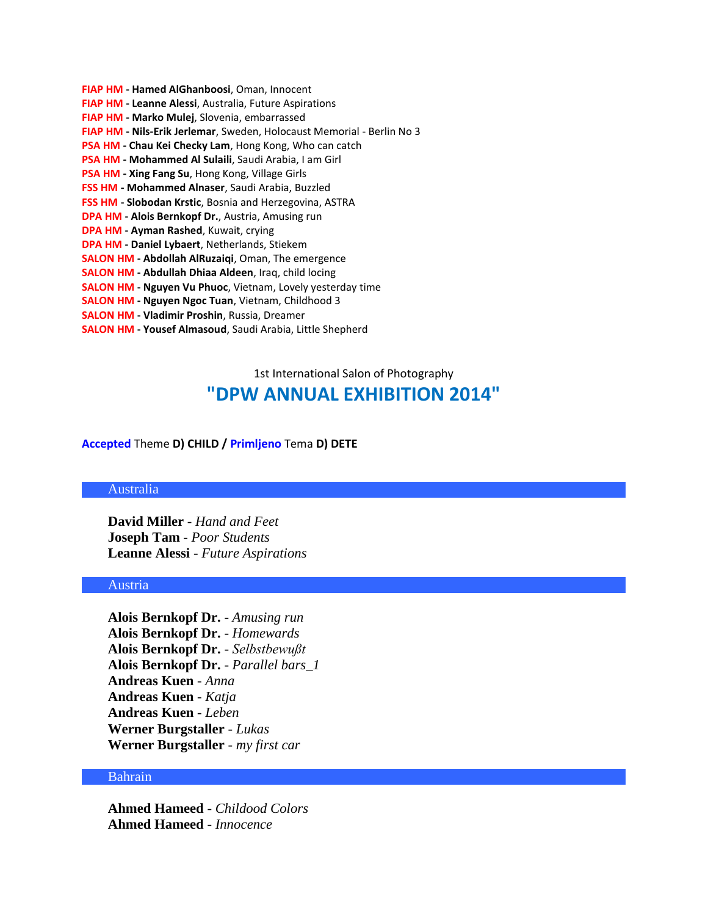**FIAP HM - Hamed AlGhanboosi**, Oman, Innocent
**FIAP HM - Leanne Alessi**, Australia, Future Aspirations
**FIAP HM - Marko Mulej**, Slovenia, embarrassed
**FIAP HM - Nils-Erik Jerlemar**, Sweden, Holocaust Memorial - Berlin No 3
**PSA HM - Chau Kei Checky Lam**, Hong Kong, Who can catch
**PSA HM - Mohammed Al Sulaili**, Saudi Arabia, I am Girl
**PSA HM - Xing Fang Su**, Hong Kong, Village Girls
**FSS HM - Mohammed Alnaser**, Saudi Arabia, Buzzled
**FSS HM - Slobodan Krstic**, Bosnia and Herzegovina, ASTRA
**DPA HM - Alois Bernkopf Dr.**, Austria, Amusing run
**DPA HM - Ayman Rashed**, Kuwait, crying
**DPA HM - Daniel Lybaert**, Netherlands, Stiekem
**SALON HM - Abdollah AlRuzaiqi**, Oman, The emergence
**SALON HM - Abdullah Dhiaa Aldeen**, Iraq, child locing
**SALON HM - Nguyen Vu Phuoc**, Vietnam, Lovely yesterday time
**SALON HM - Nguyen Ngoc Tuan**, Vietnam, Childhood 3
**SALON HM - Vladimir Proshin**, Russia, Dreamer
**SALON HM - Yousef Almasoud**, Saudi Arabia, Little Shepherd

1st International Salon of Photography

# "DPW ANNUAL EXHIBITION 2014"

Accepted Theme **D) CHILD /** Primljeno Tema **D) DETE**

## Australia

**David Miller** - *Hand and Feet*
**Joseph Tam** - *Poor Students*
**Leanne Alessi** - *Future Aspirations*

## Austria

**Alois Bernkopf Dr.** - *Amusing run*
**Alois Bernkopf Dr.** - *Homewards*
**Alois Bernkopf Dr.** - *Selbstbewußt*
**Alois Bernkopf Dr.** - *Parallel bars_1*
**Andreas Kuen** - *Anna*
**Andreas Kuen** - *Katja*
**Andreas Kuen** - *Leben*
**Werner Burgstaller** - *Lukas*
**Werner Burgstaller** - *my first car*

## Bahrain

**Ahmed Hameed** - *Childood Colors*
**Ahmed Hameed** - *Innocence*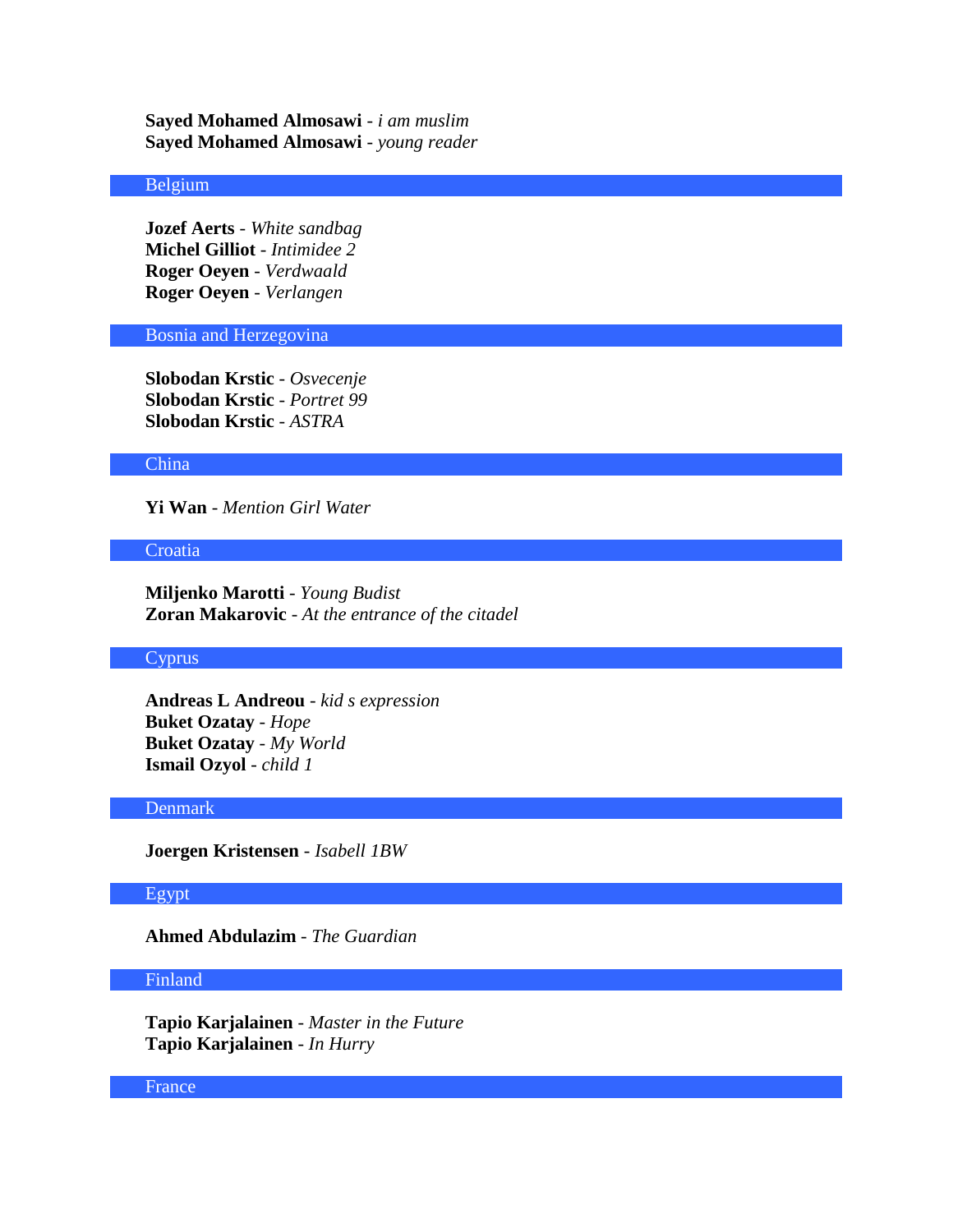**Sayed Mohamed Almosawi** - *i am muslim*
**Sayed Mohamed Almosawi** - *young reader*

## Belgium

**Jozef Aerts** - *White sandbag*
**Michel Gilliot** - *Intimidee 2*
**Roger Oeyen** - *Verdwaald*
**Roger Oeyen** - *Verlangen*

## Bosnia and Herzegovina

**Slobodan Krstic** - *Osvecenje*
**Slobodan Krstic** - *Portret 99*
**Slobodan Krstic** - *ASTRA*

## China

**Yi Wan** - *Mention Girl Water*

## Croatia

**Miljenko Marotti** - *Young Budist*
**Zoran Makarovic** - *At the entrance of the citadel*

## Cyprus

**Andreas L Andreou** - *kid s expression*
**Buket Ozatay** - *Hope*
**Buket Ozatay** - *My World*
**Ismail Ozyol** - *child 1*

## Denmark

**Joergen Kristensen** - *Isabell 1BW*

## Egypt

**Ahmed Abdulazim** - *The Guardian*

## Finland

**Tapio Karjalainen** - *Master in the Future*
**Tapio Karjalainen** - *In Hurry*

## France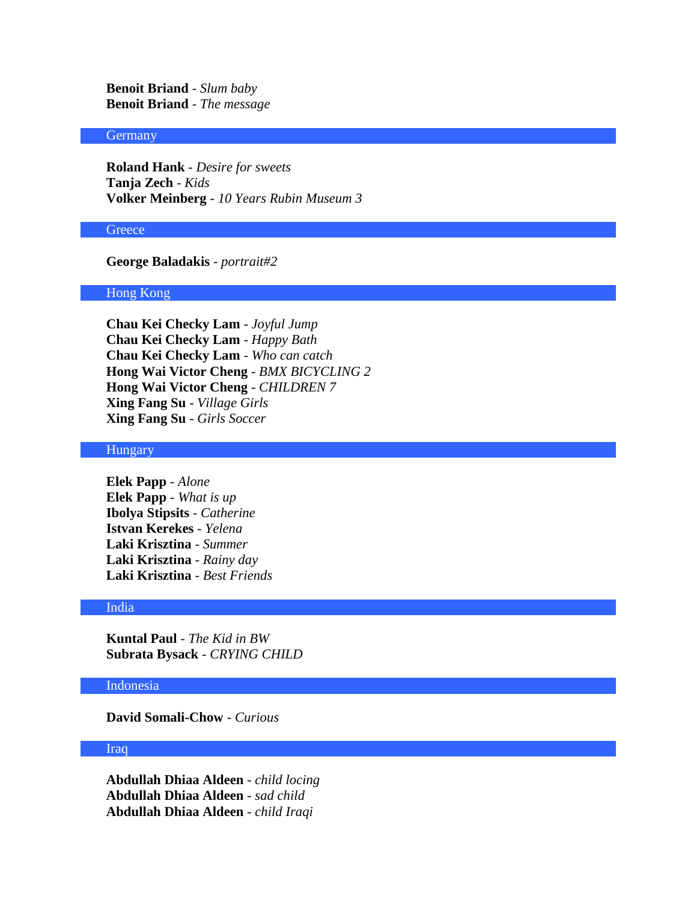**Benoit Briand** - *Slum baby*
**Benoit Briand** - *The message*

## Germany

**Roland Hank** - *Desire for sweets*
**Tanja Zech** - *Kids*
**Volker Meinberg** - *10 Years Rubin Museum 3*

## Greece

**George Baladakis** - *portrait#2*

## Hong Kong

**Chau Kei Checky Lam** - *Joyful Jump*
**Chau Kei Checky Lam** - *Happy Bath*
**Chau Kei Checky Lam** - *Who can catch*
**Hong Wai Victor Cheng** - *BMX BICYCLING 2*
**Hong Wai Victor Cheng** - *CHILDREN 7*
**Xing Fang Su** - *Village Girls*
**Xing Fang Su** - *Girls Soccer*

## Hungary

**Elek Papp** - *Alone*
**Elek Papp** - *What is up*
**Ibolya Stipsits** - *Catherine*
**Istvan Kerekes** - *Yelena*
**Laki Krisztina** - *Summer*
**Laki Krisztina** - *Rainy day*
**Laki Krisztina** - *Best Friends*

## India

**Kuntal Paul** - *The Kid in BW*
**Subrata Bysack** - *CRYING CHILD*

## Indonesia

**David Somali-Chow** - *Curious*

## Iraq

**Abdullah Dhiaa Aldeen** - *child locing*
**Abdullah Dhiaa Aldeen** - *sad child*
**Abdullah Dhiaa Aldeen** - *child Iraqi*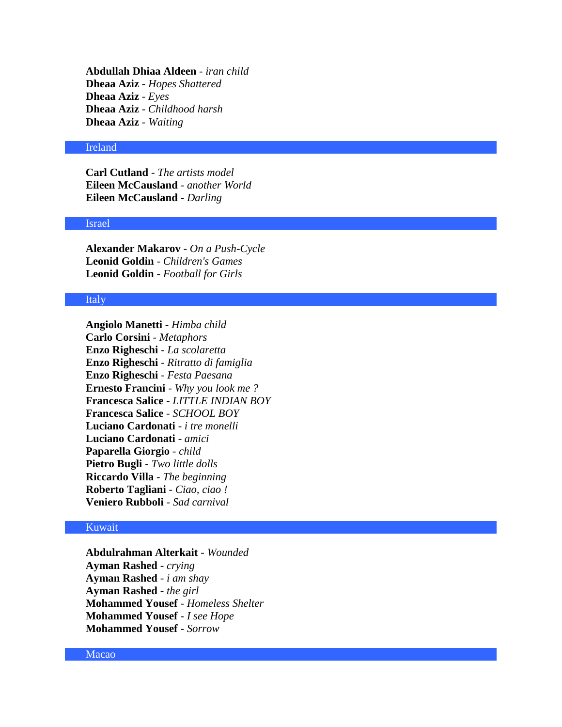**Abdullah Dhiaa Aldeen** - *iran child*
**Dheaa Aziz** - *Hopes Shattered*
**Dheaa Aziz** - *Eyes*
**Dheaa Aziz** - *Childhood harsh*
**Dheaa Aziz** - *Waiting*

## Ireland

**Carl Cutland** - *The artists model*
**Eileen McCausland** - *another World*
**Eileen McCausland** - *Darling*

## Israel

**Alexander Makarov** - *On a Push-Cycle*
**Leonid Goldin** - *Children's Games*
**Leonid Goldin** - *Football for Girls*

## Italy

**Angiolo Manetti** - *Himba child*
**Carlo Corsini** - *Metaphors*
**Enzo Righeschi** - *La scolaretta*
**Enzo Righeschi** - *Ritratto di famiglia*
**Enzo Righeschi** - *Festa Paesana*
**Ernesto Francini** - *Why you look me ?*
**Francesca Salice** - *LITTLE INDIAN BOY*
**Francesca Salice** - *SCHOOL BOY*
**Luciano Cardonati** - *i tre monelli*
**Luciano Cardonati** - *amici*
**Paparella Giorgio** - *child*
**Pietro Bugli** - *Two little dolls*
**Riccardo Villa** - *The beginning*
**Roberto Tagliani** - *Ciao, ciao !*
**Veniero Rubboli** - *Sad carnival*

## Kuwait

**Abdulrahman Alterkait** - *Wounded*
**Ayman Rashed** - *crying*
**Ayman Rashed** - *i am shay*
**Ayman Rashed** - *the girl*
**Mohammed Yousef** - *Homeless Shelter*
**Mohammed Yousef** - *I see Hope*
**Mohammed Yousef** - *Sorrow*

## Macao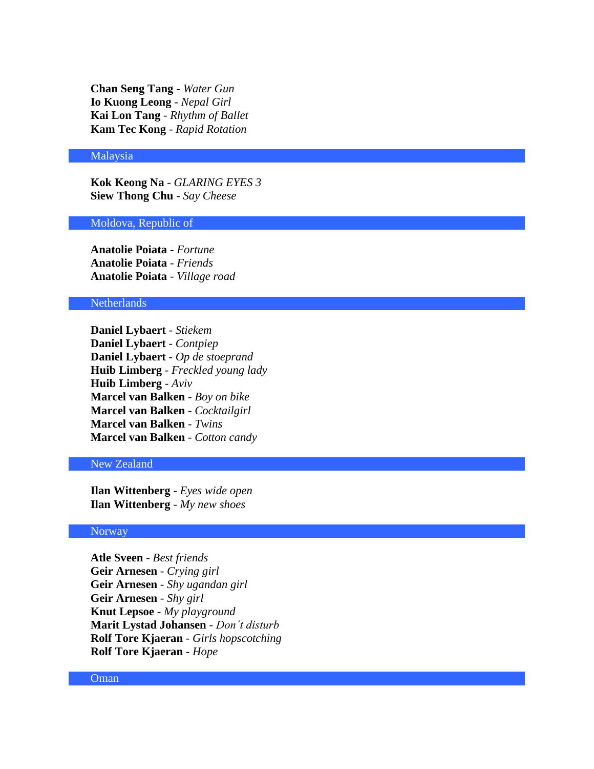**Chan Seng Tang** - *Water Gun*
**Io Kuong Leong** - *Nepal Girl*
**Kai Lon Tang** - *Rhythm of Ballet*
**Kam Tec Kong** - *Rapid Rotation*

## Malaysia

**Kok Keong Na** - *GLARING EYES 3*
**Siew Thong Chu** - *Say Cheese*

## Moldova, Republic of

**Anatolie Poiata** - *Fortune*
**Anatolie Poiata** - *Friends*
**Anatolie Poiata** - *Village road*

## Netherlands

**Daniel Lybaert** - *Stiekem*
**Daniel Lybaert** - *Contpiep*
**Daniel Lybaert** - *Op de stoeprand*
**Huib Limberg** - *Freckled young lady*
**Huib Limberg** - *Aviv*
**Marcel van Balken** - *Boy on bike*
**Marcel van Balken** - *Cocktailgirl*
**Marcel van Balken** - *Twins*
**Marcel van Balken** - *Cotton candy*

## New Zealand

**Ilan Wittenberg** - *Eyes wide open*
**Ilan Wittenberg** - *My new shoes*

## Norway

**Atle Sveen** - *Best friends*
**Geir Arnesen** - *Crying girl*
**Geir Arnesen** - *Shy ugandan girl*
**Geir Arnesen** - *Shy girl*
**Knut Lepsoe** - *My playground*
**Marit Lystad Johansen** - *Don´t disturb*
**Rolf Tore Kjaeran** - *Girls hopscotching*
**Rolf Tore Kjaeran** - *Hope*

## Oman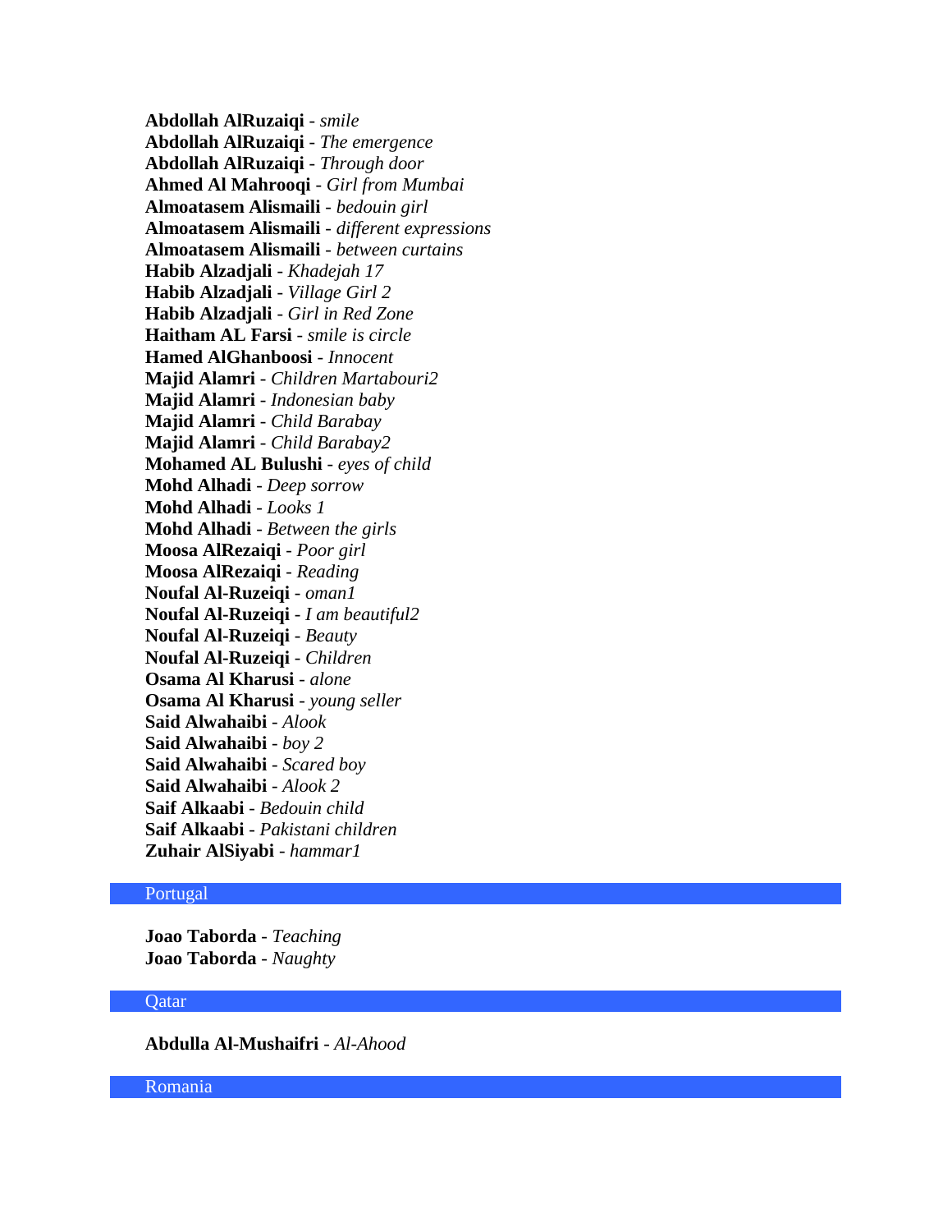**Abdollah AlRuzaiqi** - *smile*
**Abdollah AlRuzaiqi** - *The emergence*
**Abdollah AlRuzaiqi** - *Through door*
**Ahmed Al Mahrooqi** - *Girl from Mumbai*
**Almoatasem Alismaili** - *bedouin girl*
**Almoatasem Alismaili** - *different expressions*
**Almoatasem Alismaili** - *between curtains*
**Habib Alzadjali** - *Khadejah 17*
**Habib Alzadjali** - *Village Girl 2*
**Habib Alzadjali** - *Girl in Red Zone*
**Haitham AL Farsi** - *smile is circle*
**Hamed AlGhanboosi** - *Innocent*
**Majid Alamri** - *Children Martabouri2*
**Majid Alamri** - *Indonesian baby*
**Majid Alamri** - *Child Barabay*
**Majid Alamri** - *Child Barabay2*
**Mohamed AL Bulushi** - *eyes of child*
**Mohd Alhadi** - *Deep sorrow*
**Mohd Alhadi** - *Looks 1*
**Mohd Alhadi** - *Between the girls*
**Moosa AlRezaiqi** - *Poor girl*
**Moosa AlRezaiqi** - *Reading*
**Noufal Al-Ruzeiqi** - *oman1*
**Noufal Al-Ruzeiqi** - *I am beautiful2*
**Noufal Al-Ruzeiqi** - *Beauty*
**Noufal Al-Ruzeiqi** - *Children*
**Osama Al Kharusi** - *alone*
**Osama Al Kharusi** - *young seller*
**Said Alwahaibi** - *Alook*
**Said Alwahaibi** - *boy 2*
**Said Alwahaibi** - *Scared boy*
**Said Alwahaibi** - *Alook 2*
**Saif Alkaabi** - *Bedouin child*
**Saif Alkaabi** - *Pakistani children*
**Zuhair AlSiyabi** - *hammar1*

## Portugal

**Joao Taborda** - *Teaching*
**Joao Taborda** - *Naughty*

## Qatar

**Abdulla Al-Mushaifri** - *Al-Ahood*

## Romania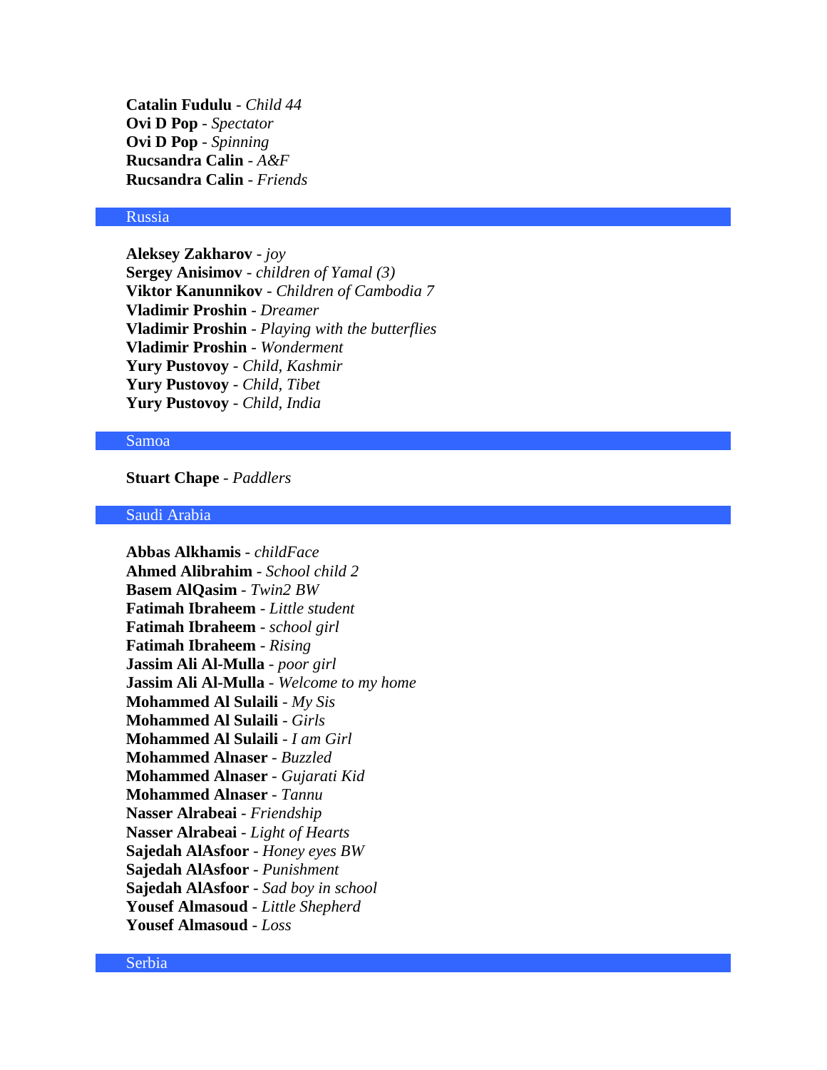**Catalin Fudulu** - *Child 44*  
**Ovi D Pop** - *Spectator*  
**Ovi D Pop** - *Spinning*  
**Rucsandra Calin** - *A&F*  
**Rucsandra Calin** - *Friends*

## Russia

**Aleksey Zakharov** - *joy*  
**Sergey Anisimov** - *children of Yamal (3)*  
**Viktor Kanunnikov** - *Children of Cambodia 7*  
**Vladimir Proshin** - *Dreamer*  
**Vladimir Proshin** - *Playing with the butterflies*  
**Vladimir Proshin** - *Wonderment*  
**Yury Pustovoy** - *Child, Kashmir*  
**Yury Pustovoy** - *Child, Tibet*  
**Yury Pustovoy** - *Child, India*

## Samoa

**Stuart Chape** - *Paddlers*

## Saudi Arabia

**Abbas Alkhamis** - *childFace*  
**Ahmed Alibrahim** - *School child 2*  
**Basem AlQasim** - *Twin2 BW*  
**Fatimah Ibraheem** - *Little student*  
**Fatimah Ibraheem** - *school girl*  
**Fatimah Ibraheem** - *Rising*  
**Jassim Ali Al-Mulla** - *poor girl*  
**Jassim Ali Al-Mulla** - *Welcome to my home*  
**Mohammed Al Sulaili** - *My Sis*  
**Mohammed Al Sulaili** - *Girls*  
**Mohammed Al Sulaili** - *I am Girl*  
**Mohammed Alnaser** - *Buzzled*  
**Mohammed Alnaser** - *Gujarati Kid*  
**Mohammed Alnaser** - *Tannu*  
**Nasser Alrabeai** - *Friendship*  
**Nasser Alrabeai** - *Light of Hearts*  
**Sajedah AlAsfoor** - *Honey eyes BW*  
**Sajedah AlAsfoor** - *Punishment*  
**Sajedah AlAsfoor** - *Sad boy in school*  
**Yousef Almasoud** - *Little Shepherd*  
**Yousef Almasoud** - *Loss*

## Serbia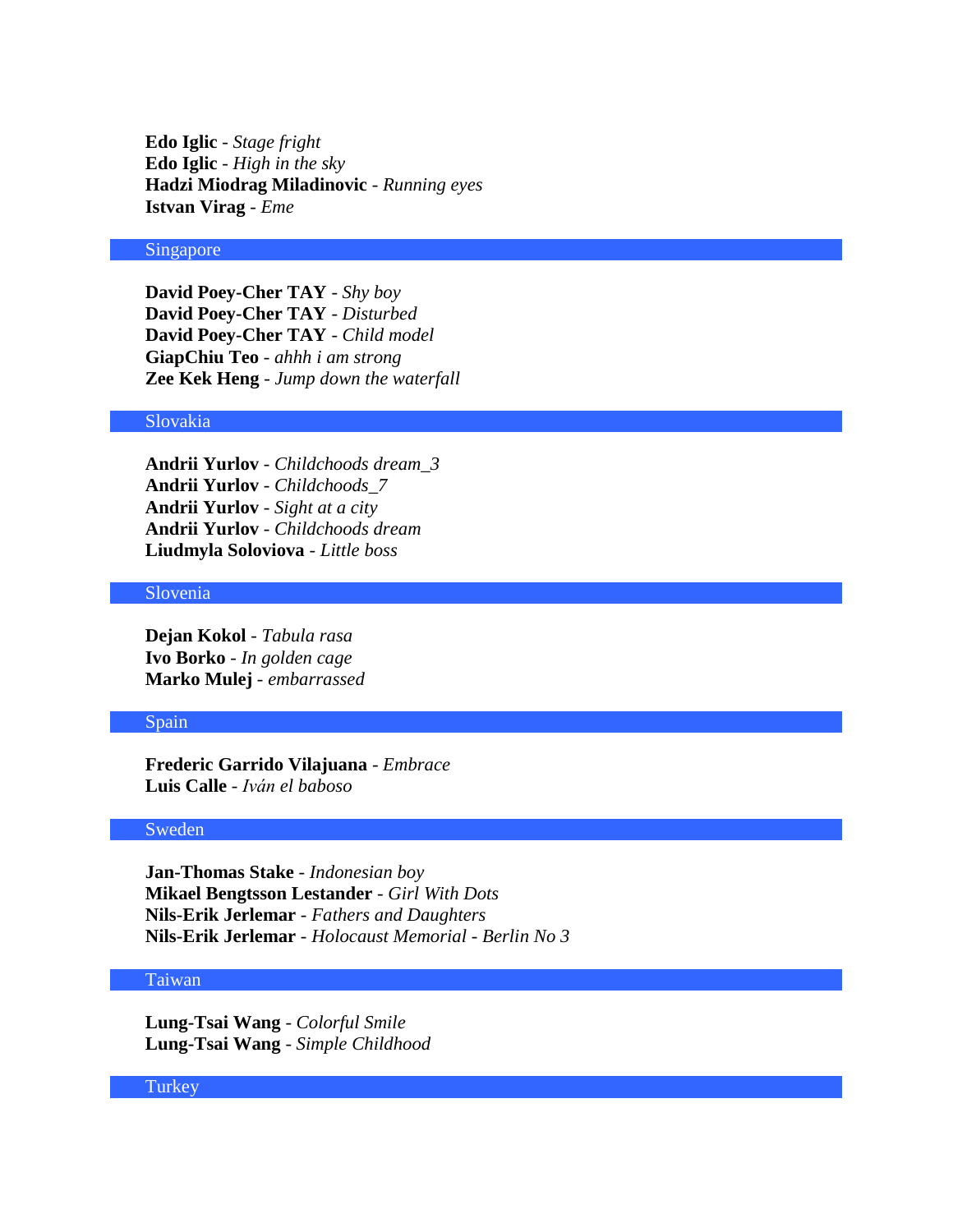**Edo Iglic** - *Stage fright*
**Edo Iglic** - *High in the sky*
**Hadzi Miodrag Miladinovic** - *Running eyes*
**Istvan Virag** - *Eme*

## Singapore

**David Poey-Cher TAY** - *Shy boy*
**David Poey-Cher TAY** - *Disturbed*
**David Poey-Cher TAY** - *Child model*
**GiapChiu Teo** - *ahhh i am strong*
**Zee Kek Heng** - *Jump down the waterfall*

## Slovakia

**Andrii Yurlov** - *Childchoods dream_3*
**Andrii Yurlov** - *Childchoods_7*
**Andrii Yurlov** - *Sight at a city*
**Andrii Yurlov** - *Childchoods dream*
**Liudmyla Soloviova** - *Little boss*

## Slovenia

**Dejan Kokol** - *Tabula rasa*
**Ivo Borko** - *In golden cage*
**Marko Mulej** - *embarrassed*

## Spain

**Frederic Garrido Vilajuana** - *Embrace*
**Luis Calle** - *Iván el baboso*

## Sweden

**Jan-Thomas Stake** - *Indonesian boy*
**Mikael Bengtsson Lestander** - *Girl With Dots*
**Nils-Erik Jerlemar** - *Fathers and Daughters*
**Nils-Erik Jerlemar** - *Holocaust Memorial - Berlin No 3*

## Taiwan

**Lung-Tsai Wang** - *Colorful Smile*
**Lung-Tsai Wang** - *Simple Childhood*

## Turkey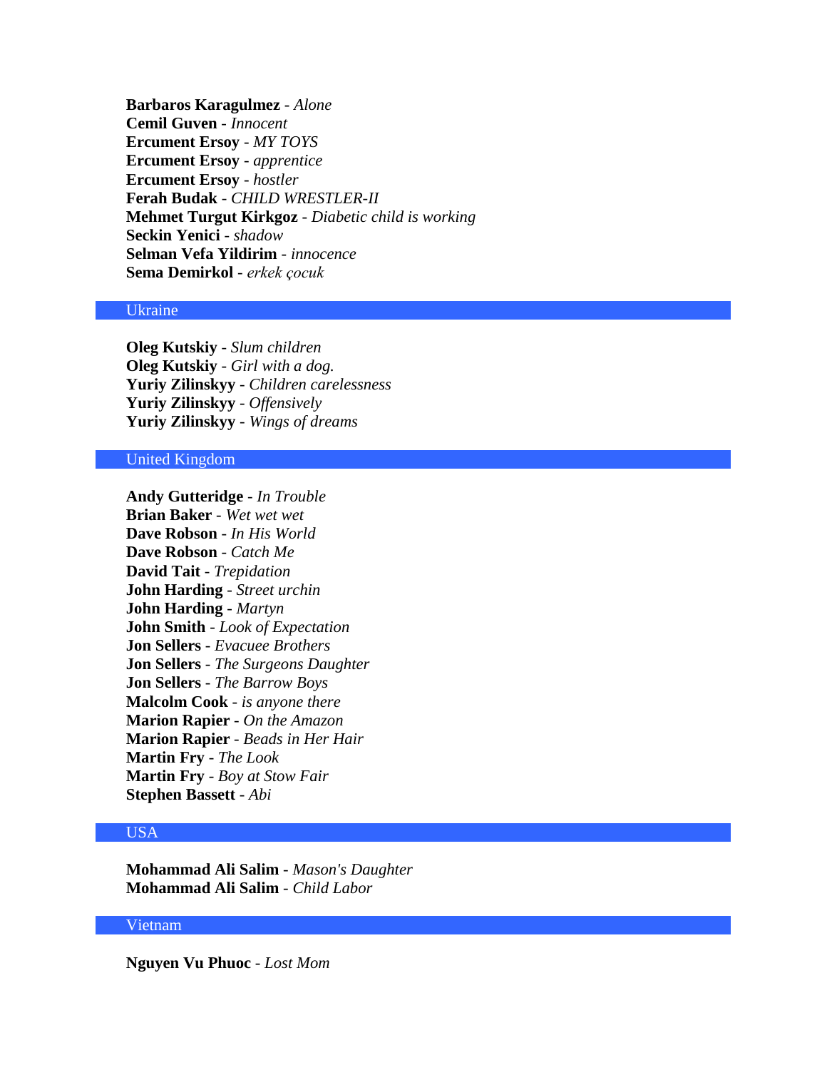**Barbaros Karagulmez** - *Alone*
**Cemil Guven** - *Innocent*
**Ercument Ersoy** - *MY TOYS*
**Ercument Ersoy** - *apprentice*
**Ercument Ersoy** - *hostler*
**Ferah Budak** - *CHILD WRESTLER-II*
**Mehmet Turgut Kirkgoz** - *Diabetic child is working*
**Seckin Yenici** - *shadow*
**Selman Vefa Yildirim** - *innocence*
**Sema Demirkol** - *erkek çocuk*

## Ukraine

**Oleg Kutskiy** - *Slum children*
**Oleg Kutskiy** - *Girl with a dog.*
**Yuriy Zilinskyy** - *Children carelessness*
**Yuriy Zilinskyy** - *Offensively*
**Yuriy Zilinskyy** - *Wings of dreams*

## United Kingdom

**Andy Gutteridge** - *In Trouble*
**Brian Baker** - *Wet wet wet*
**Dave Robson** - *In His World*
**Dave Robson** - *Catch Me*
**David Tait** - *Trepidation*
**John Harding** - *Street urchin*
**John Harding** - *Martyn*
**John Smith** - *Look of Expectation*
**Jon Sellers** - *Evacuee Brothers*
**Jon Sellers** - *The Surgeons Daughter*
**Jon Sellers** - *The Barrow Boys*
**Malcolm Cook** - *is anyone there*
**Marion Rapier** - *On the Amazon*
**Marion Rapier** - *Beads in Her Hair*
**Martin Fry** - *The Look*
**Martin Fry** - *Boy at Stow Fair*
**Stephen Bassett** - *Abi*

## USA

**Mohammad Ali Salim** - *Mason's Daughter*
**Mohammad Ali Salim** - *Child Labor*

## Vietnam

**Nguyen Vu Phuoc** - *Lost Mom*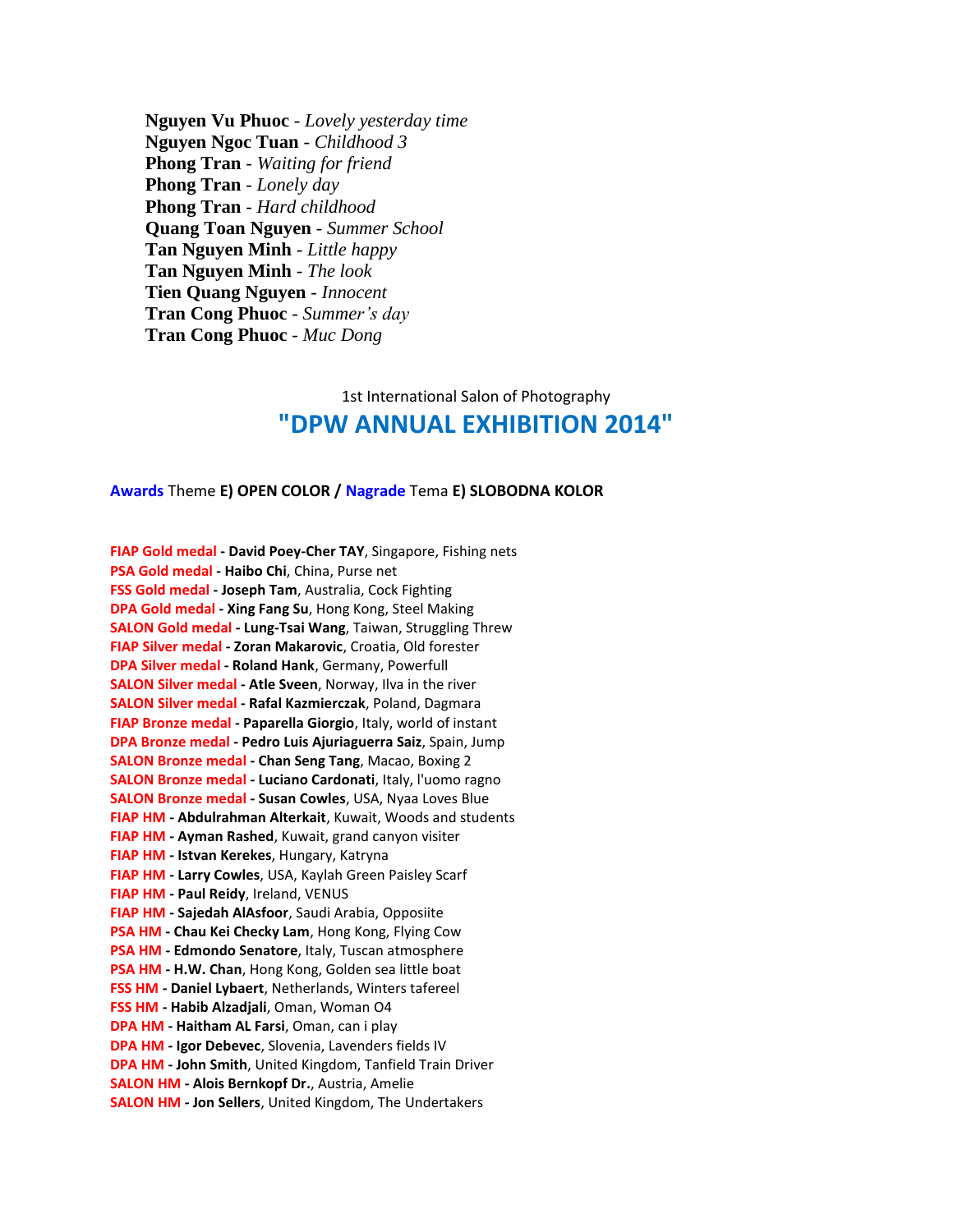**Nguyen Vu Phuoc** - *Lovely yesterday time*
**Nguyen Ngoc Tuan** - *Childhood 3*
**Phong Tran** - *Waiting for friend*
**Phong Tran** - *Lonely day*
**Phong Tran** - *Hard childhood*
**Quang Toan Nguyen** - *Summer School*
**Tan Nguyen Minh** - *Little happy*
**Tan Nguyen Minh** - *The look*
**Tien Quang Nguyen** - *Innocent*
**Tran Cong Phuoc** - *Summer's day*
**Tran Cong Phuoc** - *Muc Dong*

1st International Salon of Photography

## "DPW ANNUAL EXHIBITION 2014"

**Awards** Theme **E) OPEN COLOR / Nagrade** Tema **E) SLOBODNA KOLOR**

**FIAP Gold medal - David Poey-Cher TAY**, Singapore, Fishing nets
**PSA Gold medal - Haibo Chi**, China, Purse net
**FSS Gold medal - Joseph Tam**, Australia, Cock Fighting
**DPA Gold medal - Xing Fang Su**, Hong Kong, Steel Making
**SALON Gold medal - Lung-Tsai Wang**, Taiwan, Struggling Threw
**FIAP Silver medal - Zoran Makarovic**, Croatia, Old forester
**DPA Silver medal - Roland Hank**, Germany, Powerfull
**SALON Silver medal - Atle Sveen**, Norway, Ilva in the river
**SALON Silver medal - Rafal Kazmierczak**, Poland, Dagmara
**FIAP Bronze medal - Paparella Giorgio**, Italy, world of instant
**DPA Bronze medal - Pedro Luis Ajuriaguerra Saiz**, Spain, Jump
**SALON Bronze medal - Chan Seng Tang**, Macao, Boxing 2
**SALON Bronze medal - Luciano Cardonati**, Italy, l'uomo ragno
**SALON Bronze medal - Susan Cowles**, USA, Nyaa Loves Blue
**FIAP HM - Abdulrahman Alterkait**, Kuwait, Woods and students
**FIAP HM - Ayman Rashed**, Kuwait, grand canyon visiter
**FIAP HM - Istvan Kerekes**, Hungary, Katryna
**FIAP HM - Larry Cowles**, USA, Kaylah Green Paisley Scarf
**FIAP HM - Paul Reidy**, Ireland, VENUS
**FIAP HM - Sajedah AlAsfoor**, Saudi Arabia, Opposiite
**PSA HM - Chau Kei Checky Lam**, Hong Kong, Flying Cow
**PSA HM - Edmondo Senatore**, Italy, Tuscan atmosphere
**PSA HM - H.W. Chan**, Hong Kong, Golden sea little boat
**FSS HM - Daniel Lybaert**, Netherlands, Winters tafereel
**FSS HM - Habib Alzadjali**, Oman, Woman O4
**DPA HM - Haitham AL Farsi**, Oman, can i play
**DPA HM - Igor Debevec**, Slovenia, Lavenders fields IV
**DPA HM - John Smith**, United Kingdom, Tanfield Train Driver
**SALON HM - Alois Bernkopf Dr.**, Austria, Amelie
**SALON HM - Jon Sellers**, United Kingdom, The Undertakers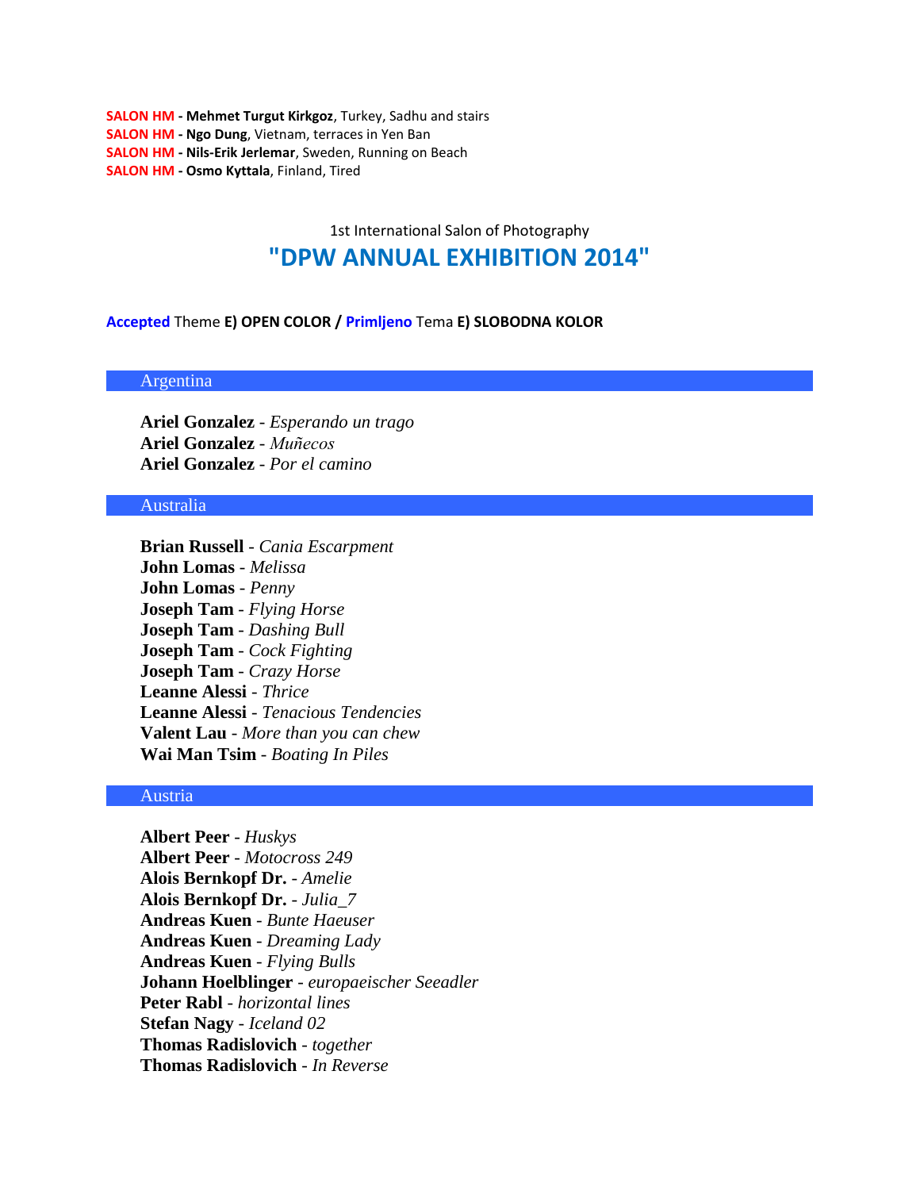**SALON HM - Mehmet Turgut Kirkgoz**, Turkey, Sadhu and stairs
**SALON HM - Ngo Dung**, Vietnam, terraces in Yen Ban
**SALON HM - Nils-Erik Jerlemar**, Sweden, Running on Beach
**SALON HM - Osmo Kyttala**, Finland, Tired

1st International Salon of Photography

# "DPW ANNUAL EXHIBITION 2014"

**Accepted** Theme **E) OPEN COLOR / Primljeno** Tema **E) SLOBODNA KOLOR**

## Argentina

**Ariel Gonzalez** - *Esperando un trago*
**Ariel Gonzalez** - *Muñecos*
**Ariel Gonzalez** - *Por el camino*

## Australia

**Brian Russell** - *Cania Escarpment*
**John Lomas** - *Melissa*
**John Lomas** - *Penny*
**Joseph Tam** - *Flying Horse*
**Joseph Tam** - *Dashing Bull*
**Joseph Tam** - *Cock Fighting*
**Joseph Tam** - *Crazy Horse*
**Leanne Alessi** - *Thrice*
**Leanne Alessi** - *Tenacious Tendencies*
**Valent Lau** - *More than you can chew*
**Wai Man Tsim** - *Boating In Piles*

## Austria

**Albert Peer** - *Huskys*
**Albert Peer** - *Motocross 249*
**Alois Bernkopf Dr.** - *Amelie*
**Alois Bernkopf Dr.** - *Julia_7*
**Andreas Kuen** - *Bunte Haeuser*
**Andreas Kuen** - *Dreaming Lady*
**Andreas Kuen** - *Flying Bulls*
**Johann Hoelblinger** - *europaeischer Seeadler*
**Peter Rabl** - *horizontal lines*
**Stefan Nagy** - *Iceland 02*
**Thomas Radislovich** - *together*
**Thomas Radislovich** - *In Reverse*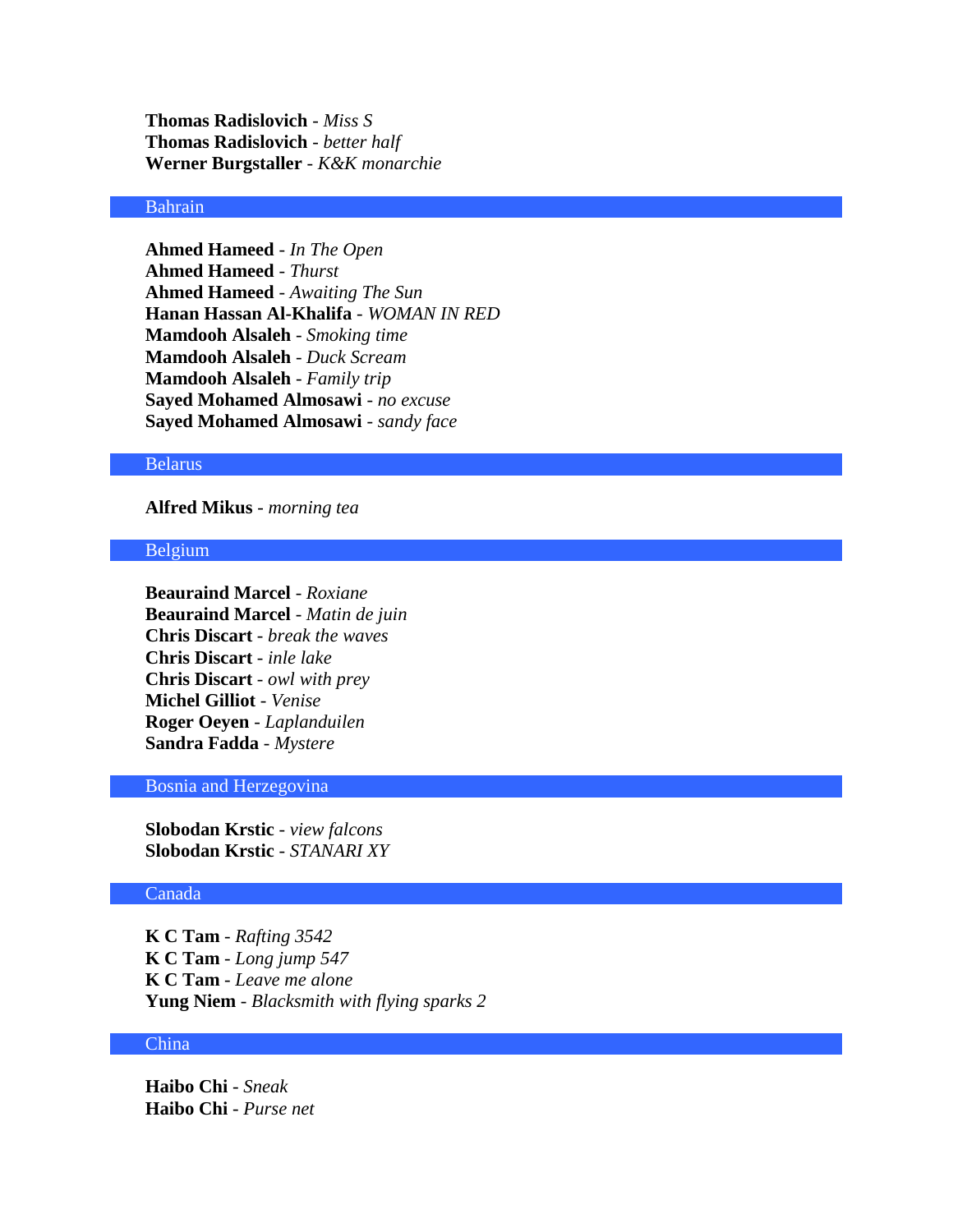**Thomas Radislovich** - *Miss S*
**Thomas Radislovich** - *better half*
**Werner Burgstaller** - *K&K monarchie*

## Bahrain

**Ahmed Hameed** - *In The Open*
**Ahmed Hameed** - *Thurst*
**Ahmed Hameed** - *Awaiting The Sun*
**Hanan Hassan Al-Khalifa** - *WOMAN IN RED*
**Mamdooh Alsaleh** - *Smoking time*
**Mamdooh Alsaleh** - *Duck Scream*
**Mamdooh Alsaleh** - *Family trip*
**Sayed Mohamed Almosawi** - *no excuse*
**Sayed Mohamed Almosawi** - *sandy face*

## Belarus

**Alfred Mikus** - *morning tea*

## Belgium

**Beauraind Marcel** - *Roxiane*
**Beauraind Marcel** - *Matin de juin*
**Chris Discart** - *break the waves*
**Chris Discart** - *inle lake*
**Chris Discart** - *owl with prey*
**Michel Gilliot** - *Venise*
**Roger Oeyen** - *Laplanduilen*
**Sandra Fadda** - *Mystere*

## Bosnia and Herzegovina

**Slobodan Krstic** - *view falcons*
**Slobodan Krstic** - *STANARI XY*

## Canada

**K C Tam** - *Rafting 3542*
**K C Tam** - *Long jump 547*
**K C Tam** - *Leave me alone*
**Yung Niem** - *Blacksmith with flying sparks 2*

## China

**Haibo Chi** - *Sneak*
**Haibo Chi** - *Purse net*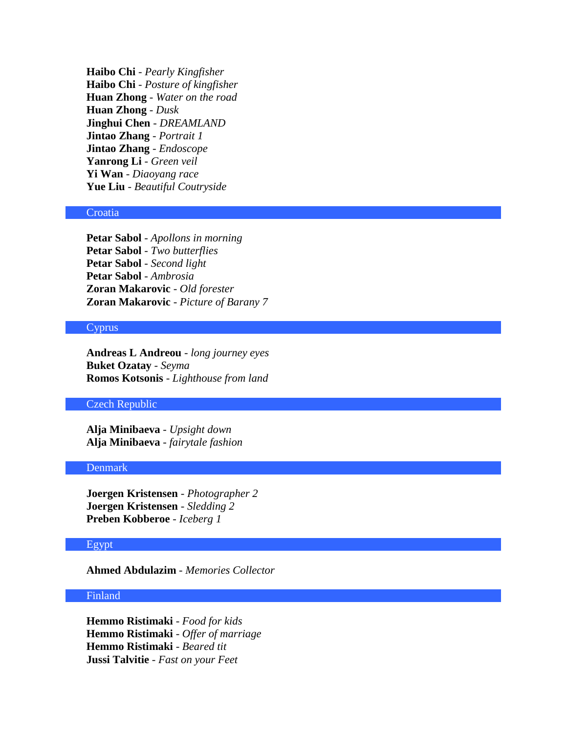**Haibo Chi** - *Pearly Kingfisher*
**Haibo Chi** - *Posture of kingfisher*
**Huan Zhong** - *Water on the road*
**Huan Zhong** - *Dusk*
**Jinghui Chen** - *DREAMLAND*
**Jintao Zhang** - *Portrait 1*
**Jintao Zhang** - *Endoscope*
**Yanrong Li** - *Green veil*
**Yi Wan** - *Diaoyang race*
**Yue Liu** - *Beautiful Coutryside*

## Croatia

**Petar Sabol** - *Apollons in morning*
**Petar Sabol** - *Two butterflies*
**Petar Sabol** - *Second light*
**Petar Sabol** - *Ambrosia*
**Zoran Makarovic** - *Old forester*
**Zoran Makarovic** - *Picture of Barany 7*

## Cyprus

**Andreas L Andreou** - *long journey eyes*
**Buket Ozatay** - *Seyma*
**Romos Kotsonis** - *Lighthouse from land*

## Czech Republic

**Alja Minibaeva** - *Upsight down*
**Alja Minibaeva** - *fairytale fashion*

## Denmark

**Joergen Kristensen** - *Photographer 2*
**Joergen Kristensen** - *Sledding 2*
**Preben Kobberoe** - *Iceberg 1*

## Egypt

**Ahmed Abdulazim** - *Memories Collector*

## Finland

**Hemmo Ristimaki** - *Food for kids*
**Hemmo Ristimaki** - *Offer of marriage*
**Hemmo Ristimaki** - *Beared tit*
**Jussi Talvitie** - *Fast on your Feet*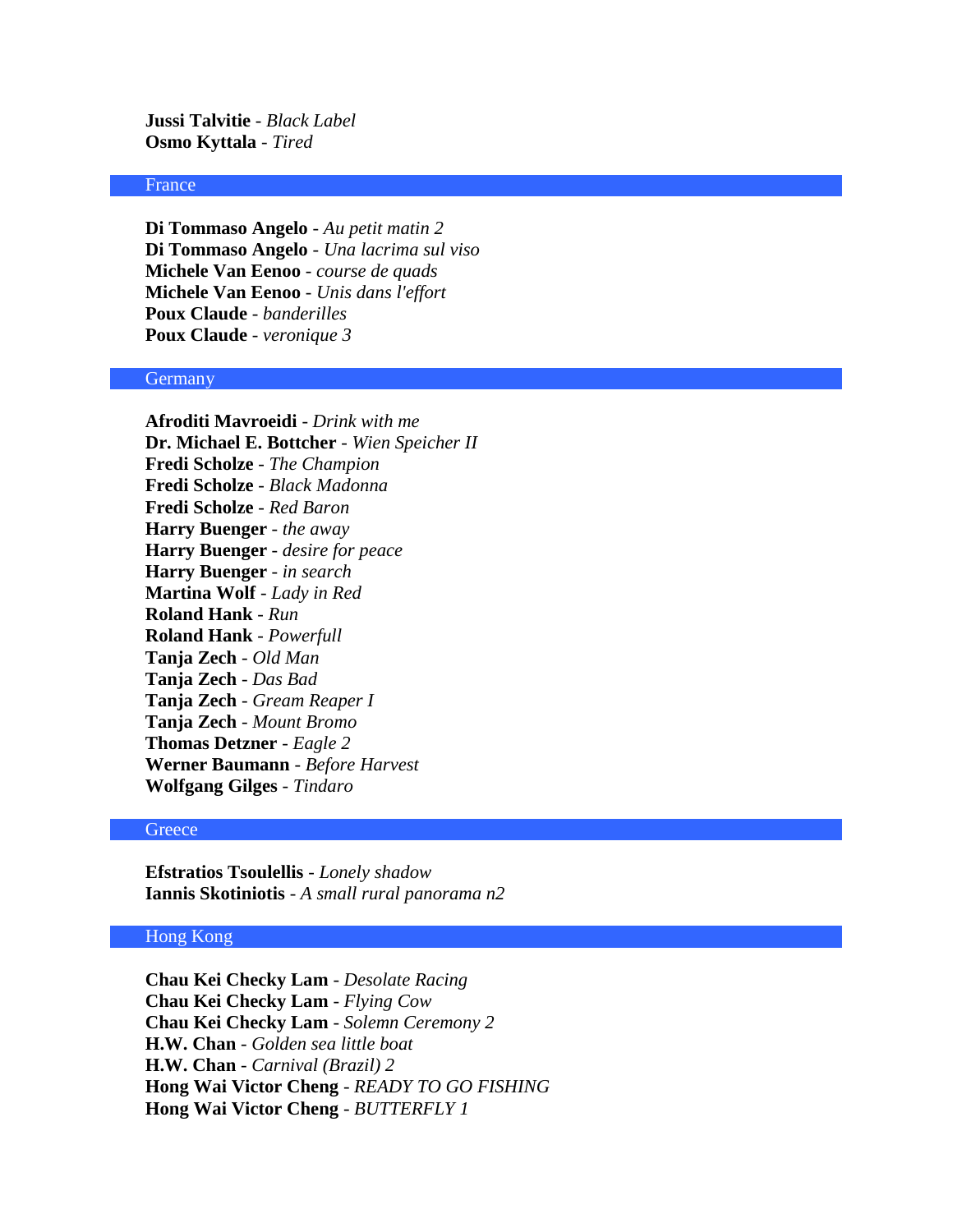**Jussi Talvitie** - *Black Label*
**Osmo Kyttala** - *Tired*

## France

**Di Tommaso Angelo** - *Au petit matin 2*
**Di Tommaso Angelo** - *Una lacrima sul viso*
**Michele Van Eenoo** - *course de quads*
**Michele Van Eenoo** - *Unis dans l'effort*
**Poux Claude** - *banderilles*
**Poux Claude** - *veronique 3*

## Germany

**Afroditi Mavroeidi** - *Drink with me*
**Dr. Michael E. Bottcher** - *Wien Speicher II*
**Fredi Scholze** - *The Champion*
**Fredi Scholze** - *Black Madonna*
**Fredi Scholze** - *Red Baron*
**Harry Buenger** - *the away*
**Harry Buenger** - *desire for peace*
**Harry Buenger** - *in search*
**Martina Wolf** - *Lady in Red*
**Roland Hank** - *Run*
**Roland Hank** - *Powerfull*
**Tanja Zech** - *Old Man*
**Tanja Zech** - *Das Bad*
**Tanja Zech** - *Gream Reaper I*
**Tanja Zech** - *Mount Bromo*
**Thomas Detzner** - *Eagle 2*
**Werner Baumann** - *Before Harvest*
**Wolfgang Gilges** - *Tindaro*

## Greece

**Efstratios Tsoulellis** - *Lonely shadow*
**Iannis Skotiniotis** - *A small rural panorama n2*

## Hong Kong

**Chau Kei Checky Lam** - *Desolate Racing*
**Chau Kei Checky Lam** - *Flying Cow*
**Chau Kei Checky Lam** - *Solemn Ceremony 2*
**H.W. Chan** - *Golden sea little boat*
**H.W. Chan** - *Carnival (Brazil) 2*
**Hong Wai Victor Cheng** - *READY TO GO FISHING*
**Hong Wai Victor Cheng** - *BUTTERFLY 1*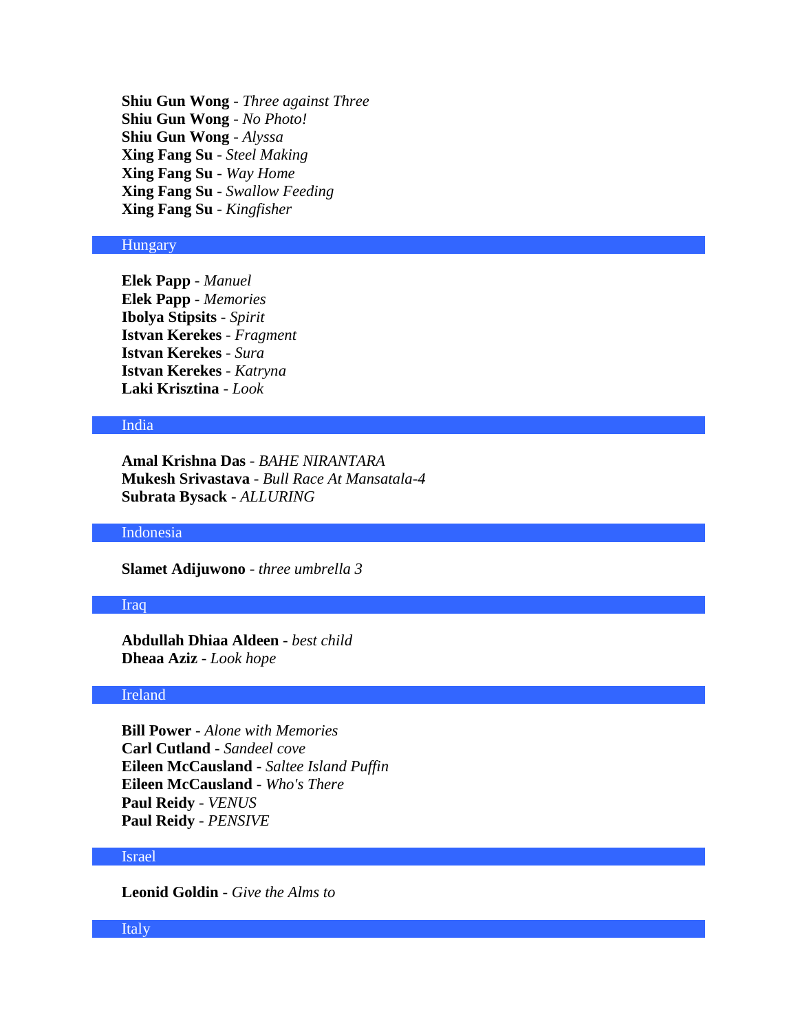**Shiu Gun Wong** - *Three against Three*
**Shiu Gun Wong** - *No Photo!*
**Shiu Gun Wong** - *Alyssa*
**Xing Fang Su** - *Steel Making*
**Xing Fang Su** - *Way Home*
**Xing Fang Su** - *Swallow Feeding*
**Xing Fang Su** - *Kingfisher*

## Hungary

**Elek Papp** - *Manuel*
**Elek Papp** - *Memories*
**Ibolya Stipsits** - *Spirit*
**Istvan Kerekes** - *Fragment*
**Istvan Kerekes** - *Sura*
**Istvan Kerekes** - *Katryna*
**Laki Krisztina** - *Look*

## India

**Amal Krishna Das** - *BAHE NIRANTARA*
**Mukesh Srivastava** - *Bull Race At Mansatala-4*
**Subrata Bysack** - *ALLURING*

## Indonesia

**Slamet Adijuwono** - *three umbrella 3*

## Iraq

**Abdullah Dhiaa Aldeen** - *best child*
**Dheaa Aziz** - *Look hope*

## Ireland

**Bill Power** - *Alone with Memories*
**Carl Cutland** - *Sandeel cove*
**Eileen McCausland** - *Saltee Island Puffin*
**Eileen McCausland** - *Who's There*
**Paul Reidy** - *VENUS*
**Paul Reidy** - *PENSIVE*

## Israel

**Leonid Goldin** - *Give the Alms to*

## Italy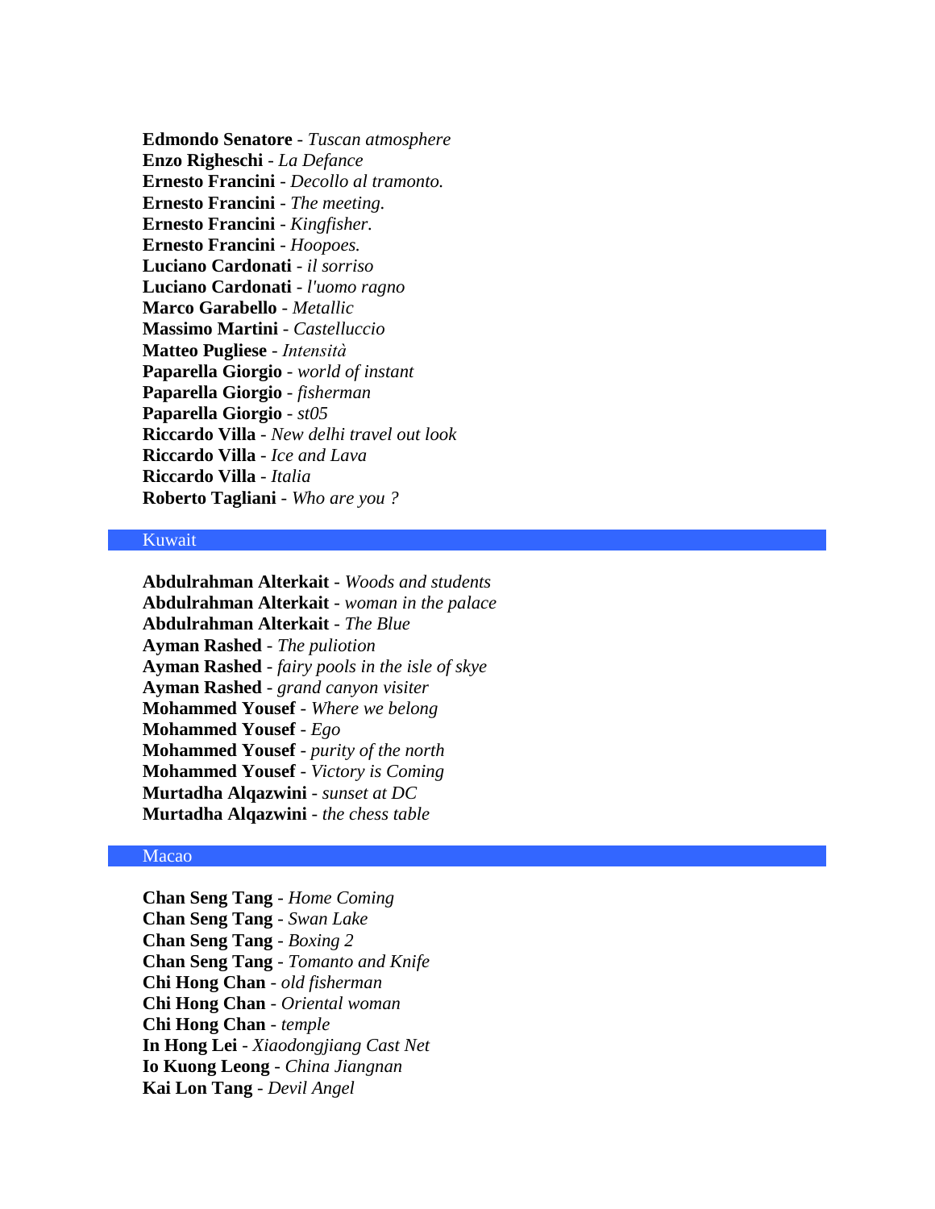**Edmondo Senatore** - *Tuscan atmosphere*
**Enzo Righeschi** - *La Defance*
**Ernesto Francini** - *Decollo al tramonto.*
**Ernesto Francini** - *The meeting.*
**Ernesto Francini** - *Kingfisher.*
**Ernesto Francini** - *Hoopoes.*
**Luciano Cardonati** - *il sorriso*
**Luciano Cardonati** - *l'uomo ragno*
**Marco Garabello** - *Metallic*
**Massimo Martini** - *Castelluccio*
**Matteo Pugliese** - *Intensità*
**Paparella Giorgio** - *world of instant*
**Paparella Giorgio** - *fisherman*
**Paparella Giorgio** - *st05*
**Riccardo Villa** - *New delhi travel out look*
**Riccardo Villa** - *Ice and Lava*
**Riccardo Villa** - *Italia*
**Roberto Tagliani** - *Who are you ?*

## Kuwait

**Abdulrahman Alterkait** - *Woods and students*
**Abdulrahman Alterkait** - *woman in the palace*
**Abdulrahman Alterkait** - *The Blue*
**Ayman Rashed** - *The puliotion*
**Ayman Rashed** - *fairy pools in the isle of skye*
**Ayman Rashed** - *grand canyon visiter*
**Mohammed Yousef** - *Where we belong*
**Mohammed Yousef** - *Ego*
**Mohammed Yousef** - *purity of the north*
**Mohammed Yousef** - *Victory is Coming*
**Murtadha Alqazwini** - *sunset at DC*
**Murtadha Alqazwini** - *the chess table*

## Macao

**Chan Seng Tang** - *Home Coming*
**Chan Seng Tang** - *Swan Lake*
**Chan Seng Tang** - *Boxing 2*
**Chan Seng Tang** - *Tomanto and Knife*
**Chi Hong Chan** - *old fisherman*
**Chi Hong Chan** - *Oriental woman*
**Chi Hong Chan** - *temple*
**In Hong Lei** - *Xiaodongjiang Cast Net*
**Io Kuong Leong** - *China Jiangnan*
**Kai Lon Tang** - *Devil Angel*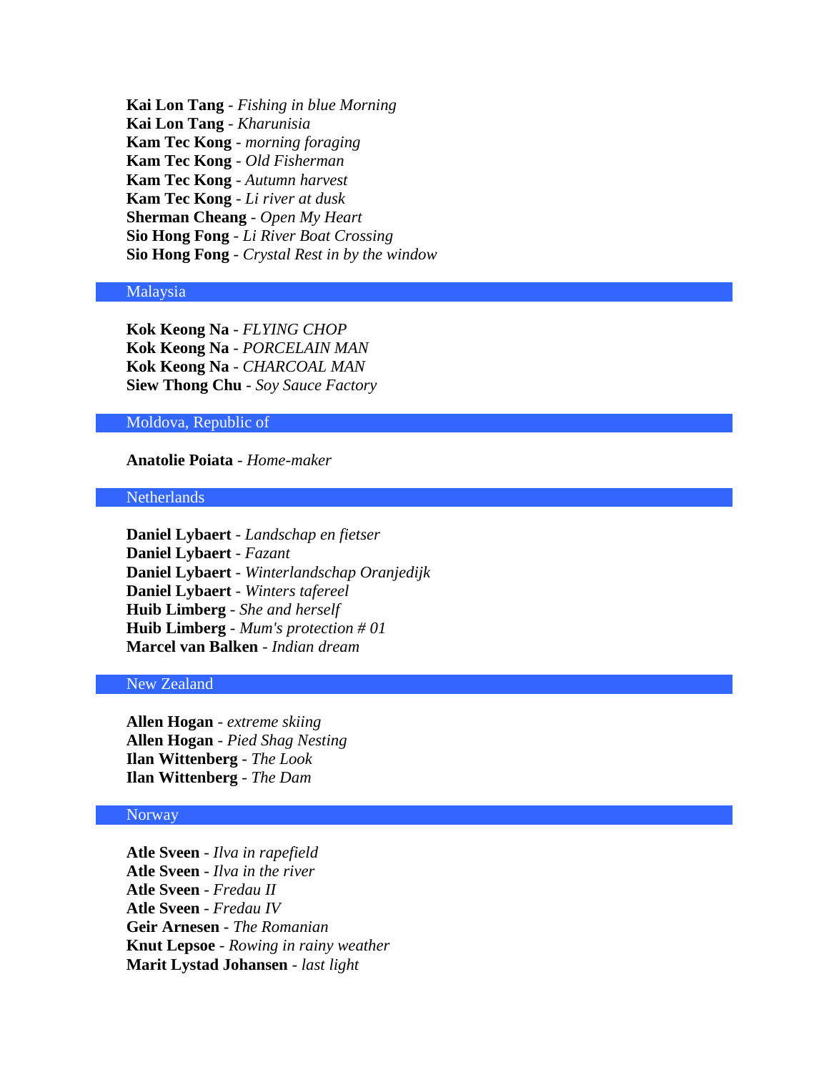**Kai Lon Tang** - *Fishing in blue Morning*
**Kai Lon Tang** - *Kharunisia*
**Kam Tec Kong** - *morning foraging*
**Kam Tec Kong** - *Old Fisherman*
**Kam Tec Kong** - *Autumn harvest*
**Kam Tec Kong** - *Li river at dusk*
**Sherman Cheang** - *Open My Heart*
**Sio Hong Fong** - *Li River Boat Crossing*
**Sio Hong Fong** - *Crystal Rest in by the window*

## Malaysia

**Kok Keong Na** - *FLYING CHOP*
**Kok Keong Na** - *PORCELAIN MAN*
**Kok Keong Na** - *CHARCOAL MAN*
**Siew Thong Chu** - *Soy Sauce Factory*

## Moldova, Republic of

**Anatolie Poiata** - *Home-maker*

## Netherlands

**Daniel Lybaert** - *Landschap en fietser*
**Daniel Lybaert** - *Fazant*
**Daniel Lybaert** - *Winterlandschap Oranjedijk*
**Daniel Lybaert** - *Winters tafereel*
**Huib Limberg** - *She and herself*
**Huib Limberg** - *Mum's protection # 01*
**Marcel van Balken** - *Indian dream*

## New Zealand

**Allen Hogan** - *extreme skiing*
**Allen Hogan** - *Pied Shag Nesting*
**Ilan Wittenberg** - *The Look*
**Ilan Wittenberg** - *The Dam*

## Norway

**Atle Sveen** - *Ilva in rapefield*
**Atle Sveen** - *Ilva in the river*
**Atle Sveen** - *Fredau II*
**Atle Sveen** - *Fredau IV*
**Geir Arnesen** - *The Romanian*
**Knut Lepsoe** - *Rowing in rainy weather*
**Marit Lystad Johansen** - *last light*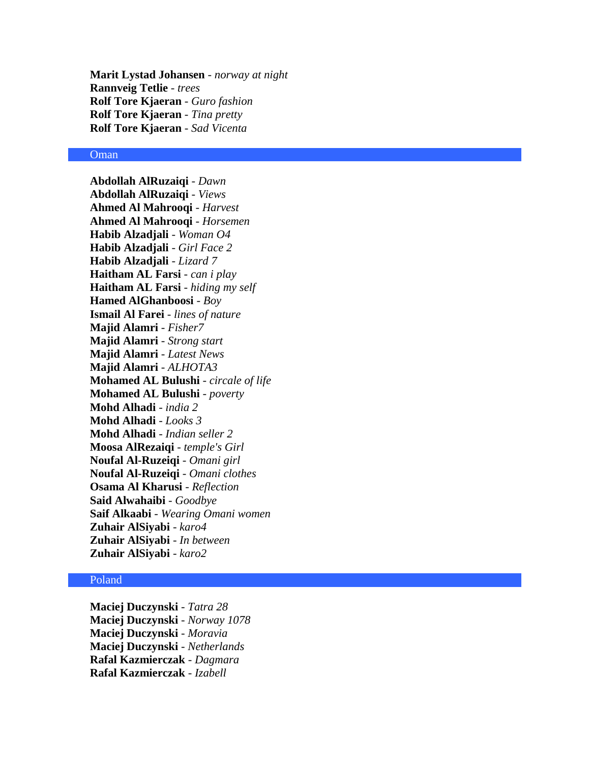**Marit Lystad Johansen** - *norway at night*
**Rannveig Tetlie** - *trees*
**Rolf Tore Kjaeran** - *Guro fashion*
**Rolf Tore Kjaeran** - *Tina pretty*
**Rolf Tore Kjaeran** - *Sad Vicenta*

## Oman

**Abdollah AlRuzaiqi** - *Dawn*
**Abdollah AlRuzaiqi** - *Views*
**Ahmed Al Mahrooqi** - *Harvest*
**Ahmed Al Mahrooqi** - *Horsemen*
**Habib Alzadjali** - *Woman O4*
**Habib Alzadjali** - *Girl Face 2*
**Habib Alzadjali** - *Lizard 7*
**Haitham AL Farsi** - *can i play*
**Haitham AL Farsi** - *hiding my self*
**Hamed AlGhanboosi** - *Boy*
**Ismail Al Farei** - *lines of nature*
**Majid Alamri** - *Fisher7*
**Majid Alamri** - *Strong start*
**Majid Alamri** - *Latest News*
**Majid Alamri** - *ALHOTA3*
**Mohamed AL Bulushi** - *circale of life*
**Mohamed AL Bulushi** - *poverty*
**Mohd Alhadi** - *india 2*
**Mohd Alhadi** - *Looks 3*
**Mohd Alhadi** - *Indian seller 2*
**Moosa AlRezaiqi** - *temple's Girl*
**Noufal Al-Ruzeiqi** - *Omani girl*
**Noufal Al-Ruzeiqi** - *Omani clothes*
**Osama Al Kharusi** - *Reflection*
**Said Alwahaibi** - *Goodbye*
**Saif Alkaabi** - *Wearing Omani women*
**Zuhair AlSiyabi** - *karo4*
**Zuhair AlSiyabi** - *In between*
**Zuhair AlSiyabi** - *karo2*

## Poland

**Maciej Duczynski** - *Tatra 28*
**Maciej Duczynski** - *Norway 1078*
**Maciej Duczynski** - *Moravia*
**Maciej Duczynski** - *Netherlands*
**Rafal Kazmierczak** - *Dagmara*
**Rafal Kazmierczak** - *Izabell*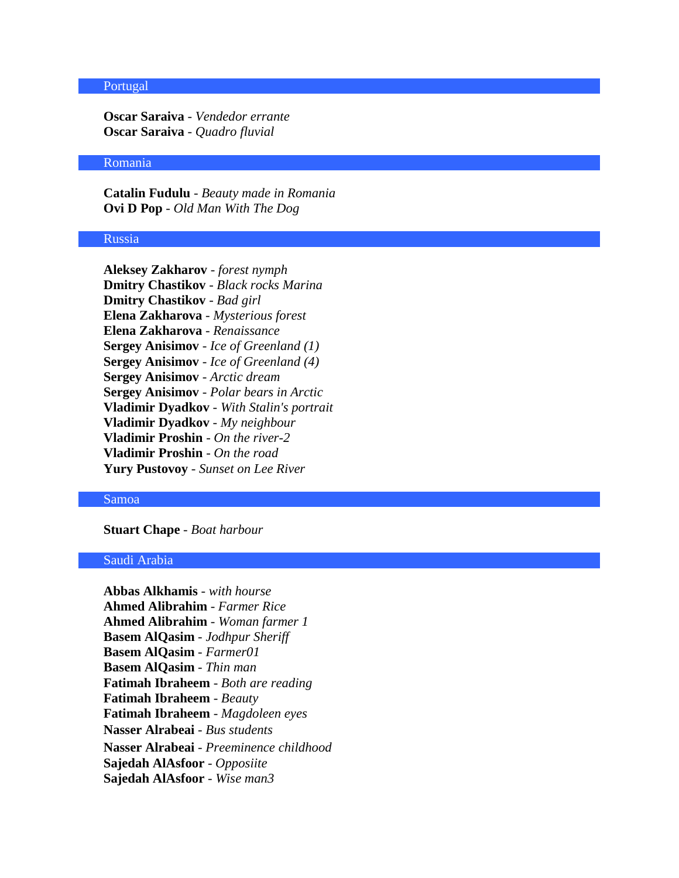## Portugal

**Oscar Saraiva** - *Vendedor errante*
**Oscar Saraiva** - *Quadro fluvial*

## Romania

**Catalin Fudulu** - *Beauty made in Romania*
**Ovi D Pop** - *Old Man With The Dog*

## Russia

**Aleksey Zakharov** - *forest nymph*
**Dmitry Chastikov** - *Black rocks Marina*
**Dmitry Chastikov** - *Bad girl*
**Elena Zakharova** - *Mysterious forest*
**Elena Zakharova** - *Renaissance*
**Sergey Anisimov** - *Ice of Greenland (1)*
**Sergey Anisimov** - *Ice of Greenland (4)*
**Sergey Anisimov** - *Arctic dream*
**Sergey Anisimov** - *Polar bears in Arctic*
**Vladimir Dyadkov** - *With Stalin's portrait*
**Vladimir Dyadkov** - *My neighbour*
**Vladimir Proshin** - *On the river-2*
**Vladimir Proshin** - *On the road*
**Yury Pustovoy** - *Sunset on Lee River*

## Samoa

**Stuart Chape** - *Boat harbour*

## Saudi Arabia

**Abbas Alkhamis** - *with hourse*
**Ahmed Alibrahim** - *Farmer Rice*
**Ahmed Alibrahim** - *Woman farmer 1*
**Basem AlQasim** - *Jodhpur Sheriff*
**Basem AlQasim** - *Farmer01*
**Basem AlQasim** - *Thin man*
**Fatimah Ibraheem** - *Both are reading*
**Fatimah Ibraheem** - *Beauty*
**Fatimah Ibraheem** - *Magdoleen eyes*
**Nasser Alrabeai** - *Bus students*
**Nasser Alrabeai** - *Preeminence childhood*
**Sajedah AlAsfoor** - *Opposiite*
**Sajedah AlAsfoor** - *Wise man3*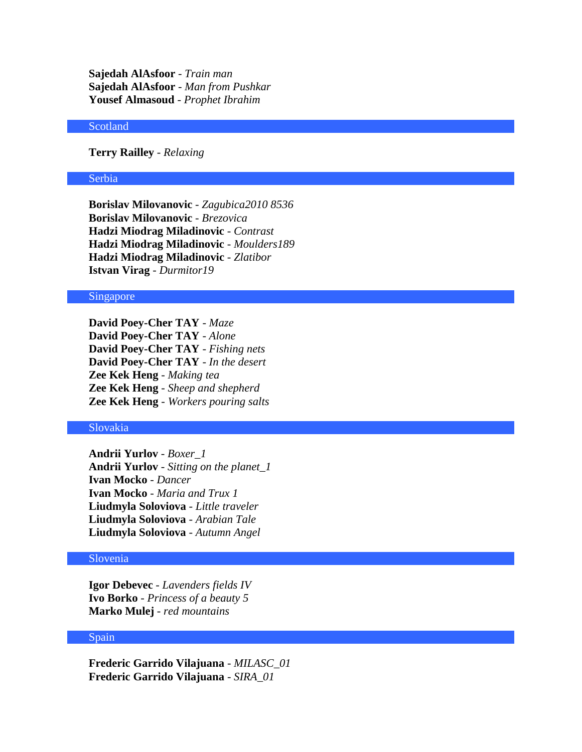**Sajedah AlAsfoor** - *Train man*
**Sajedah AlAsfoor** - *Man from Pushkar*
**Yousef Almasoud** - *Prophet Ibrahim*

## Scotland

**Terry Railley** - *Relaxing*

## Serbia

**Borislav Milovanovic** - *Zagubica2010 8536*
**Borislav Milovanovic** - *Brezovica*
**Hadzi Miodrag Miladinovic** - *Contrast*
**Hadzi Miodrag Miladinovic** - *Moulders189*
**Hadzi Miodrag Miladinovic** - *Zlatibor*
**Istvan Virag** - *Durmitor19*

## Singapore

**David Poey-Cher TAY** - *Maze*
**David Poey-Cher TAY** - *Alone*
**David Poey-Cher TAY** - *Fishing nets*
**David Poey-Cher TAY** - *In the desert*
**Zee Kek Heng** - *Making tea*
**Zee Kek Heng** - *Sheep and shepherd*
**Zee Kek Heng** - *Workers pouring salts*

## Slovakia

**Andrii Yurlov** - *Boxer_1*
**Andrii Yurlov** - *Sitting on the planet_1*
**Ivan Mocko** - *Dancer*
**Ivan Mocko** - *Maria and Trux 1*
**Liudmyla Soloviova** - *Little traveler*
**Liudmyla Soloviova** - *Arabian Tale*
**Liudmyla Soloviova** - *Autumn Angel*

## Slovenia

**Igor Debevec** - *Lavenders fields IV*
**Ivo Borko** - *Princess of a beauty 5*
**Marko Mulej** - *red mountains*

## Spain

**Frederic Garrido Vilajuana** - *MILASC_01*
**Frederic Garrido Vilajuana** - *SIRA_01*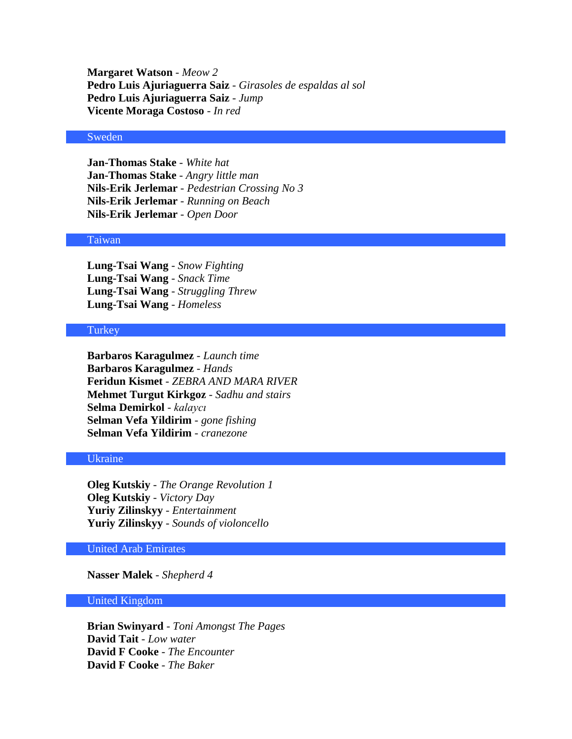**Margaret Watson** - *Meow 2*
**Pedro Luis Ajuriaguerra Saiz** - *Girasoles de espaldas al sol*
**Pedro Luis Ajuriaguerra Saiz** - *Jump*
**Vicente Moraga Costoso** - *In red*

## Sweden

**Jan-Thomas Stake** - *White hat*
**Jan-Thomas Stake** - *Angry little man*
**Nils-Erik Jerlemar** - *Pedestrian Crossing No 3*
**Nils-Erik Jerlemar** - *Running on Beach*
**Nils-Erik Jerlemar** - *Open Door*

## Taiwan

**Lung-Tsai Wang** - *Snow Fighting*
**Lung-Tsai Wang** - *Snack Time*
**Lung-Tsai Wang** - *Struggling Threw*
**Lung-Tsai Wang** - *Homeless*

## Turkey

**Barbaros Karagulmez** - *Launch time*
**Barbaros Karagulmez** - *Hands*
**Feridun Kismet** - *ZEBRA AND MARA RIVER*
**Mehmet Turgut Kirkgoz** - *Sadhu and stairs*
**Selma Demirkol** - *kalaycı*
**Selman Vefa Yildirim** - *gone fishing*
**Selman Vefa Yildirim** - *cranezone*

## Ukraine

**Oleg Kutskiy** - *The Orange Revolution 1*
**Oleg Kutskiy** - *Victory Day*
**Yuriy Zilinskyy** - *Entertainment*
**Yuriy Zilinskyy** - *Sounds of violoncello*

## United Arab Emirates

**Nasser Malek** - *Shepherd 4*

## United Kingdom

**Brian Swinyard** - *Toni Amongst The Pages*
**David Tait** - *Low water*
**David F Cooke** - *The Encounter*
**David F Cooke** - *The Baker*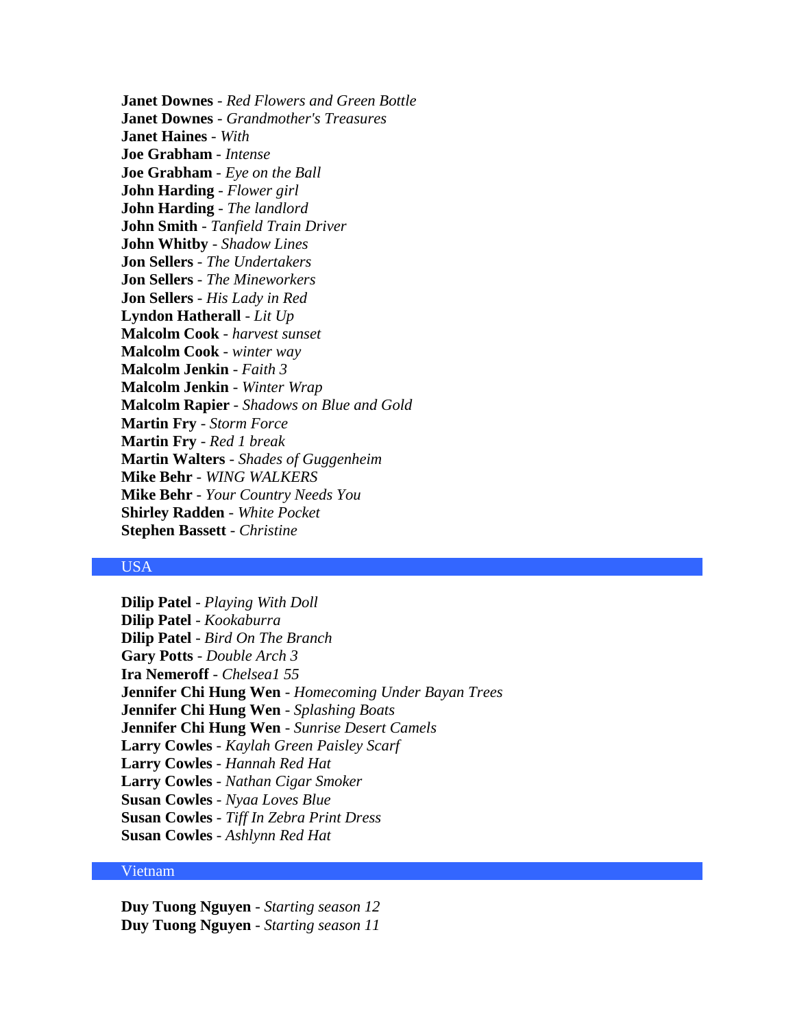**Janet Downes** - *Red Flowers and Green Bottle*
**Janet Downes** - *Grandmother's Treasures*
**Janet Haines** - *With*
**Joe Grabham** - *Intense*
**Joe Grabham** - *Eye on the Ball*
**John Harding** - *Flower girl*
**John Harding** - *The landlord*
**John Smith** - *Tanfield Train Driver*
**John Whitby** - *Shadow Lines*
**Jon Sellers** - *The Undertakers*
**Jon Sellers** - *The Mineworkers*
**Jon Sellers** - *His Lady in Red*
**Lyndon Hatherall** - *Lit Up*
**Malcolm Cook** - *harvest sunset*
**Malcolm Cook** - *winter way*
**Malcolm Jenkin** - *Faith 3*
**Malcolm Jenkin** - *Winter Wrap*
**Malcolm Rapier** - *Shadows on Blue and Gold*
**Martin Fry** - *Storm Force*
**Martin Fry** - *Red 1 break*
**Martin Walters** - *Shades of Guggenheim*
**Mike Behr** - *WING WALKERS*
**Mike Behr** - *Your Country Needs You*
**Shirley Radden** - *White Pocket*
**Stephen Bassett** - *Christine*

## USA

**Dilip Patel** - *Playing With Doll*
**Dilip Patel** - *Kookaburra*
**Dilip Patel** - *Bird On The Branch*
**Gary Potts** - *Double Arch 3*
**Ira Nemeroff** - *Chelsea1 55*
**Jennifer Chi Hung Wen** - *Homecoming Under Bayan Trees*
**Jennifer Chi Hung Wen** - *Splashing Boats*
**Jennifer Chi Hung Wen** - *Sunrise Desert Camels*
**Larry Cowles** - *Kaylah Green Paisley Scarf*
**Larry Cowles** - *Hannah Red Hat*
**Larry Cowles** - *Nathan Cigar Smoker*
**Susan Cowles** - *Nyaa Loves Blue*
**Susan Cowles** - *Tiff In Zebra Print Dress*
**Susan Cowles** - *Ashlynn Red Hat*

## Vietnam

**Duy Tuong Nguyen** - *Starting season 12*
**Duy Tuong Nguyen** - *Starting season 11*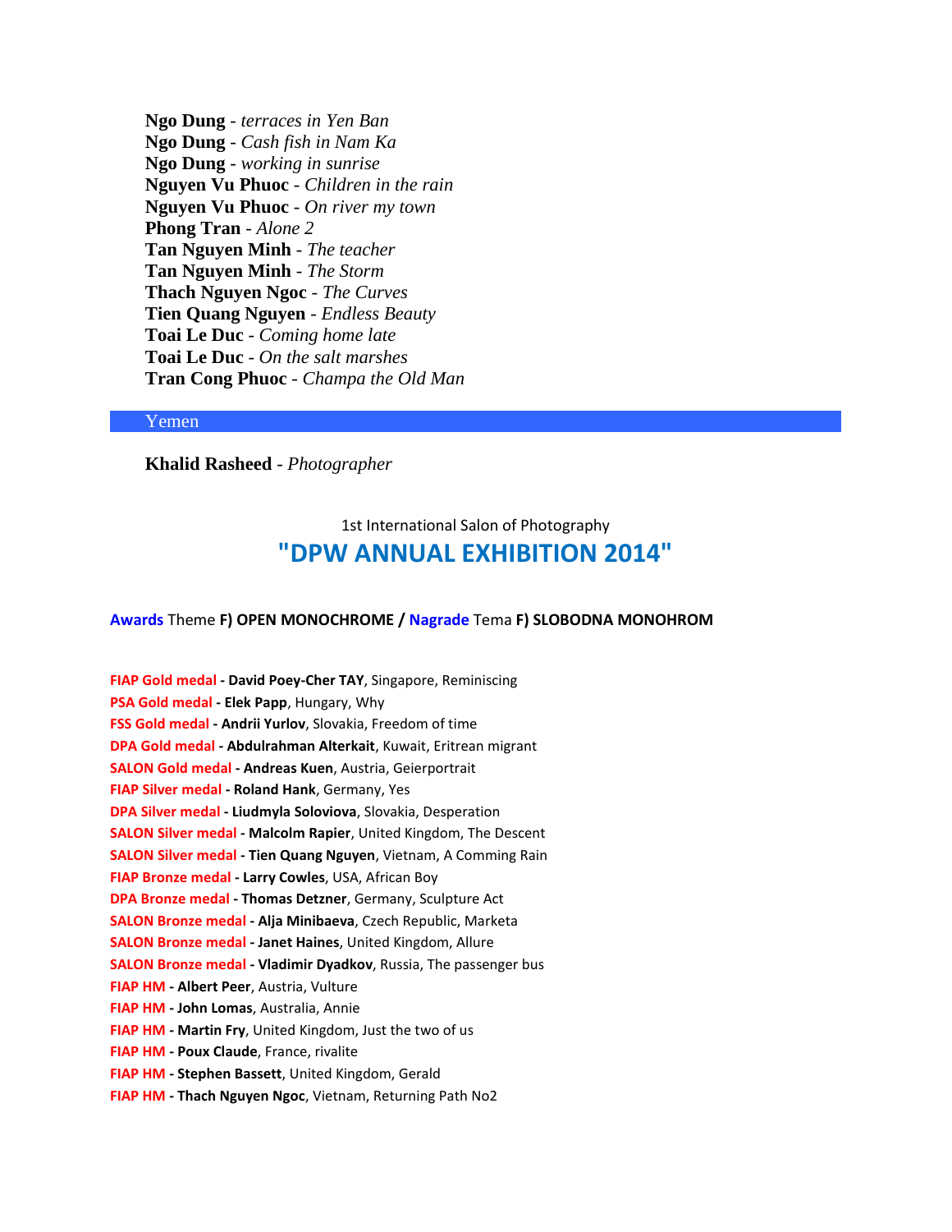**Ngo Dung** - *terraces in Yen Ban*
**Ngo Dung** - *Cash fish in Nam Ka*
**Ngo Dung** - *working in sunrise*
**Nguyen Vu Phuoc** - *Children in the rain*
**Nguyen Vu Phuoc** - *On river my town*
**Phong Tran** - *Alone 2*
**Tan Nguyen Minh** - *The teacher*
**Tan Nguyen Minh** - *The Storm*
**Thach Nguyen Ngoc** - *The Curves*
**Tien Quang Nguyen** - *Endless Beauty*
**Toai Le Duc** - *Coming home late*
**Toai Le Duc** - *On the salt marshes*
**Tran Cong Phuoc** - *Champa the Old Man*

## Yemen

**Khalid Rasheed** - *Photographer*

1st International Salon of Photography

# "DPW ANNUAL EXHIBITION 2014"

**Awards** Theme **F) OPEN MONOCHROME / Nagrade** Tema **F) SLOBODNA MONOHROM**

**FIAP Gold medal - David Poey-Cher TAY**, Singapore, Reminiscing
**PSA Gold medal - Elek Papp**, Hungary, Why
**FSS Gold medal - Andrii Yurlov**, Slovakia, Freedom of time
**DPA Gold medal - Abdulrahman Alterkait**, Kuwait, Eritrean migrant
**SALON Gold medal - Andreas Kuen**, Austria, Geierportrait
**FIAP Silver medal - Roland Hank**, Germany, Yes
**DPA Silver medal - Liudmyla Soloviova**, Slovakia, Desperation
**SALON Silver medal - Malcolm Rapier**, United Kingdom, The Descent
**SALON Silver medal - Tien Quang Nguyen**, Vietnam, A Comming Rain
**FIAP Bronze medal - Larry Cowles**, USA, African Boy
**DPA Bronze medal - Thomas Detzner**, Germany, Sculpture Act
**SALON Bronze medal - Alja Minibaeva**, Czech Republic, Marketa
**SALON Bronze medal - Janet Haines**, United Kingdom, Allure
**SALON Bronze medal - Vladimir Dyadkov**, Russia, The passenger bus
**FIAP HM - Albert Peer**, Austria, Vulture
**FIAP HM - John Lomas**, Australia, Annie
**FIAP HM - Martin Fry**, United Kingdom, Just the two of us
**FIAP HM - Poux Claude**, France, rivalite
**FIAP HM - Stephen Bassett**, United Kingdom, Gerald
**FIAP HM - Thach Nguyen Ngoc**, Vietnam, Returning Path No2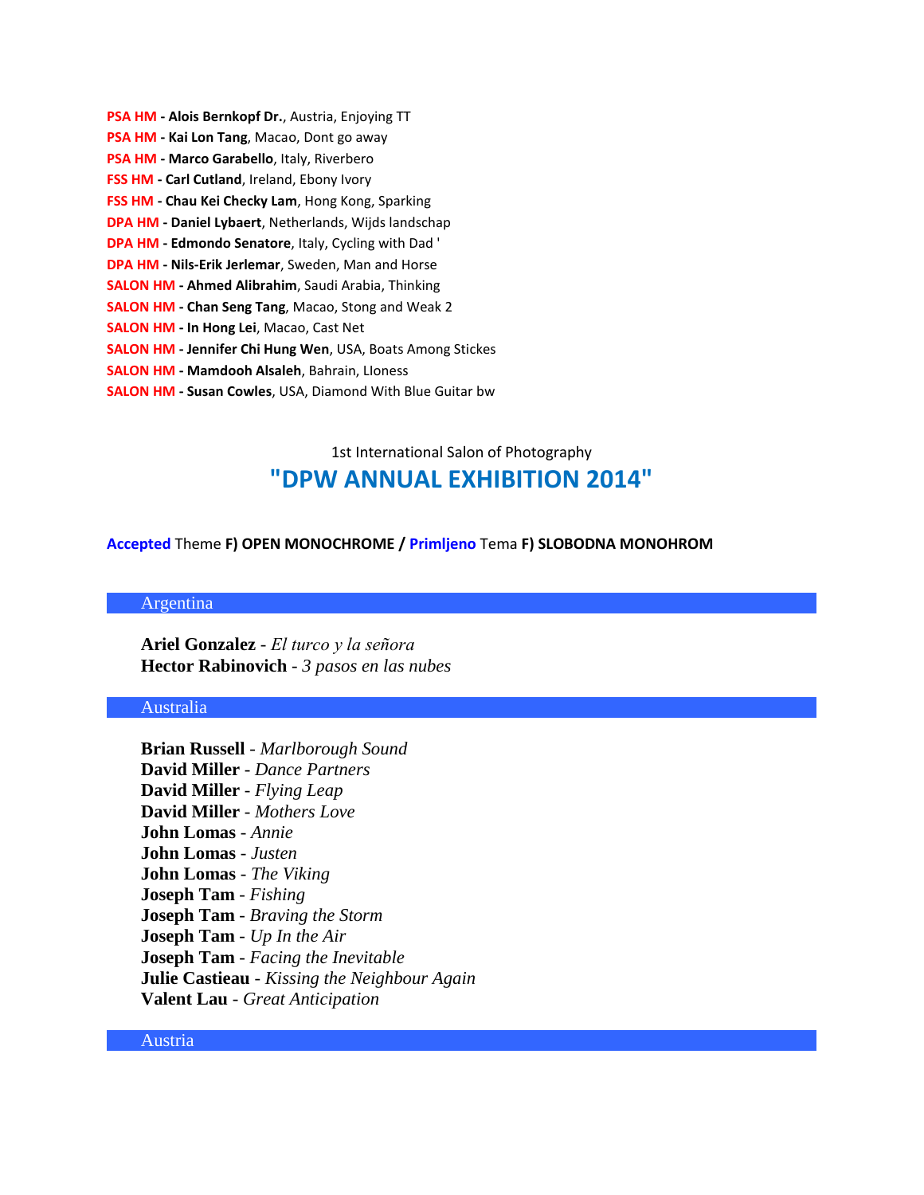**PSA HM - Alois Bernkopf Dr.**, Austria, Enjoying TT
**PSA HM - Kai Lon Tang**, Macao, Dont go away
**PSA HM - Marco Garabello**, Italy, Riverbero
**FSS HM - Carl Cutland**, Ireland, Ebony Ivory
**FSS HM - Chau Kei Checky Lam**, Hong Kong, Sparking
**DPA HM - Daniel Lybaert**, Netherlands, Wijds landschap
**DPA HM - Edmondo Senatore**, Italy, Cycling with Dad '
**DPA HM - Nils-Erik Jerlemar**, Sweden, Man and Horse
**SALON HM - Ahmed Alibrahim**, Saudi Arabia, Thinking
**SALON HM - Chan Seng Tang**, Macao, Stong and Weak 2
**SALON HM - In Hong Lei**, Macao, Cast Net
**SALON HM - Jennifer Chi Hung Wen**, USA, Boats Among Stickes
**SALON HM - Mamdooh Alsaleh**, Bahrain, LIoness
**SALON HM - Susan Cowles**, USA, Diamond With Blue Guitar bw

1st International Salon of Photography

# "DPW ANNUAL EXHIBITION 2014"

Accepted Theme **F) OPEN MONOCHROME /** Primljeno Tema **F) SLOBODNA MONOHROM**

## Argentina

**Ariel Gonzalez** - *El turco y la señora*
**Hector Rabinovich** - *3 pasos en las nubes*

## Australia

**Brian Russell** - *Marlborough Sound*
**David Miller** - *Dance Partners*
**David Miller** - *Flying Leap*
**David Miller** - *Mothers Love*
**John Lomas** - *Annie*
**John Lomas** - *Justen*
**John Lomas** - *The Viking*
**Joseph Tam** - *Fishing*
**Joseph Tam** - *Braving the Storm*
**Joseph Tam** - *Up In the Air*
**Joseph Tam** - *Facing the Inevitable*
**Julie Castieau** - *Kissing the Neighbour Again*
**Valent Lau** - *Great Anticipation*

## Austria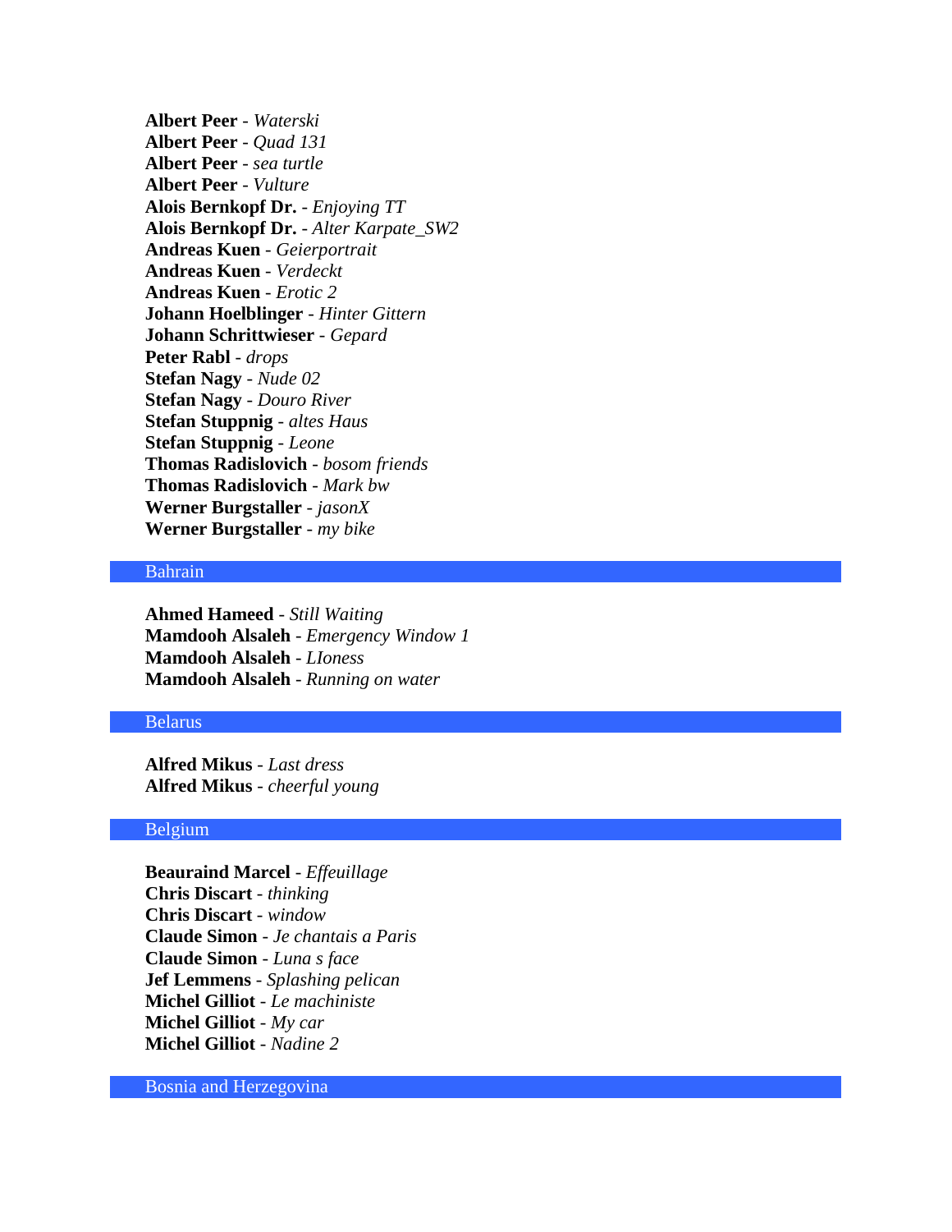**Albert Peer** - *Waterski*
**Albert Peer** - *Quad 131*
**Albert Peer** - *sea turtle*
**Albert Peer** - *Vulture*
**Alois Bernkopf Dr.** - *Enjoying TT*
**Alois Bernkopf Dr.** - *Alter Karpate_SW2*
**Andreas Kuen** - *Geierportrait*
**Andreas Kuen** - *Verdeckt*
**Andreas Kuen** - *Erotic 2*
**Johann Hoelblinger** - *Hinter Gittern*
**Johann Schrittwieser** - *Gepard*
**Peter Rabl** - *drops*
**Stefan Nagy** - *Nude 02*
**Stefan Nagy** - *Douro River*
**Stefan Stuppnig** - *altes Haus*
**Stefan Stuppnig** - *Leone*
**Thomas Radislovich** - *bosom friends*
**Thomas Radislovich** - *Mark bw*
**Werner Burgstaller** - *jasonX*
**Werner Burgstaller** - *my bike*

## Bahrain

**Ahmed Hameed** - *Still Waiting*
**Mamdooh Alsaleh** - *Emergency Window 1*
**Mamdooh Alsaleh** - *LIoness*
**Mamdooh Alsaleh** - *Running on water*

## Belarus

**Alfred Mikus** - *Last dress*
**Alfred Mikus** - *cheerful young*

## Belgium

**Beauraind Marcel** - *Effeuillage*
**Chris Discart** - *thinking*
**Chris Discart** - *window*
**Claude Simon** - *Je chantais a Paris*
**Claude Simon** - *Luna s face*
**Jef Lemmens** - *Splashing pelican*
**Michel Gilliot** - *Le machiniste*
**Michel Gilliot** - *My car*
**Michel Gilliot** - *Nadine 2*

## Bosnia and Herzegovina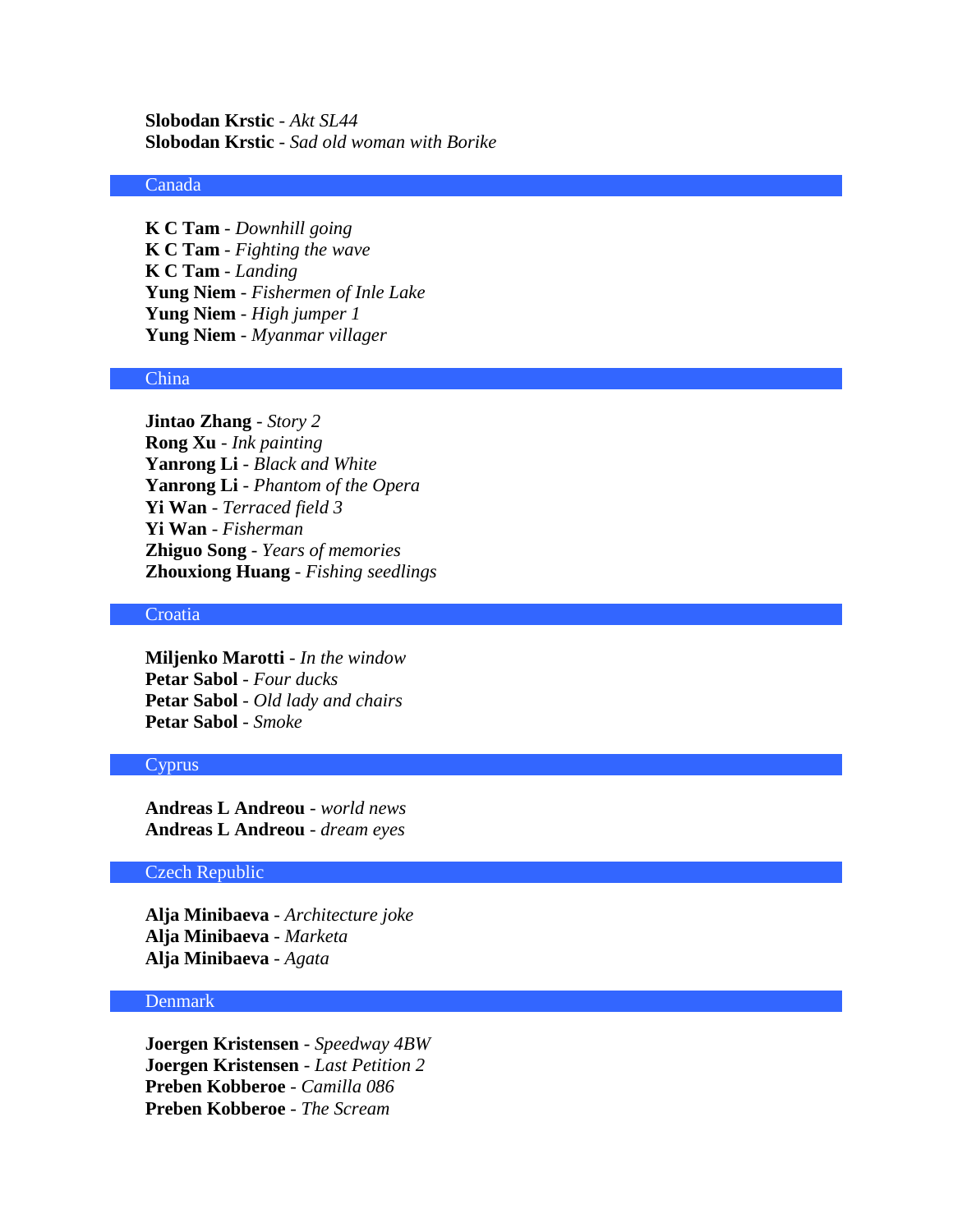**Slobodan Krstic** - *Akt SL44*
**Slobodan Krstic** - *Sad old woman with Borike*

## Canada

**K C Tam** - *Downhill going*
**K C Tam** - *Fighting the wave*
**K C Tam** - *Landing*
**Yung Niem** - *Fishermen of Inle Lake*
**Yung Niem** - *High jumper 1*
**Yung Niem** - *Myanmar villager*

## China

**Jintao Zhang** - *Story 2*
**Rong Xu** - *Ink painting*
**Yanrong Li** - *Black and White*
**Yanrong Li** - *Phantom of the Opera*
**Yi Wan** - *Terraced field 3*
**Yi Wan** - *Fisherman*
**Zhiguo Song** - *Years of memories*
**Zhouxiong Huang** - *Fishing seedlings*

## Croatia

**Miljenko Marotti** - *In the window*
**Petar Sabol** - *Four ducks*
**Petar Sabol** - *Old lady and chairs*
**Petar Sabol** - *Smoke*

## Cyprus

**Andreas L Andreou** - *world news*
**Andreas L Andreou** - *dream eyes*

## Czech Republic

**Alja Minibaeva** - *Architecture joke*
**Alja Minibaeva** - *Marketa*
**Alja Minibaeva** - *Agata*

## Denmark

**Joergen Kristensen** - *Speedway 4BW*
**Joergen Kristensen** - *Last Petition 2*
**Preben Kobberoe** - *Camilla 086*
**Preben Kobberoe** - *The Scream*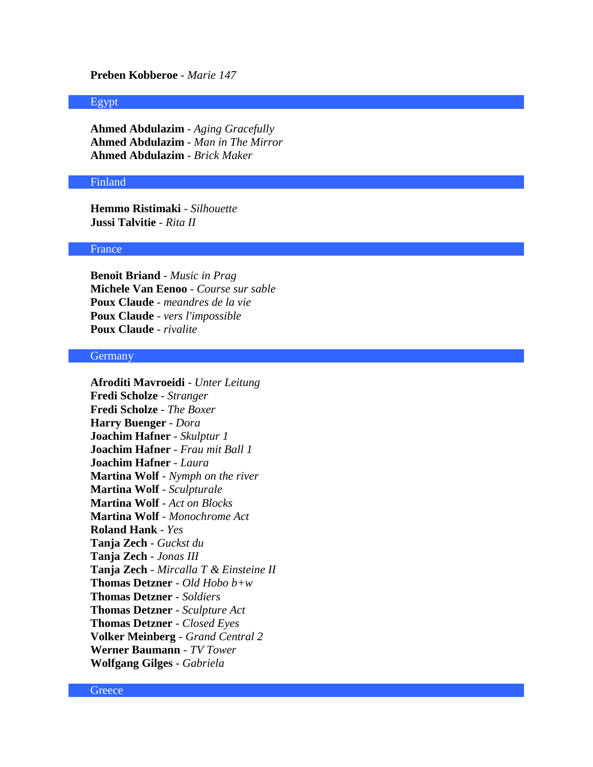**Preben Kobberoe** - *Marie 147*

## Egypt

**Ahmed Abdulazim** - *Aging Gracefully*
**Ahmed Abdulazim** - *Man in The Mirror*
**Ahmed Abdulazim** - *Brick Maker*

## Finland

**Hemmo Ristimaki** - *Silhouette*
**Jussi Talvitie** - *Rita II*

## France

**Benoit Briand** - *Music in Prag*
**Michele Van Eenoo** - *Course sur sable*
**Poux Claude** - *meandres de la vie*
**Poux Claude** - *vers l'impossible*
**Poux Claude** - *rivalite*

## Germany

**Afroditi Mavroeidi** - *Unter Leitung*
**Fredi Scholze** - *Stranger*
**Fredi Scholze** - *The Boxer*
**Harry Buenger** - *Dora*
**Joachim Hafner** - *Skulptur 1*
**Joachim Hafner** - *Frau mit Ball 1*
**Joachim Hafner** - *Laura*
**Martina Wolf** - *Nymph on the river*
**Martina Wolf** - *Sculpturale*
**Martina Wolf** - *Act on Blocks*
**Martina Wolf** - *Monochrome Act*
**Roland Hank** - *Yes*
**Tanja Zech** - *Guckst du*
**Tanja Zech** - *Jonas III*
**Tanja Zech** - *Mircalla T & Einsteine II*
**Thomas Detzner** - *Old Hobo b+w*
**Thomas Detzner** - *Soldiers*
**Thomas Detzner** - *Sculpture Act*
**Thomas Detzner** - *Closed Eyes*
**Volker Meinberg** - *Grand Central 2*
**Werner Baumann** - *TV Tower*
**Wolfgang Gilges** - *Gabriela*

## Greece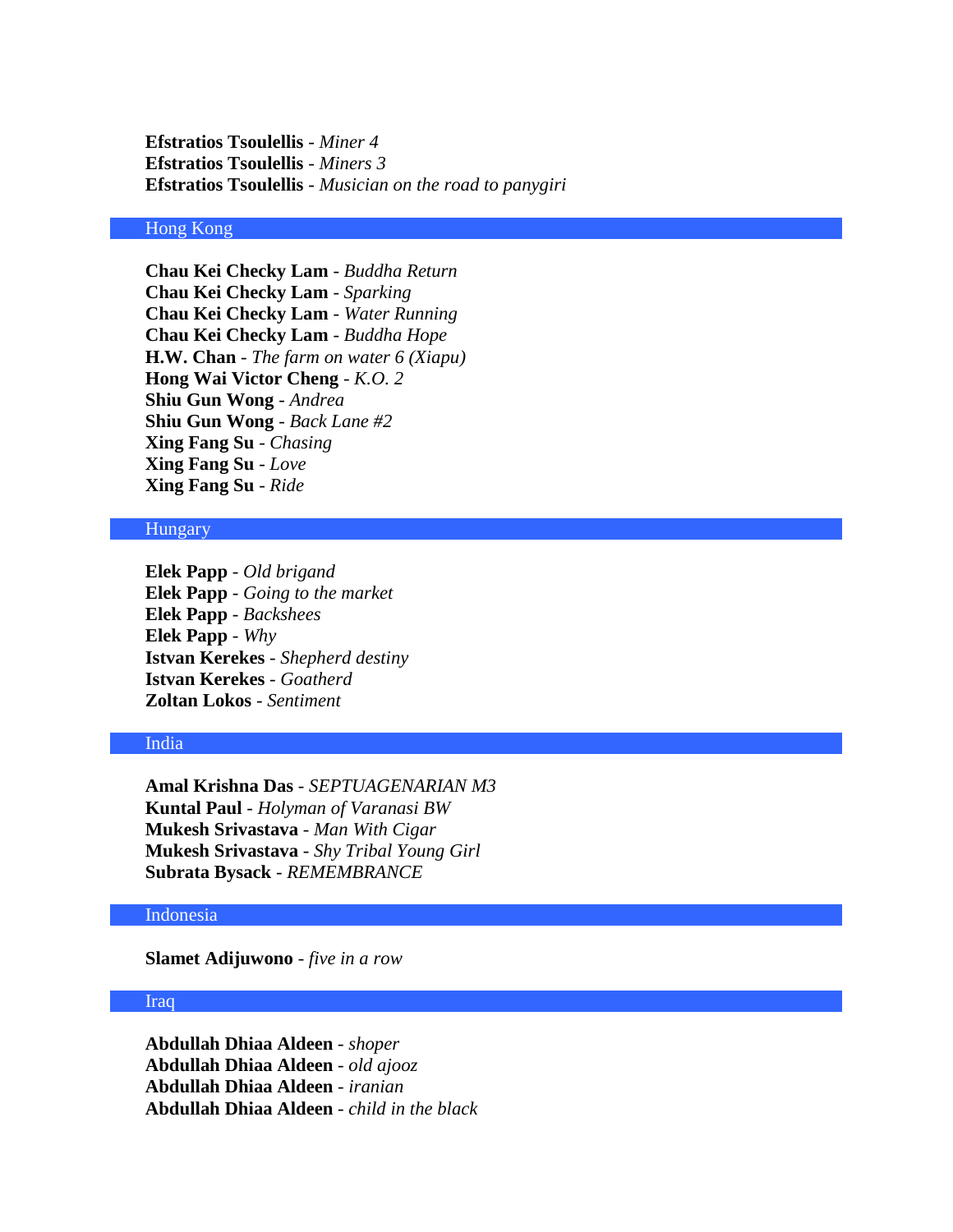**Efstratios Tsoulellis** - *Miner 4*
**Efstratios Tsoulellis** - *Miners 3*
**Efstratios Tsoulellis** - *Musician on the road to panygiri*

## Hong Kong

**Chau Kei Checky Lam** - *Buddha Return*
**Chau Kei Checky Lam** - *Sparking*
**Chau Kei Checky Lam** - *Water Running*
**Chau Kei Checky Lam** - *Buddha Hope*
**H.W. Chan** - *The farm on water 6 (Xiapu)*
**Hong Wai Victor Cheng** - *K.O. 2*
**Shiu Gun Wong** - *Andrea*
**Shiu Gun Wong** - *Back Lane #2*
**Xing Fang Su** - *Chasing*
**Xing Fang Su** - *Love*
**Xing Fang Su** - *Ride*

## Hungary

**Elek Papp** - *Old brigand*
**Elek Papp** - *Going to the market*
**Elek Papp** - *Backshees*
**Elek Papp** - *Why*
**Istvan Kerekes** - *Shepherd destiny*
**Istvan Kerekes** - *Goatherd*
**Zoltan Lokos** - *Sentiment*

## India

**Amal Krishna Das** - *SEPTUAGENARIAN M3*
**Kuntal Paul** - *Holyman of Varanasi BW*
**Mukesh Srivastava** - *Man With Cigar*
**Mukesh Srivastava** - *Shy Tribal Young Girl*
**Subrata Bysack** - *REMEMBRANCE*

## Indonesia

**Slamet Adijuwono** - *five in a row*

## Iraq

**Abdullah Dhiaa Aldeen** - *shoper*
**Abdullah Dhiaa Aldeen** - *old ajooz*
**Abdullah Dhiaa Aldeen** - *iranian*
**Abdullah Dhiaa Aldeen** - *child in the black*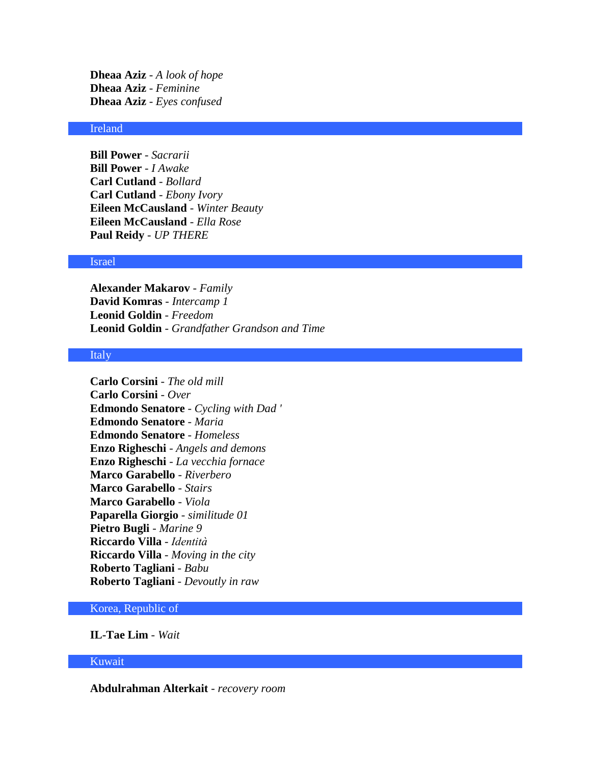**Dheaa Aziz** - *A look of hope*
**Dheaa Aziz** - *Feminine*
**Dheaa Aziz** - *Eyes confused*

## Ireland

**Bill Power** - *Sacrarii*
**Bill Power** - *I Awake*
**Carl Cutland** - *Bollard*
**Carl Cutland** - *Ebony Ivory*
**Eileen McCausland** - *Winter Beauty*
**Eileen McCausland** - *Ella Rose*
**Paul Reidy** - *UP THERE*

## Israel

**Alexander Makarov** - *Family*
**David Komras** - *Intercamp 1*
**Leonid Goldin** - *Freedom*
**Leonid Goldin** - *Grandfather Grandson and Time*

## Italy

**Carlo Corsini** - *The old mill*
**Carlo Corsini** - *Over*
**Edmondo Senatore** - *Cycling with Dad '*
**Edmondo Senatore** - *Maria*
**Edmondo Senatore** - *Homeless*
**Enzo Righeschi** - *Angels and demons*
**Enzo Righeschi** - *La vecchia fornace*
**Marco Garabello** - *Riverbero*
**Marco Garabello** - *Stairs*
**Marco Garabello** - *Viola*
**Paparella Giorgio** - *similitude 01*
**Pietro Bugli** - *Marine 9*
**Riccardo Villa** - *Identità*
**Riccardo Villa** - *Moving in the city*
**Roberto Tagliani** - *Babu*
**Roberto Tagliani** - *Devoutly in raw*

## Korea, Republic of

**IL-Tae Lim** - *Wait*

## Kuwait

**Abdulrahman Alterkait** - *recovery room*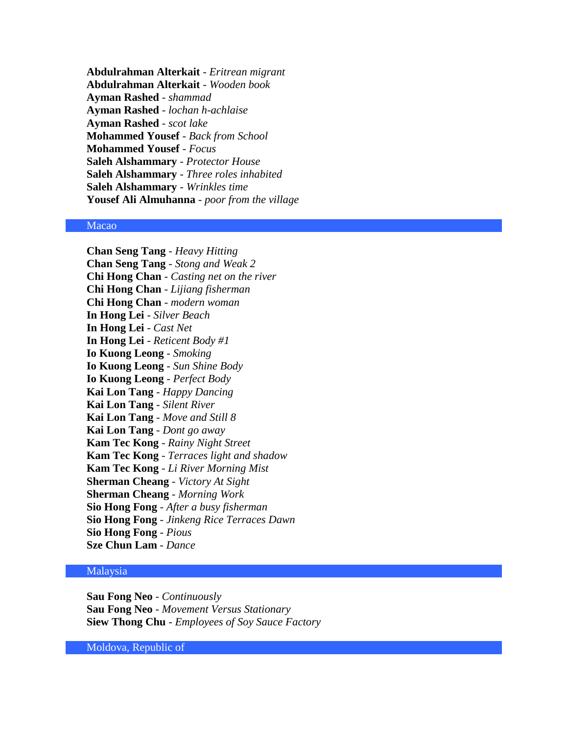**Abdulrahman Alterkait** - *Eritrean migrant*
**Abdulrahman Alterkait** - *Wooden book*
**Ayman Rashed** - *shammad*
**Ayman Rashed** - *lochan h-achlaise*
**Ayman Rashed** - *scot lake*
**Mohammed Yousef** - *Back from School*
**Mohammed Yousef** - *Focus*
**Saleh Alshammary** - *Protector House*
**Saleh Alshammary** - *Three roles inhabited*
**Saleh Alshammary** - *Wrinkles time*
**Yousef Ali Almuhanna** - *poor from the village*

## Macao

**Chan Seng Tang** - *Heavy Hitting*
**Chan Seng Tang** - *Stong and Weak 2*
**Chi Hong Chan** - *Casting net on the river*
**Chi Hong Chan** - *Lijiang fisherman*
**Chi Hong Chan** - *modern woman*
**In Hong Lei** - *Silver Beach*
**In Hong Lei** - *Cast Net*
**In Hong Lei** - *Reticent Body #1*
**Io Kuong Leong** - *Smoking*
**Io Kuong Leong** - *Sun Shine Body*
**Io Kuong Leong** - *Perfect Body*
**Kai Lon Tang** - *Happy Dancing*
**Kai Lon Tang** - *Silent River*
**Kai Lon Tang** - *Move and Still 8*
**Kai Lon Tang** - *Dont go away*
**Kam Tec Kong** - *Rainy Night Street*
**Kam Tec Kong** - *Terraces light and shadow*
**Kam Tec Kong** - *Li River Morning Mist*
**Sherman Cheang** - *Victory At Sight*
**Sherman Cheang** - *Morning Work*
**Sio Hong Fong** - *After a busy fisherman*
**Sio Hong Fong** - *Jinkeng Rice Terraces Dawn*
**Sio Hong Fong** - *Pious*
**Sze Chun Lam** - *Dance*

## Malaysia

**Sau Fong Neo** - *Continuously*
**Sau Fong Neo** - *Movement Versus Stationary*
**Siew Thong Chu** - *Employees of Soy Sauce Factory*

## Moldova, Republic of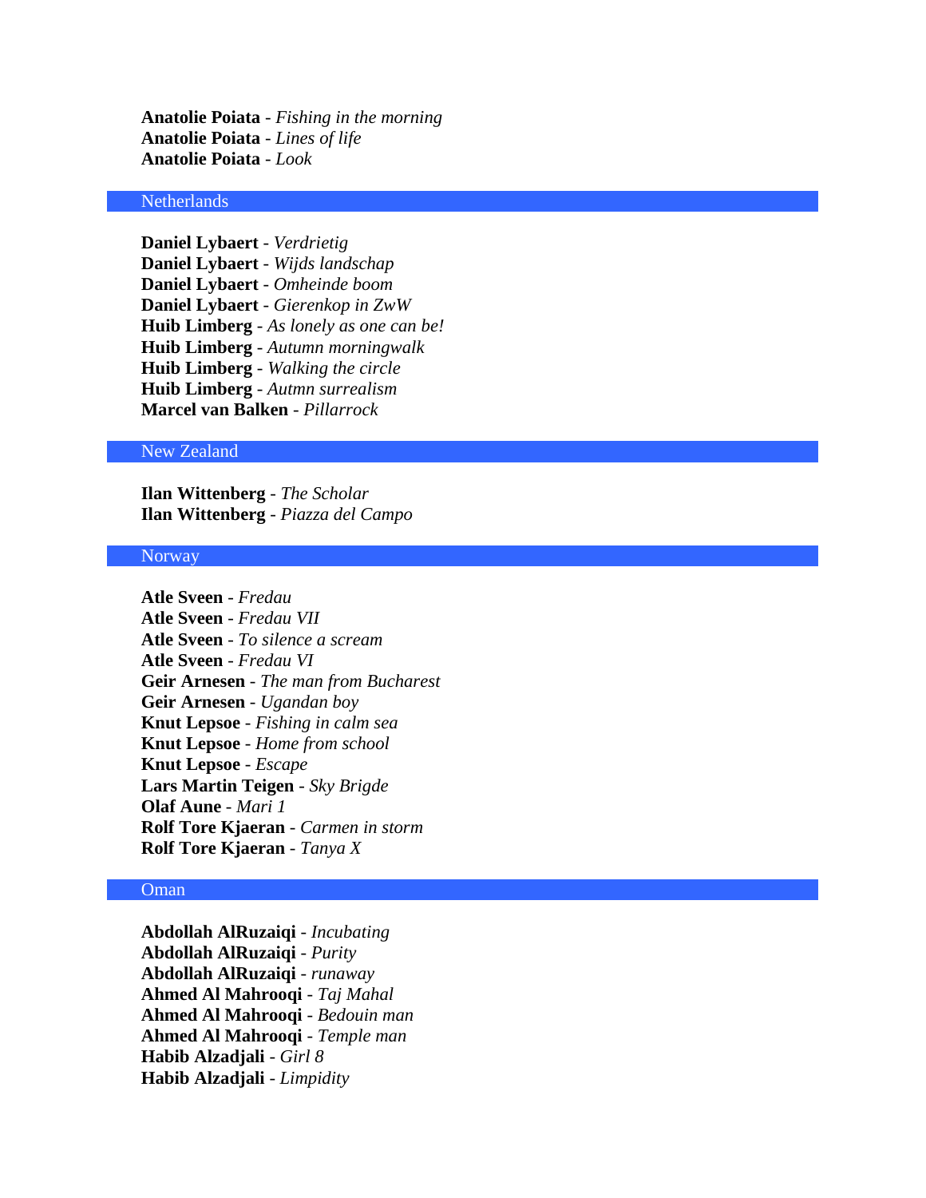**Anatolie Poiata** - *Fishing in the morning*
**Anatolie Poiata** - *Lines of life*
**Anatolie Poiata** - *Look*

## Netherlands

**Daniel Lybaert** - *Verdrietig*
**Daniel Lybaert** - *Wijds landschap*
**Daniel Lybaert** - *Omheinde boom*
**Daniel Lybaert** - *Gierenkop in ZwW*
**Huib Limberg** - *As lonely as one can be!*
**Huib Limberg** - *Autumn morningwalk*
**Huib Limberg** - *Walking the circle*
**Huib Limberg** - *Autmn surrealism*
**Marcel van Balken** - *Pillarrock*

## New Zealand

**Ilan Wittenberg** - *The Scholar*
**Ilan Wittenberg** - *Piazza del Campo*

## Norway

**Atle Sveen** - *Fredau*
**Atle Sveen** - *Fredau VII*
**Atle Sveen** - *To silence a scream*
**Atle Sveen** - *Fredau VI*
**Geir Arnesen** - *The man from Bucharest*
**Geir Arnesen** - *Ugandan boy*
**Knut Lepsoe** - *Fishing in calm sea*
**Knut Lepsoe** - *Home from school*
**Knut Lepsoe** - *Escape*
**Lars Martin Teigen** - *Sky Brigde*
**Olaf Aune** - *Mari 1*
**Rolf Tore Kjaeran** - *Carmen in storm*
**Rolf Tore Kjaeran** - *Tanya X*

## Oman

**Abdollah AlRuzaiqi** - *Incubating*
**Abdollah AlRuzaiqi** - *Purity*
**Abdollah AlRuzaiqi** - *runaway*
**Ahmed Al Mahrooqi** - *Taj Mahal*
**Ahmed Al Mahrooqi** - *Bedouin man*
**Ahmed Al Mahrooqi** - *Temple man*
**Habib Alzadjali** - *Girl 8*
**Habib Alzadjali** - *Limpidity*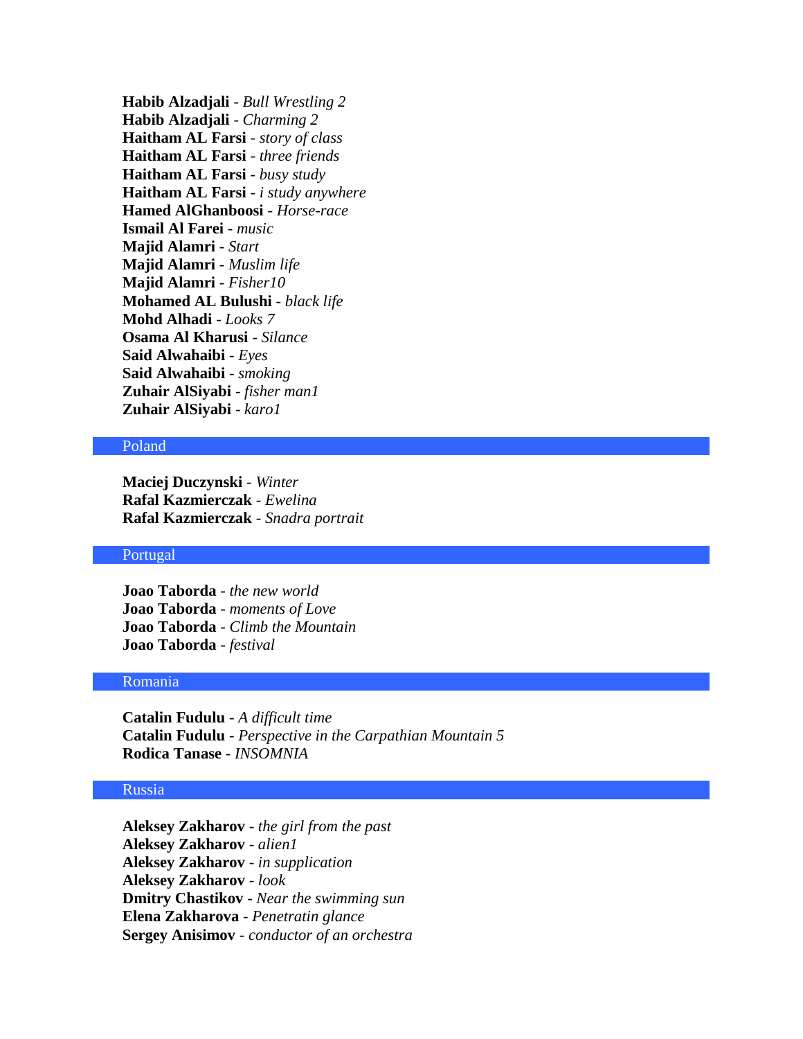**Habib Alzadjali** - *Bull Wrestling 2*
**Habib Alzadjali** - *Charming 2*
**Haitham AL Farsi** - *story of class*
**Haitham AL Farsi** - *three friends*
**Haitham AL Farsi** - *busy study*
**Haitham AL Farsi** - *i study anywhere*
**Hamed AlGhanboosi** - *Horse-race*
**Ismail Al Farei** - *music*
**Majid Alamri** - *Start*
**Majid Alamri** - *Muslim life*
**Majid Alamri** - *Fisher10*
**Mohamed AL Bulushi** - *black life*
**Mohd Alhadi** - *Looks 7*
**Osama Al Kharusi** - *Silance*
**Said Alwahaibi** - *Eyes*
**Said Alwahaibi** - *smoking*
**Zuhair AlSiyabi** - *fisher man1*
**Zuhair AlSiyabi** - *karo1*

## Poland

**Maciej Duczynski** - *Winter*
**Rafal Kazmierczak** - *Ewelina*
**Rafal Kazmierczak** - *Snadra portrait*

## Portugal

**Joao Taborda** - *the new world*
**Joao Taborda** - *moments of Love*
**Joao Taborda** - *Climb the Mountain*
**Joao Taborda** - *festival*

## Romania

**Catalin Fudulu** - *A difficult time*
**Catalin Fudulu** - *Perspective in the Carpathian Mountain 5*
**Rodica Tanase** - *INSOMNIA*

## Russia

**Aleksey Zakharov** - *the girl from the past*
**Aleksey Zakharov** - *alien1*
**Aleksey Zakharov** - *in supplication*
**Aleksey Zakharov** - *look*
**Dmitry Chastikov** - *Near the swimming sun*
**Elena Zakharova** - *Penetratin glance*
**Sergey Anisimov** - *conductor of an orchestra*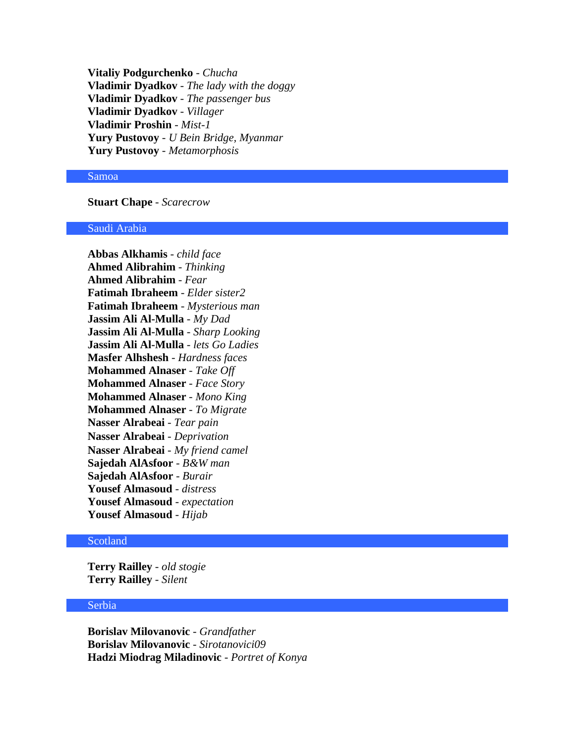**Vitaliy Podgurchenko** - *Chucha*
**Vladimir Dyadkov** - *The lady with the doggy*
**Vladimir Dyadkov** - *The passenger bus*
**Vladimir Dyadkov** - *Villager*
**Vladimir Proshin** - *Mist-1*
**Yury Pustovoy** - *U Bein Bridge, Myanmar*
**Yury Pustovoy** - *Metamorphosis*

## Samoa

**Stuart Chape** - *Scarecrow*

## Saudi Arabia

**Abbas Alkhamis** - *child face*
**Ahmed Alibrahim** - *Thinking*
**Ahmed Alibrahim** - *Fear*
**Fatimah Ibraheem** - *Elder sister2*
**Fatimah Ibraheem** - *Mysterious man*
**Jassim Ali Al-Mulla** - *My Dad*
**Jassim Ali Al-Mulla** - *Sharp Looking*
**Jassim Ali Al-Mulla** - *lets Go Ladies*
**Masfer Alhshesh** - *Hardness faces*
**Mohammed Alnaser** - *Take Off*
**Mohammed Alnaser** - *Face Story*
**Mohammed Alnaser** - *Mono King*
**Mohammed Alnaser** - *To Migrate*
**Nasser Alrabeai** - *Tear pain*
**Nasser Alrabeai** - *Deprivation*
**Nasser Alrabeai** - *My friend camel*
**Sajedah AlAsfoor** - *B&W man*
**Sajedah AlAsfoor** - *Burair*
**Yousef Almasoud** - *distress*
**Yousef Almasoud** - *expectation*
**Yousef Almasoud** - *Hijab*

## Scotland

**Terry Railley** - *old stogie*
**Terry Railley** - *Silent*

## Serbia

**Borislav Milovanovic** - *Grandfather*
**Borislav Milovanovic** - *Sirotanovici09*
**Hadzi Miodrag Miladinovic** - *Portret of Konya*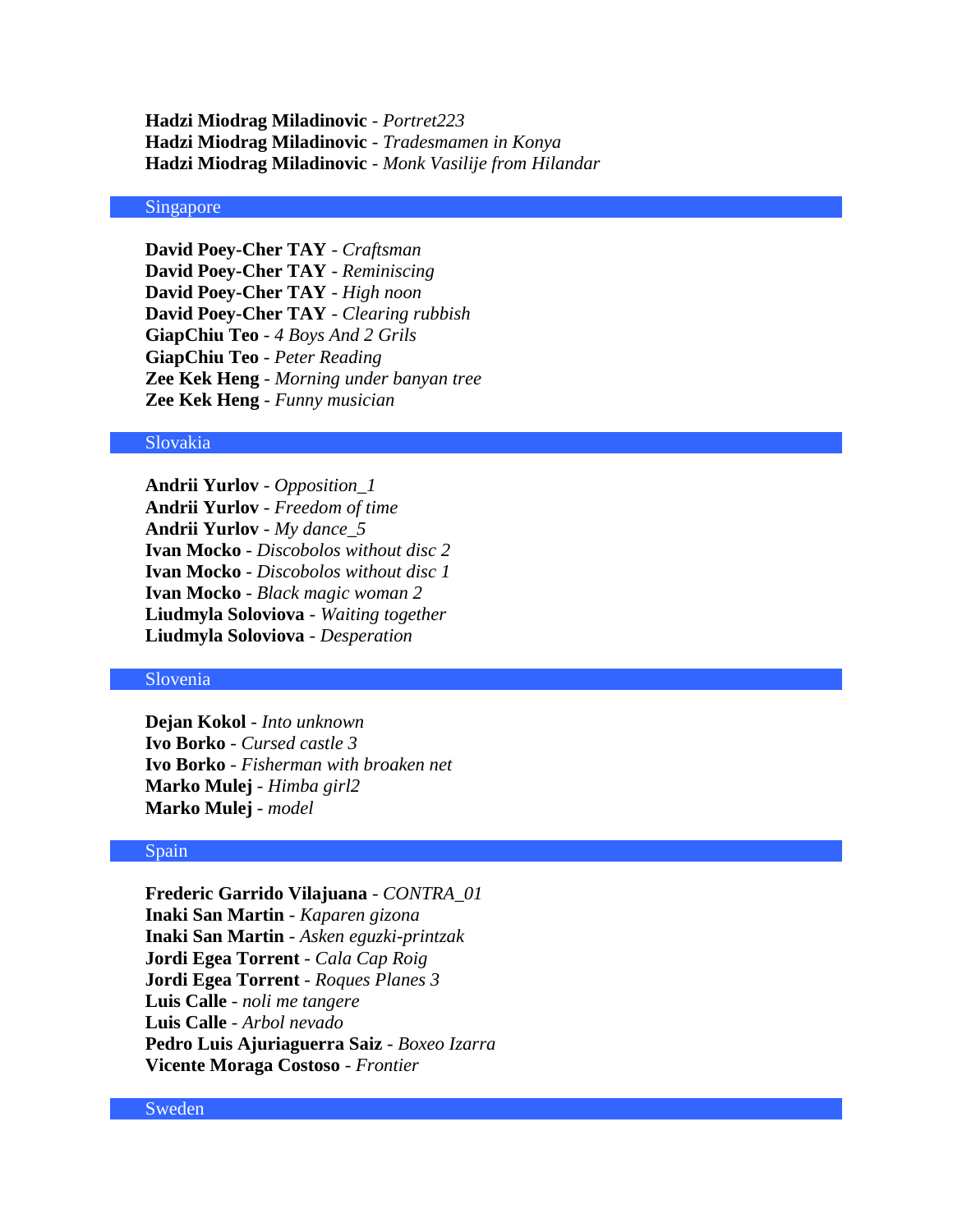**Hadzi Miodrag Miladinovic** - *Portret223*
**Hadzi Miodrag Miladinovic** - *Tradesmamen in Konya*
**Hadzi Miodrag Miladinovic** - *Monk Vasilije from Hilandar*

## Singapore

**David Poey-Cher TAY** - *Craftsman*
**David Poey-Cher TAY** - *Reminiscing*
**David Poey-Cher TAY** - *High noon*
**David Poey-Cher TAY** - *Clearing rubbish*
**GiapChiu Teo** - *4 Boys And 2 Grils*
**GiapChiu Teo** - *Peter Reading*
**Zee Kek Heng** - *Morning under banyan tree*
**Zee Kek Heng** - *Funny musician*

## Slovakia

**Andrii Yurlov** - *Opposition_1*
**Andrii Yurlov** - *Freedom of time*
**Andrii Yurlov** - *My dance_5*
**Ivan Mocko** - *Discobolos without disc 2*
**Ivan Mocko** - *Discobolos without disc 1*
**Ivan Mocko** - *Black magic woman 2*
**Liudmyla Soloviova** - *Waiting together*
**Liudmyla Soloviova** - *Desperation*

## Slovenia

**Dejan Kokol** - *Into unknown*
**Ivo Borko** - *Cursed castle 3*
**Ivo Borko** - *Fisherman with broaken net*
**Marko Mulej** - *Himba girl2*
**Marko Mulej** - *model*

## Spain

**Frederic Garrido Vilajuana** - *CONTRA_01*
**Inaki San Martin** - *Kaparen gizona*
**Inaki San Martin** - *Asken eguzki-printzak*
**Jordi Egea Torrent** - *Cala Cap Roig*
**Jordi Egea Torrent** - *Roques Planes 3*
**Luis Calle** - *noli me tangere*
**Luis Calle** - *Arbol nevado*
**Pedro Luis Ajuriaguerra Saiz** - *Boxeo Izarra*
**Vicente Moraga Costoso** - *Frontier*

## Sweden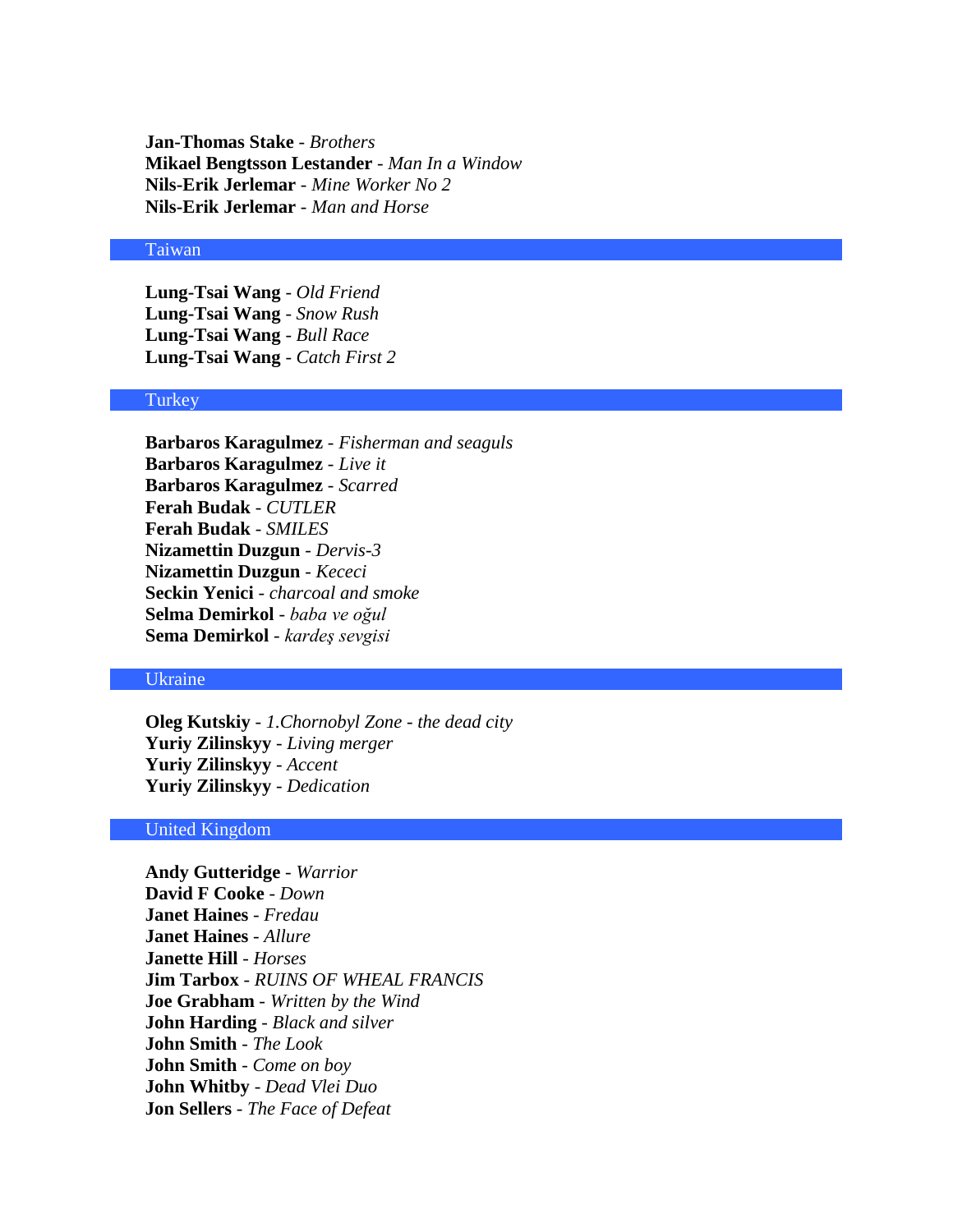**Jan-Thomas Stake** - *Brothers*
**Mikael Bengtsson Lestander** - *Man In a Window*
**Nils-Erik Jerlemar** - *Mine Worker No 2*
**Nils-Erik Jerlemar** - *Man and Horse*

## Taiwan

**Lung-Tsai Wang** - *Old Friend*
**Lung-Tsai Wang** - *Snow Rush*
**Lung-Tsai Wang** - *Bull Race*
**Lung-Tsai Wang** - *Catch First 2*

## Turkey

**Barbaros Karagulmez** - *Fisherman and seaguls*
**Barbaros Karagulmez** - *Live it*
**Barbaros Karagulmez** - *Scarred*
**Ferah Budak** - *CUTLER*
**Ferah Budak** - *SMILES*
**Nizamettin Duzgun** - *Dervis-3*
**Nizamettin Duzgun** - *Kececi*
**Seckin Yenici** - *charcoal and smoke*
**Selma Demirkol** - *baba ve oğul*
**Sema Demirkol** - *kardeş sevgisi*

## Ukraine

**Oleg Kutskiy** - *1.Chornobyl Zone - the dead city*
**Yuriy Zilinskyy** - *Living merger*
**Yuriy Zilinskyy** - *Accent*
**Yuriy Zilinskyy** - *Dedication*

## United Kingdom

**Andy Gutteridge** - *Warrior*
**David F Cooke** - *Down*
**Janet Haines** - *Fredau*
**Janet Haines** - *Allure*
**Janette Hill** - *Horses*
**Jim Tarbox** - *RUINS OF WHEAL FRANCIS*
**Joe Grabham** - *Written by the Wind*
**John Harding** - *Black and silver*
**John Smith** - *The Look*
**John Smith** - *Come on boy*
**John Whitby** - *Dead Vlei Duo*
**Jon Sellers** - *The Face of Defeat*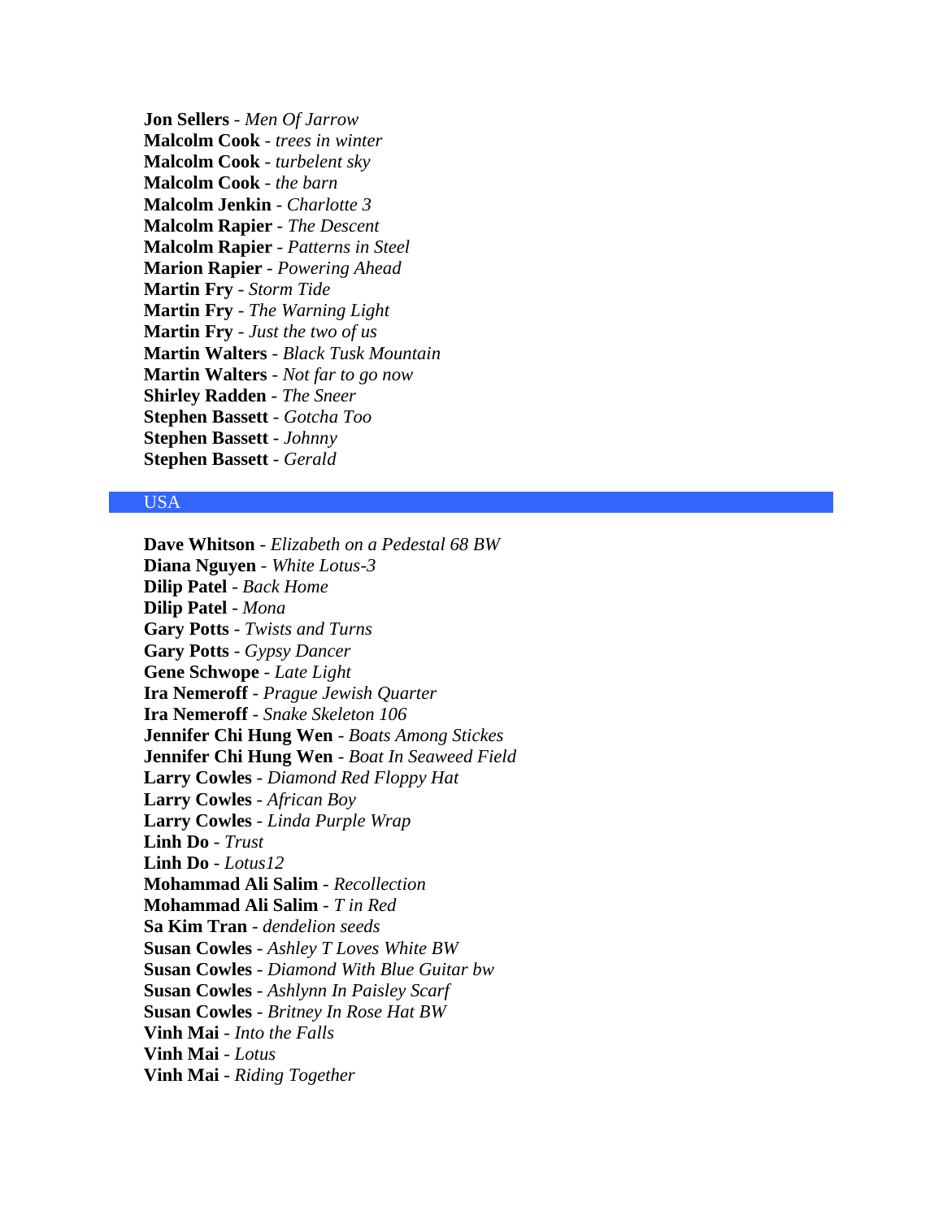**Jon Sellers** - *Men Of Jarrow*
**Malcolm Cook** - *trees in winter*
**Malcolm Cook** - *turbelent sky*
**Malcolm Cook** - *the barn*
**Malcolm Jenkin** - *Charlotte 3*
**Malcolm Rapier** - *The Descent*
**Malcolm Rapier** - *Patterns in Steel*
**Marion Rapier** - *Powering Ahead*
**Martin Fry** - *Storm Tide*
**Martin Fry** - *The Warning Light*
**Martin Fry** - *Just the two of us*
**Martin Walters** - *Black Tusk Mountain*
**Martin Walters** - *Not far to go now*
**Shirley Radden** - *The Sneer*
**Stephen Bassett** - *Gotcha Too*
**Stephen Bassett** - *Johnny*
**Stephen Bassett** - *Gerald*

## USA

**Dave Whitson** - *Elizabeth on a Pedestal 68 BW*
**Diana Nguyen** - *White Lotus-3*
**Dilip Patel** - *Back Home*
**Dilip Patel** - *Mona*
**Gary Potts** - *Twists and Turns*
**Gary Potts** - *Gypsy Dancer*
**Gene Schwope** - *Late Light*
**Ira Nemeroff** - *Prague Jewish Quarter*
**Ira Nemeroff** - *Snake Skeleton 106*
**Jennifer Chi Hung Wen** - *Boats Among Stickes*
**Jennifer Chi Hung Wen** - *Boat In Seaweed Field*
**Larry Cowles** - *Diamond Red Floppy Hat*
**Larry Cowles** - *African Boy*
**Larry Cowles** - *Linda Purple Wrap*
**Linh Do** - *Trust*
**Linh Do** - *Lotus12*
**Mohammad Ali Salim** - *Recollection*
**Mohammad Ali Salim** - *T in Red*
**Sa Kim Tran** - *dendelion seeds*
**Susan Cowles** - *Ashley T Loves White BW*
**Susan Cowles** - *Diamond With Blue Guitar bw*
**Susan Cowles** - *Ashlynn In Paisley Scarf*
**Susan Cowles** - *Britney In Rose Hat BW*
**Vinh Mai** - *Into the Falls*
**Vinh Mai** - *Lotus*
**Vinh Mai** - *Riding Together*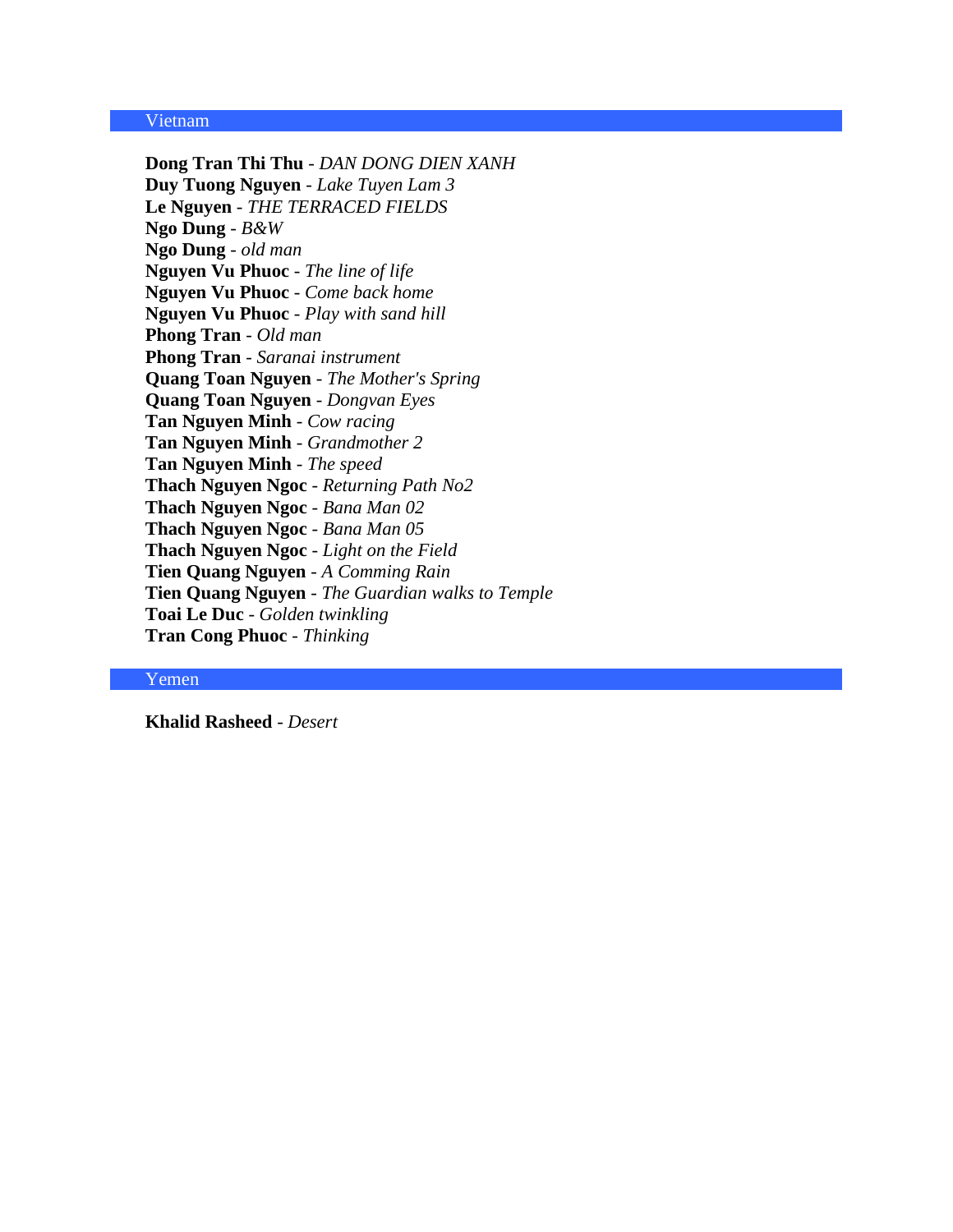## Vietnam

**Dong Tran Thi Thu** - *DAN DONG DIEN XANH*
**Duy Tuong Nguyen** - *Lake Tuyen Lam 3*
**Le Nguyen** - *THE TERRACED FIELDS*
**Ngo Dung** - *B&W*
**Ngo Dung** - *old man*
**Nguyen Vu Phuoc** - *The line of life*
**Nguyen Vu Phuoc** - *Come back home*
**Nguyen Vu Phuoc** - *Play with sand hill*
**Phong Tran** - *Old man*
**Phong Tran** - *Saranai instrument*
**Quang Toan Nguyen** - *The Mother's Spring*
**Quang Toan Nguyen** - *Dongvan Eyes*
**Tan Nguyen Minh** - *Cow racing*
**Tan Nguyen Minh** - *Grandmother 2*
**Tan Nguyen Minh** - *The speed*
**Thach Nguyen Ngoc** - *Returning Path No2*
**Thach Nguyen Ngoc** - *Bana Man 02*
**Thach Nguyen Ngoc** - *Bana Man 05*
**Thach Nguyen Ngoc** - *Light on the Field*
**Tien Quang Nguyen** - *A Comming Rain*
**Tien Quang Nguyen** - *The Guardian walks to Temple*
**Toai Le Duc** - *Golden twinkling*
**Tran Cong Phuoc** - *Thinking*

## Yemen

**Khalid Rasheed** - *Desert*